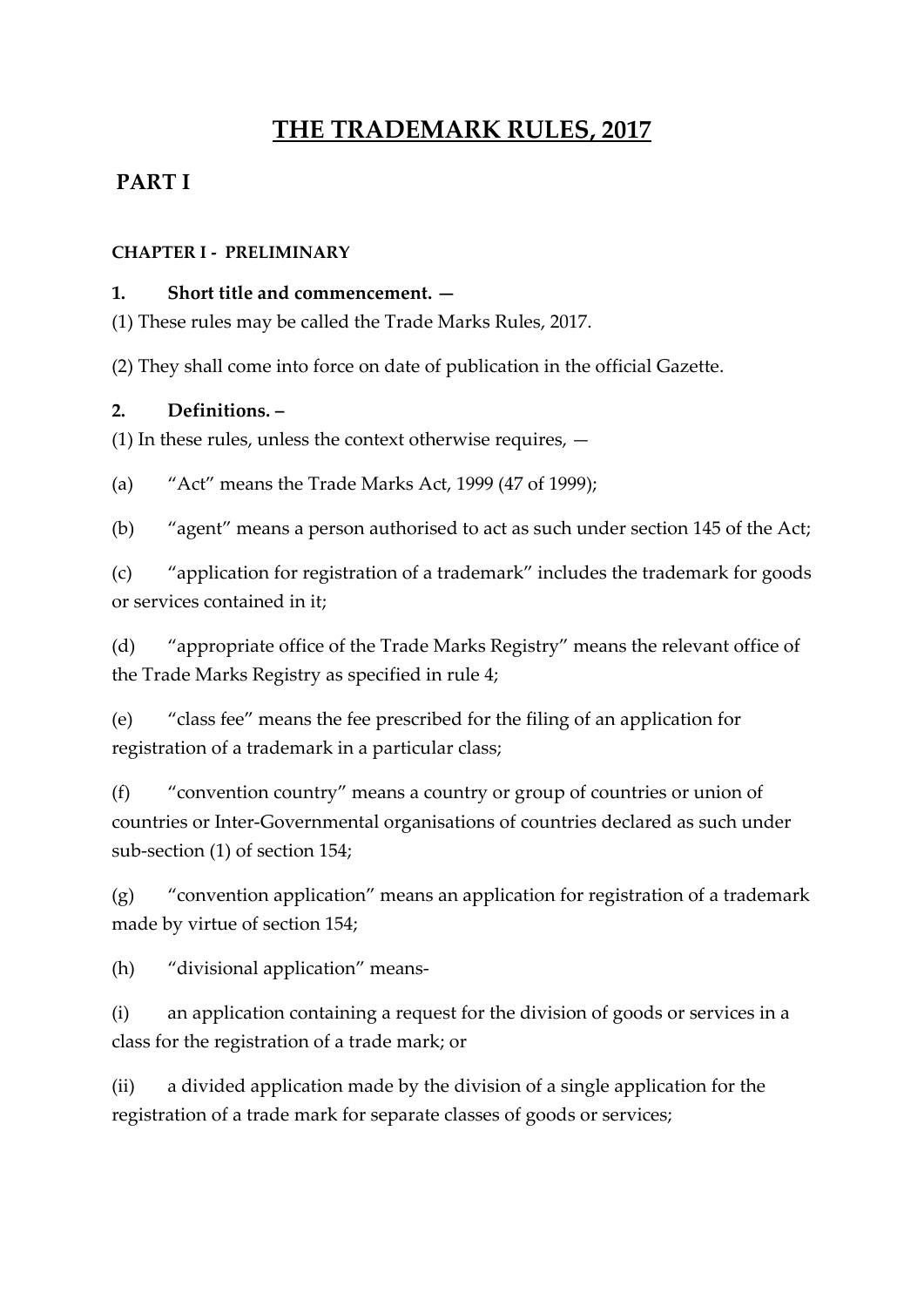# THE TRADEMARK RULES, 2017

## PART I

#### CHAPTER I - PRELIMINARY

**1. Short title and commencement. —**

(1) These rules may be called the Trade Marks Rules, 2017.

(2) They shall come into force on date of publication in the official Gazette.

**2. Definitions. –**

(1) In these rules, unless the context otherwise requires, —

(a) "Act" means the Trade Marks Act, 1999 (47 of 1999);

(b) "agent" means a person authorised to act as such under section 145 of the Act;

(c) "application for registration of a trademark" includes the trademark for goods or services contained in it;

(d) "appropriate office of the Trade Marks Registry" means the relevant office of the Trade Marks Registry as specified in rule 4;

(e) "class fee" means the fee prescribed for the filing of an application for registration of a trademark in a particular class;

(f) "convention country" means a country or group of countries or union of countries or Inter-Governmental organisations of countries declared as such under sub-section (1) of section 154;

(g) "convention application" means an application for registration of a trademark made by virtue of section 154;

(h) "divisional application" means-

(i) an application containing a request for the division of goods or services in a class for the registration of a trade mark; or

(ii) a divided application made by the division of a single application for the registration of a trade mark for separate classes of goods or services;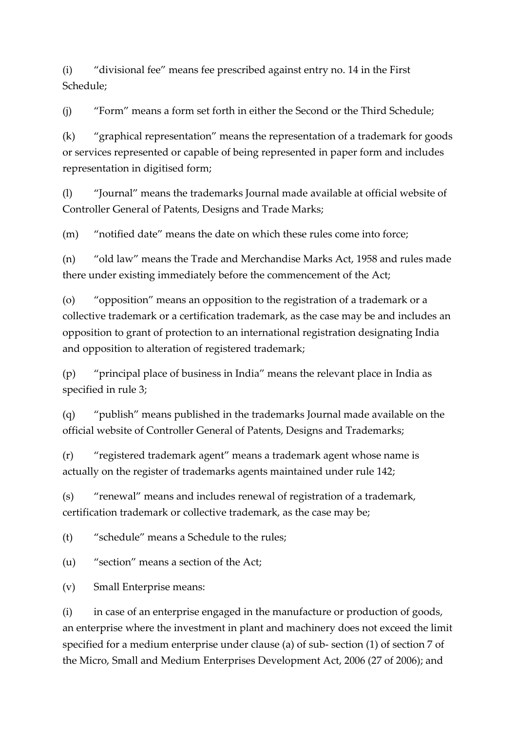(i) “divisional fee” means fee prescribed against entry no. 14 in the First Schedule;

(j) “Form” means a form set forth in either the Second or the Third Schedule;

(k) “graphical representation” means the representation of a trademark for goods or services represented or capable of being represented in paper form and includes representation in digitised form;

(l) “Journal” means the trademarks Journal made available at official website of Controller General of Patents, Designs and Trade Marks;

(m) “notified date” means the date on which these rules come into force;

(n) “old law” means the Trade and Merchandise Marks Act, 1958 and rules made there under existing immediately before the commencement of the Act;

(o) “opposition” means an opposition to the registration of a trademark or a collective trademark or a certification trademark, as the case may be and includes an opposition to grant of protection to an international registration designating India and opposition to alteration of registered trademark;

(p) “principal place of business in India” means the relevant place in India as specified in rule 3;

(q) “publish” means published in the trademarks Journal made available on the official website of Controller General of Patents, Designs and Trademarks;

(r) “registered trademark agent” means a trademark agent whose name is actually on the register of trademarks agents maintained under rule 142;

(s) “renewal” means and includes renewal of registration of a trademark, certification trademark or collective trademark, as the case may be;

(t) “schedule” means a Schedule to the rules;

(u) “section” means a section of the Act;

(v) Small Enterprise means:

(i) in case of an enterprise engaged in the manufacture or production of goods, an enterprise where the investment in plant and machinery does not exceed the limit specified for a medium enterprise under clause (a) of sub- section (1) of section 7 of the Micro, Small and Medium Enterprises Development Act, 2006 (27 of 2006); and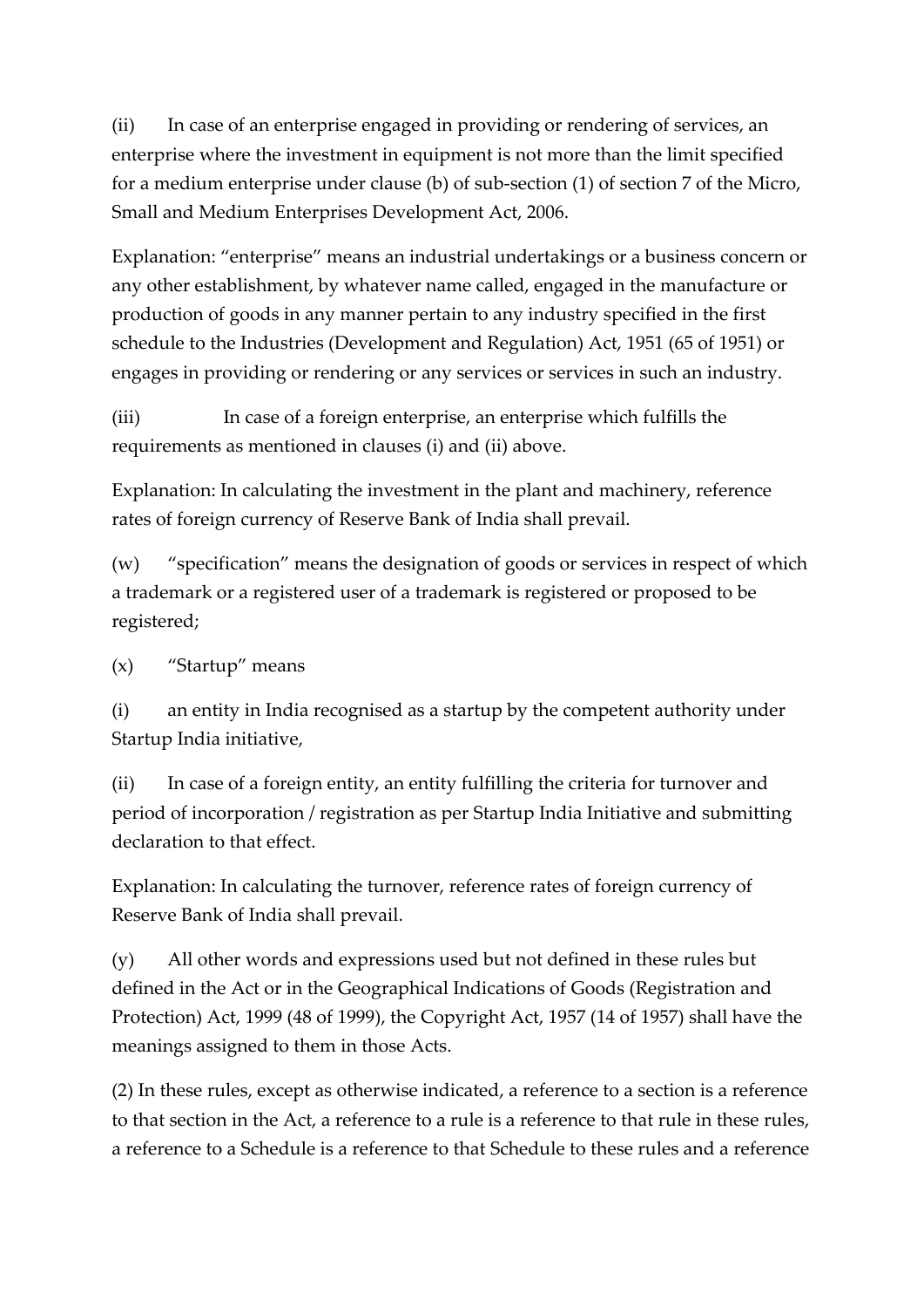(ii) In case of an enterprise engaged in providing or rendering of services, an enterprise where the investment in equipment is not more than the limit specified for a medium enterprise under clause (b) of sub-section (1) of section 7 of the Micro, Small and Medium Enterprises Development Act, 2006.

Explanation: "enterprise" means an industrial undertakings or a business concern or any other establishment, by whatever name called, engaged in the manufacture or production of goods in any manner pertain to any industry specified in the first schedule to the Industries (Development and Regulation) Act, 1951 (65 of 1951) or engages in providing or rendering or any services or services in such an industry.

(iii) In case of a foreign enterprise, an enterprise which fulfills the requirements as mentioned in clauses (i) and (ii) above.

Explanation: In calculating the investment in the plant and machinery, reference rates of foreign currency of Reserve Bank of India shall prevail.

(w) "specification" means the designation of goods or services in respect of which a trademark or a registered user of a trademark is registered or proposed to be registered;

(x) "Startup" means

(i) an entity in India recognised as a startup by the competent authority under Startup India initiative,

(ii) In case of a foreign entity, an entity fulfilling the criteria for turnover and period of incorporation / registration as per Startup India Initiative and submitting declaration to that effect.

Explanation: In calculating the turnover, reference rates of foreign currency of Reserve Bank of India shall prevail.

(y) All other words and expressions used but not defined in these rules but defined in the Act or in the Geographical Indications of Goods (Registration and Protection) Act, 1999 (48 of 1999), the Copyright Act, 1957 (14 of 1957) shall have the meanings assigned to them in those Acts.

(2) In these rules, except as otherwise indicated, a reference to a section is a reference to that section in the Act, a reference to a rule is a reference to that rule in these rules, a reference to a Schedule is a reference to that Schedule to these rules and a reference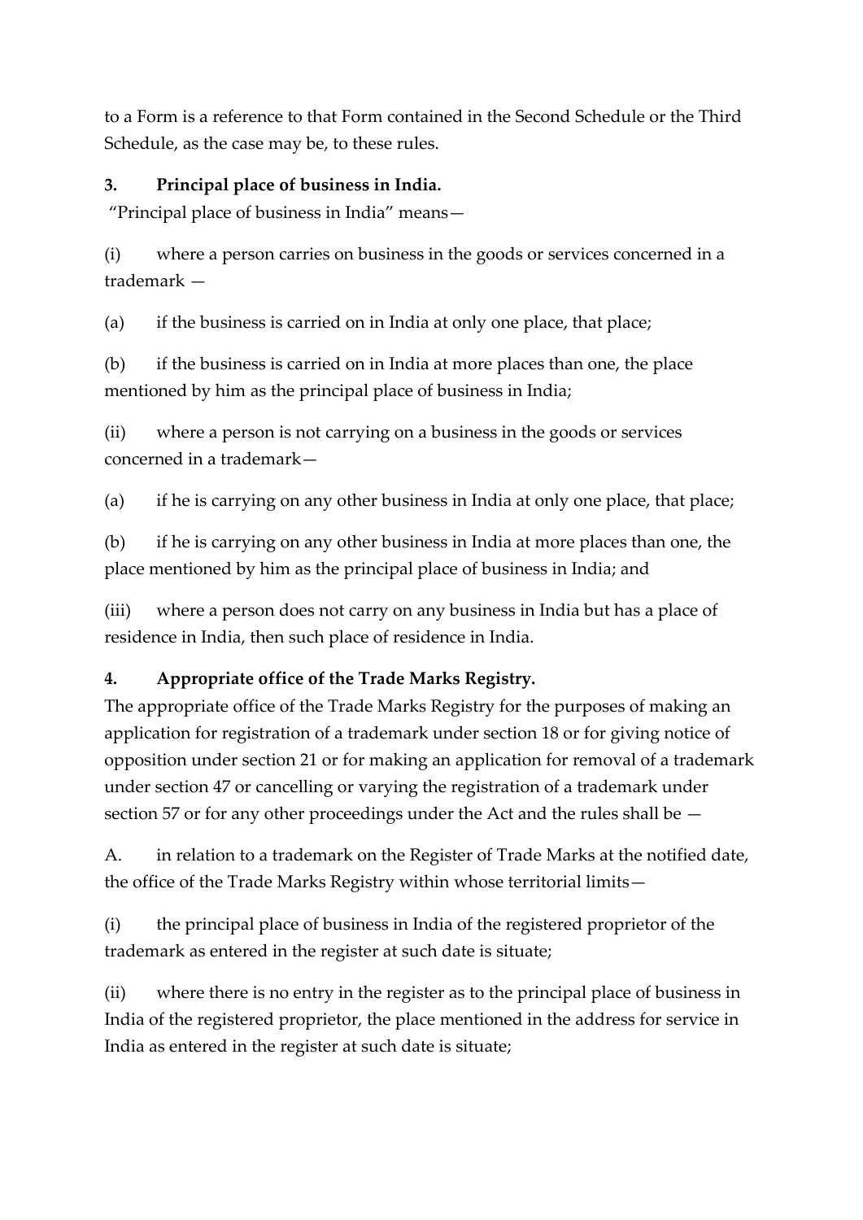to a Form is a reference to that Form contained in the Second Schedule or the Third Schedule, as the case may be, to these rules.

### 3. Principal place of business in India.

"Principal place of business in India" means—

(i) where a person carries on business in the goods or services concerned in a trademark —

(a) if the business is carried on in India at only one place, that place;

(b) if the business is carried on in India at more places than one, the place mentioned by him as the principal place of business in India;

(ii) where a person is not carrying on a business in the goods or services concerned in a trademark—

(a) if he is carrying on any other business in India at only one place, that place;

(b) if he is carrying on any other business in India at more places than one, the place mentioned by him as the principal place of business in India; and

(iii) where a person does not carry on any business in India but has a place of residence in India, then such place of residence in India.

### 4. Appropriate office of the Trade Marks Registry.

The appropriate office of the Trade Marks Registry for the purposes of making an application for registration of a trademark under section 18 or for giving notice of opposition under section 21 or for making an application for removal of a trademark under section 47 or cancelling or varying the registration of a trademark under section 57 or for any other proceedings under the Act and the rules shall be —

A. in relation to a trademark on the Register of Trade Marks at the notified date, the office of the Trade Marks Registry within whose territorial limits—

(i) the principal place of business in India of the registered proprietor of the trademark as entered in the register at such date is situate;

(ii) where there is no entry in the register as to the principal place of business in India of the registered proprietor, the place mentioned in the address for service in India as entered in the register at such date is situate;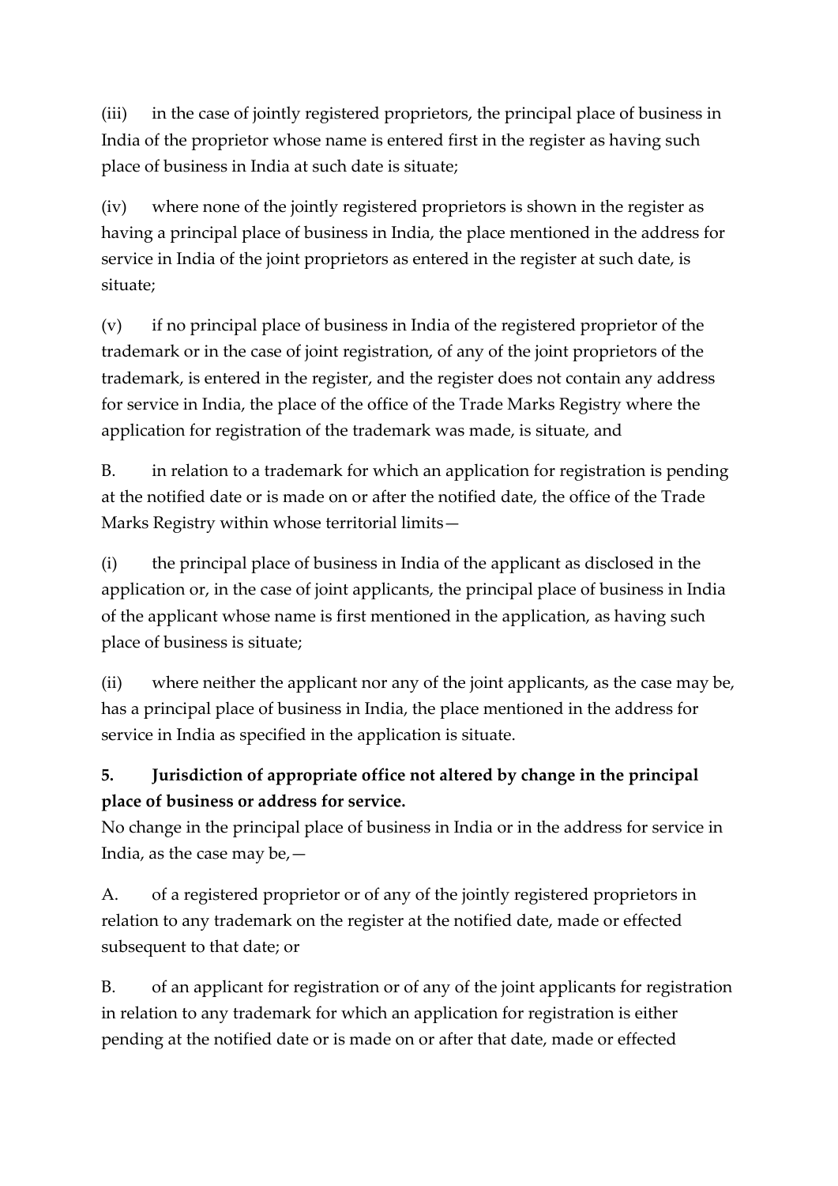(iii) in the case of jointly registered proprietors, the principal place of business in India of the proprietor whose name is entered first in the register as having such place of business in India at such date is situate;

(iv) where none of the jointly registered proprietors is shown in the register as having a principal place of business in India, the place mentioned in the address for service in India of the joint proprietors as entered in the register at such date, is situate;

(v) if no principal place of business in India of the registered proprietor of the trademark or in the case of joint registration, of any of the joint proprietors of the trademark, is entered in the register, and the register does not contain any address for service in India, the place of the office of the Trade Marks Registry where the application for registration of the trademark was made, is situate, and

B. in relation to a trademark for which an application for registration is pending at the notified date or is made on or after the notified date, the office of the Trade Marks Registry within whose territorial limits—

(i) the principal place of business in India of the applicant as disclosed in the application or, in the case of joint applicants, the principal place of business in India of the applicant whose name is first mentioned in the application, as having such place of business is situate;

(ii) where neither the applicant nor any of the joint applicants, as the case may be, has a principal place of business in India, the place mentioned in the address for service in India as specified in the application is situate.

**5. Jurisdiction of appropriate office not altered by change in the principal place of business or address for service.**

No change in the principal place of business in India or in the address for service in India, as the case may be,—

A. of a registered proprietor or of any of the jointly registered proprietors in relation to any trademark on the register at the notified date, made or effected subsequent to that date; or

B. of an applicant for registration or of any of the joint applicants for registration in relation to any trademark for which an application for registration is either pending at the notified date or is made on or after that date, made or effected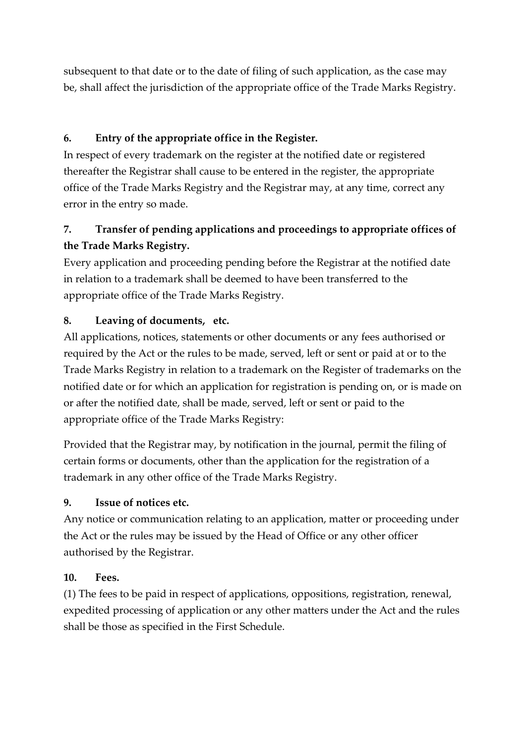subsequent to that date or to the date of filing of such application, as the case may be, shall affect the jurisdiction of the appropriate office of the Trade Marks Registry.

**6. Entry of the appropriate office in the Register.**

In respect of every trademark on the register at the notified date or registered thereafter the Registrar shall cause to be entered in the register, the appropriate office of the Trade Marks Registry and the Registrar may, at any time, correct any error in the entry so made.

**7. Transfer of pending applications and proceedings to appropriate offices of the Trade Marks Registry.**

Every application and proceeding pending before the Registrar at the notified date in relation to a trademark shall be deemed to have been transferred to the appropriate office of the Trade Marks Registry.

**8. Leaving of documents, etc.**

All applications, notices, statements or other documents or any fees authorised or required by the Act or the rules to be made, served, left or sent or paid at or to the Trade Marks Registry in relation to a trademark on the Register of trademarks on the notified date or for which an application for registration is pending on, or is made on or after the notified date, shall be made, served, left or sent or paid to the appropriate office of the Trade Marks Registry:

Provided that the Registrar may, by notification in the journal, permit the filing of certain forms or documents, other than the application for the registration of a trademark in any other office of the Trade Marks Registry.

**9. Issue of notices etc.**

Any notice or communication relating to an application, matter or proceeding under the Act or the rules may be issued by the Head of Office or any other officer authorised by the Registrar.

**10. Fees.**

(1) The fees to be paid in respect of applications, oppositions, registration, renewal, expedited processing of application or any other matters under the Act and the rules shall be those as specified in the First Schedule.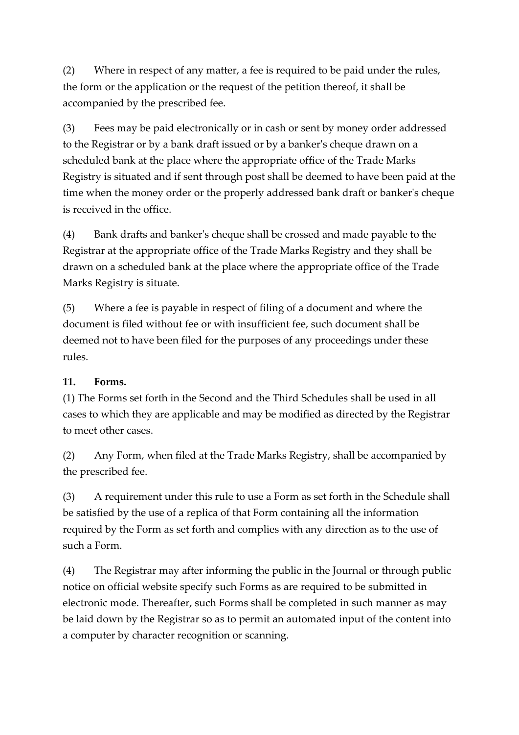(2) Where in respect of any matter, a fee is required to be paid under the rules, the form or the application or the request of the petition thereof, it shall be accompanied by the prescribed fee.

(3) Fees may be paid electronically or in cash or sent by money order addressed to the Registrar or by a bank draft issued or by a banker's cheque drawn on a scheduled bank at the place where the appropriate office of the Trade Marks Registry is situated and if sent through post shall be deemed to have been paid at the time when the money order or the properly addressed bank draft or banker's cheque is received in the office.

(4) Bank drafts and banker's cheque shall be crossed and made payable to the Registrar at the appropriate office of the Trade Marks Registry and they shall be drawn on a scheduled bank at the place where the appropriate office of the Trade Marks Registry is situate.

(5) Where a fee is payable in respect of filing of a document and where the document is filed without fee or with insufficient fee, such document shall be deemed not to have been filed for the purposes of any proceedings under these rules.

**11. Forms.**

(1) The Forms set forth in the Second and the Third Schedules shall be used in all cases to which they are applicable and may be modified as directed by the Registrar to meet other cases.

(2) Any Form, when filed at the Trade Marks Registry, shall be accompanied by the prescribed fee.

(3) A requirement under this rule to use a Form as set forth in the Schedule shall be satisfied by the use of a replica of that Form containing all the information required by the Form as set forth and complies with any direction as to the use of such a Form.

(4) The Registrar may after informing the public in the Journal or through public notice on official website specify such Forms as are required to be submitted in electronic mode. Thereafter, such Forms shall be completed in such manner as may be laid down by the Registrar so as to permit an automated input of the content into a computer by character recognition or scanning.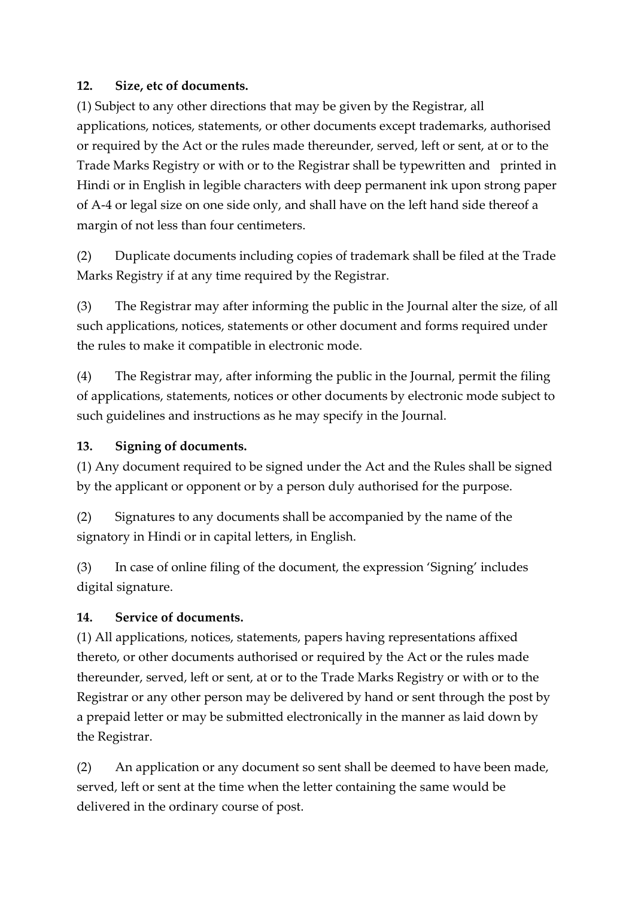**12. Size, etc of documents.**

(1) Subject to any other directions that may be given by the Registrar, all applications, notices, statements, or other documents except trademarks, authorised or required by the Act or the rules made thereunder, served, left or sent, at or to the Trade Marks Registry or with or to the Registrar shall be typewritten and printed in Hindi or in English in legible characters with deep permanent ink upon strong paper of A-4 or legal size on one side only, and shall have on the left hand side thereof a margin of not less than four centimeters.

(2) Duplicate documents including copies of trademark shall be filed at the Trade Marks Registry if at any time required by the Registrar.

(3) The Registrar may after informing the public in the Journal alter the size, of all such applications, notices, statements or other document and forms required under the rules to make it compatible in electronic mode.

(4) The Registrar may, after informing the public in the Journal, permit the filing of applications, statements, notices or other documents by electronic mode subject to such guidelines and instructions as he may specify in the Journal.

**13. Signing of documents.**

(1) Any document required to be signed under the Act and the Rules shall be signed by the applicant or opponent or by a person duly authorised for the purpose.

(2) Signatures to any documents shall be accompanied by the name of the signatory in Hindi or in capital letters, in English.

(3) In case of online filing of the document, the expression 'Signing' includes digital signature.

**14. Service of documents.**

(1) All applications, notices, statements, papers having representations affixed thereto, or other documents authorised or required by the Act or the rules made thereunder, served, left or sent, at or to the Trade Marks Registry or with or to the Registrar or any other person may be delivered by hand or sent through the post by a prepaid letter or may be submitted electronically in the manner as laid down by the Registrar.

(2) An application or any document so sent shall be deemed to have been made, served, left or sent at the time when the letter containing the same would be delivered in the ordinary course of post.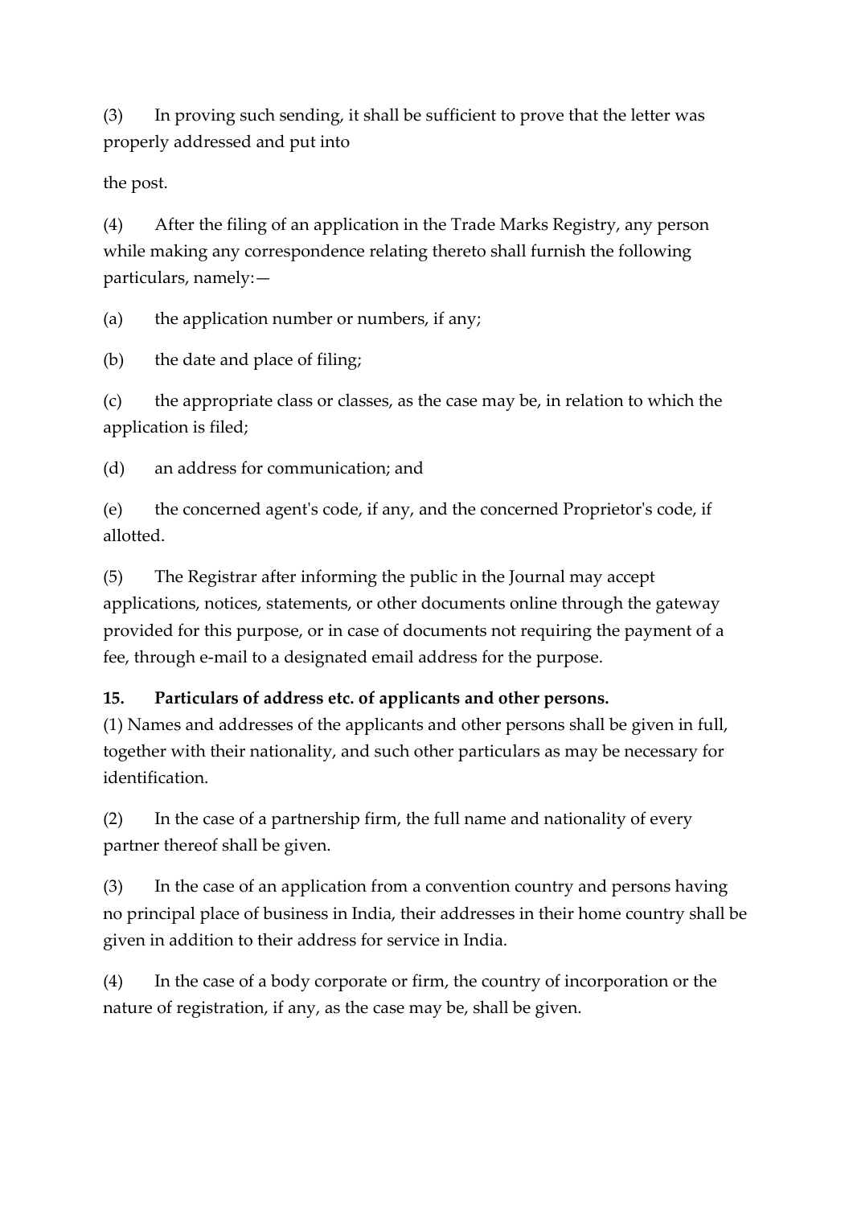(3) In proving such sending, it shall be sufficient to prove that the letter was properly addressed and put into

the post.

(4) After the filing of an application in the Trade Marks Registry, any person while making any correspondence relating thereto shall furnish the following particulars, namely:—

(a) the application number or numbers, if any;

(b) the date and place of filing;

(c) the appropriate class or classes, as the case may be, in relation to which the application is filed;

(d) an address for communication; and

(e) the concerned agent's code, if any, and the concerned Proprietor's code, if allotted.

(5) The Registrar after informing the public in the Journal may accept applications, notices, statements, or other documents online through the gateway provided for this purpose, or in case of documents not requiring the payment of a fee, through e-mail to a designated email address for the purpose.

**15. Particulars of address etc. of applicants and other persons.**

(1) Names and addresses of the applicants and other persons shall be given in full, together with their nationality, and such other particulars as may be necessary for identification.

(2) In the case of a partnership firm, the full name and nationality of every partner thereof shall be given.

(3) In the case of an application from a convention country and persons having no principal place of business in India, their addresses in their home country shall be given in addition to their address for service in India.

(4) In the case of a body corporate or firm, the country of incorporation or the nature of registration, if any, as the case may be, shall be given.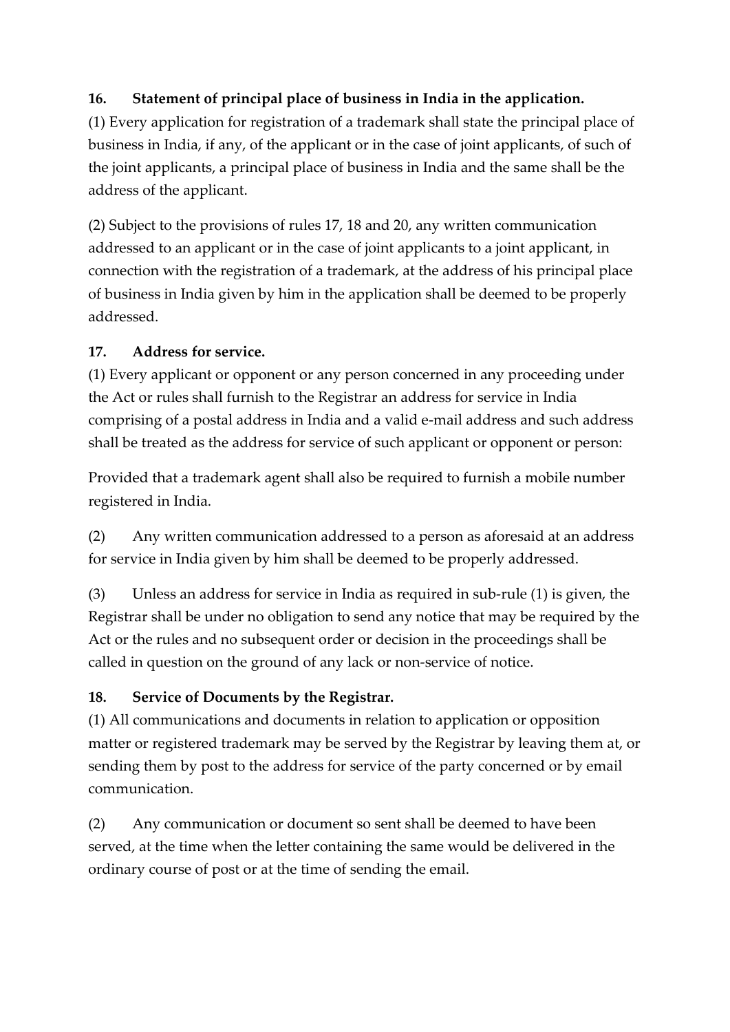**16. Statement of principal place of business in India in the application.**

(1) Every application for registration of a trademark shall state the principal place of business in India, if any, of the applicant or in the case of joint applicants, of such of the joint applicants, a principal place of business in India and the same shall be the address of the applicant.

(2) Subject to the provisions of rules 17, 18 and 20, any written communication addressed to an applicant or in the case of joint applicants to a joint applicant, in connection with the registration of a trademark, at the address of his principal place of business in India given by him in the application shall be deemed to be properly addressed.

**17. Address for service.**

(1) Every applicant or opponent or any person concerned in any proceeding under the Act or rules shall furnish to the Registrar an address for service in India comprising of a postal address in India and a valid e-mail address and such address shall be treated as the address for service of such applicant or opponent or person:

Provided that a trademark agent shall also be required to furnish a mobile number registered in India.

(2) Any written communication addressed to a person as aforesaid at an address for service in India given by him shall be deemed to be properly addressed.

(3) Unless an address for service in India as required in sub-rule (1) is given, the Registrar shall be under no obligation to send any notice that may be required by the Act or the rules and no subsequent order or decision in the proceedings shall be called in question on the ground of any lack or non-service of notice.

**18. Service of Documents by the Registrar.**

(1) All communications and documents in relation to application or opposition matter or registered trademark may be served by the Registrar by leaving them at, or sending them by post to the address for service of the party concerned or by email communication.

(2) Any communication or document so sent shall be deemed to have been served, at the time when the letter containing the same would be delivered in the ordinary course of post or at the time of sending the email.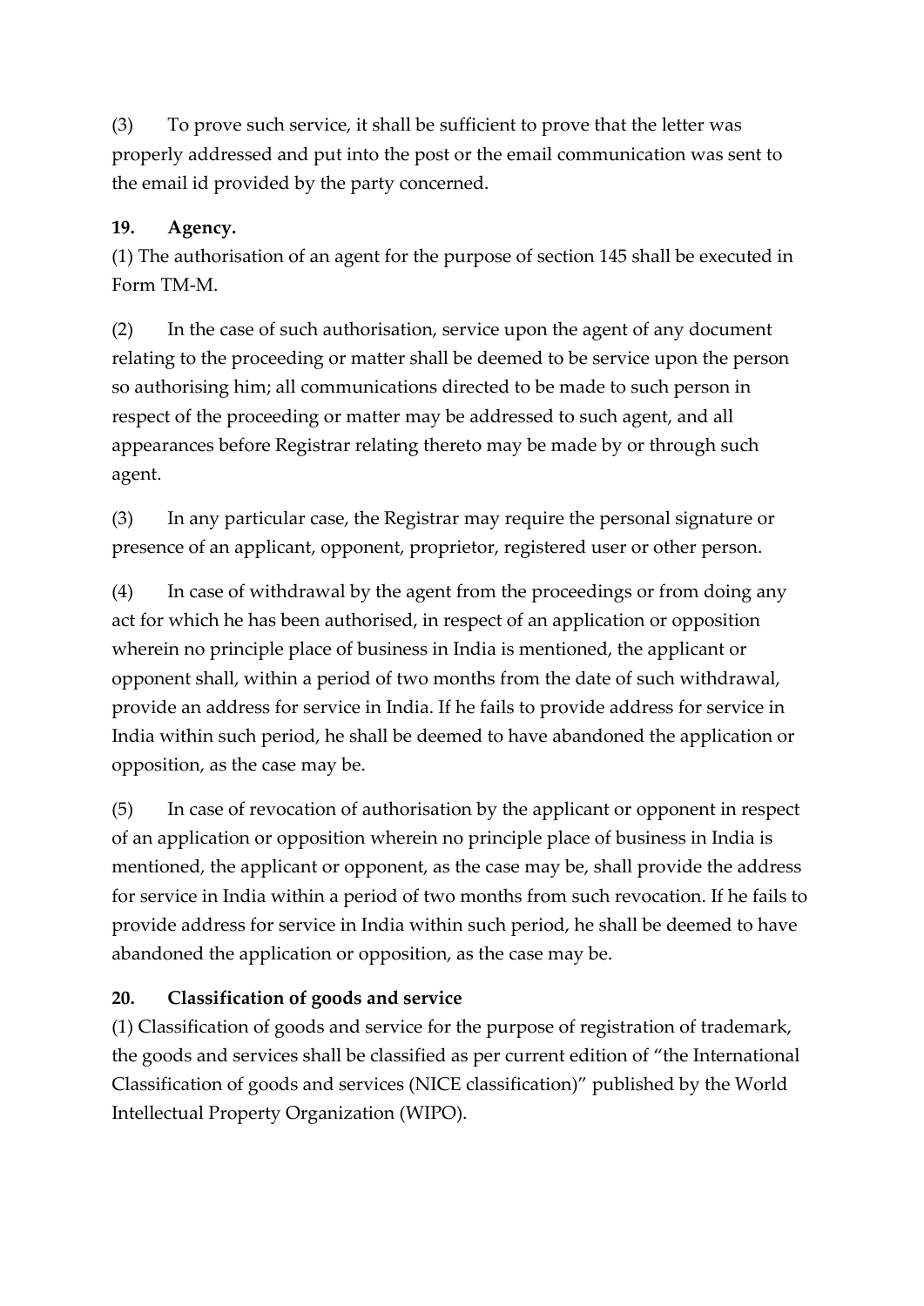(3) To prove such service, it shall be sufficient to prove that the letter was properly addressed and put into the post or the email communication was sent to the email id provided by the party concerned.

**19. Agency.**

(1) The authorisation of an agent for the purpose of section 145 shall be executed in Form TM-M.

(2) In the case of such authorisation, service upon the agent of any document relating to the proceeding or matter shall be deemed to be service upon the person so authorising him; all communications directed to be made to such person in respect of the proceeding or matter may be addressed to such agent, and all appearances before Registrar relating thereto may be made by or through such agent.

(3) In any particular case, the Registrar may require the personal signature or presence of an applicant, opponent, proprietor, registered user or other person.

(4) In case of withdrawal by the agent from the proceedings or from doing any act for which he has been authorised, in respect of an application or opposition wherein no principle place of business in India is mentioned, the applicant or opponent shall, within a period of two months from the date of such withdrawal, provide an address for service in India. If he fails to provide address for service in India within such period, he shall be deemed to have abandoned the application or opposition, as the case may be.

(5) In case of revocation of authorisation by the applicant or opponent in respect of an application or opposition wherein no principle place of business in India is mentioned, the applicant or opponent, as the case may be, shall provide the address for service in India within a period of two months from such revocation. If he fails to provide address for service in India within such period, he shall be deemed to have abandoned the application or opposition, as the case may be.

**20. Classification of goods and service**

(1) Classification of goods and service for the purpose of registration of trademark, the goods and services shall be classified as per current edition of "the International Classification of goods and services (NICE classification)" published by the World Intellectual Property Organization (WIPO).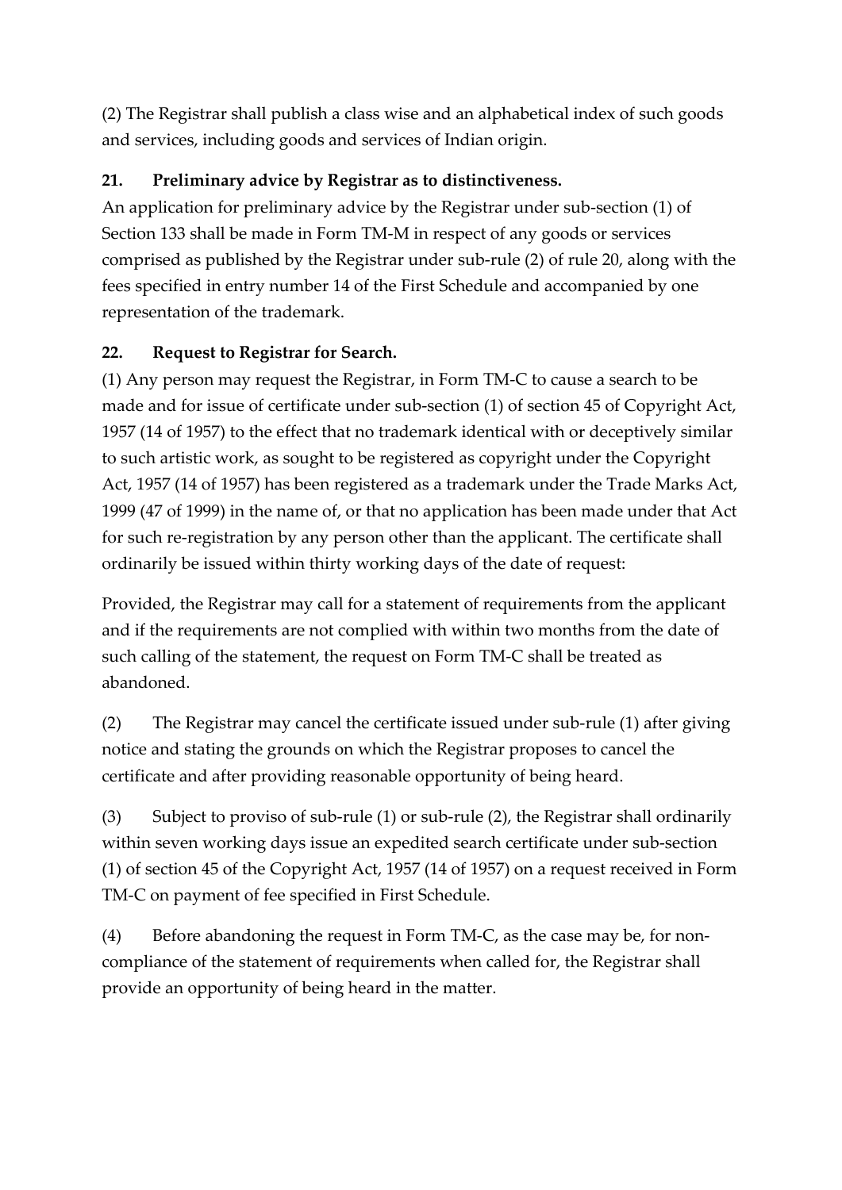(2) The Registrar shall publish a class wise and an alphabetical index of such goods and services, including goods and services of Indian origin.

**21. Preliminary advice by Registrar as to distinctiveness.**

An application for preliminary advice by the Registrar under sub-section (1) of Section 133 shall be made in Form TM-M in respect of any goods or services comprised as published by the Registrar under sub-rule (2) of rule 20, along with the fees specified in entry number 14 of the First Schedule and accompanied by one representation of the trademark.

**22. Request to Registrar for Search.**

(1) Any person may request the Registrar, in Form TM-C to cause a search to be made and for issue of certificate under sub-section (1) of section 45 of Copyright Act, 1957 (14 of 1957) to the effect that no trademark identical with or deceptively similar to such artistic work, as sought to be registered as copyright under the Copyright Act, 1957 (14 of 1957) has been registered as a trademark under the Trade Marks Act, 1999 (47 of 1999) in the name of, or that no application has been made under that Act for such re-registration by any person other than the applicant. The certificate shall ordinarily be issued within thirty working days of the date of request:

Provided, the Registrar may call for a statement of requirements from the applicant and if the requirements are not complied with within two months from the date of such calling of the statement, the request on Form TM-C shall be treated as abandoned.

(2) The Registrar may cancel the certificate issued under sub-rule (1) after giving notice and stating the grounds on which the Registrar proposes to cancel the certificate and after providing reasonable opportunity of being heard.

(3) Subject to proviso of sub-rule (1) or sub-rule (2), the Registrar shall ordinarily within seven working days issue an expedited search certificate under sub-section (1) of section 45 of the Copyright Act, 1957 (14 of 1957) on a request received in Form TM-C on payment of fee specified in First Schedule.

(4) Before abandoning the request in Form TM-C, as the case may be, for non-compliance of the statement of requirements when called for, the Registrar shall provide an opportunity of being heard in the matter.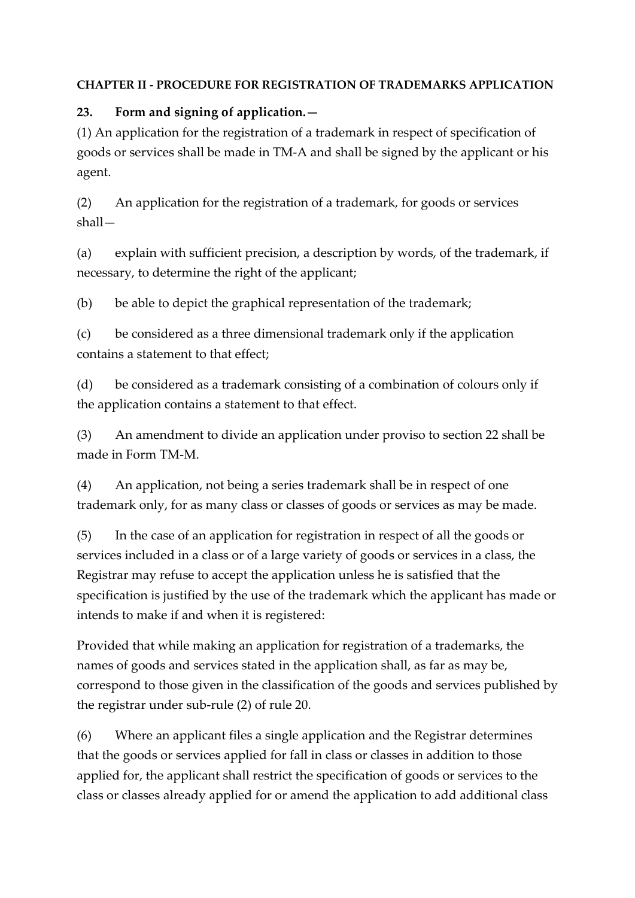**CHAPTER II - PROCEDURE FOR REGISTRATION OF TRADEMARKS APPLICATION**

**23. Form and signing of application.—**

(1) An application for the registration of a trademark in respect of specification of goods or services shall be made in TM-A and shall be signed by the applicant or his agent.

(2) An application for the registration of a trademark, for goods or services shall—

(a) explain with sufficient precision, a description by words, of the trademark, if necessary, to determine the right of the applicant;

(b) be able to depict the graphical representation of the trademark;

(c) be considered as a three dimensional trademark only if the application contains a statement to that effect;

(d) be considered as a trademark consisting of a combination of colours only if the application contains a statement to that effect.

(3) An amendment to divide an application under proviso to section 22 shall be made in Form TM-M.

(4) An application, not being a series trademark shall be in respect of one trademark only, for as many class or classes of goods or services as may be made.

(5) In the case of an application for registration in respect of all the goods or services included in a class or of a large variety of goods or services in a class, the Registrar may refuse to accept the application unless he is satisfied that the specification is justified by the use of the trademark which the applicant has made or intends to make if and when it is registered:

Provided that while making an application for registration of a trademarks, the names of goods and services stated in the application shall, as far as may be, correspond to those given in the classification of the goods and services published by the registrar under sub-rule (2) of rule 20.

(6) Where an applicant files a single application and the Registrar determines that the goods or services applied for fall in class or classes in addition to those applied for, the applicant shall restrict the specification of goods or services to the class or classes already applied for or amend the application to add additional class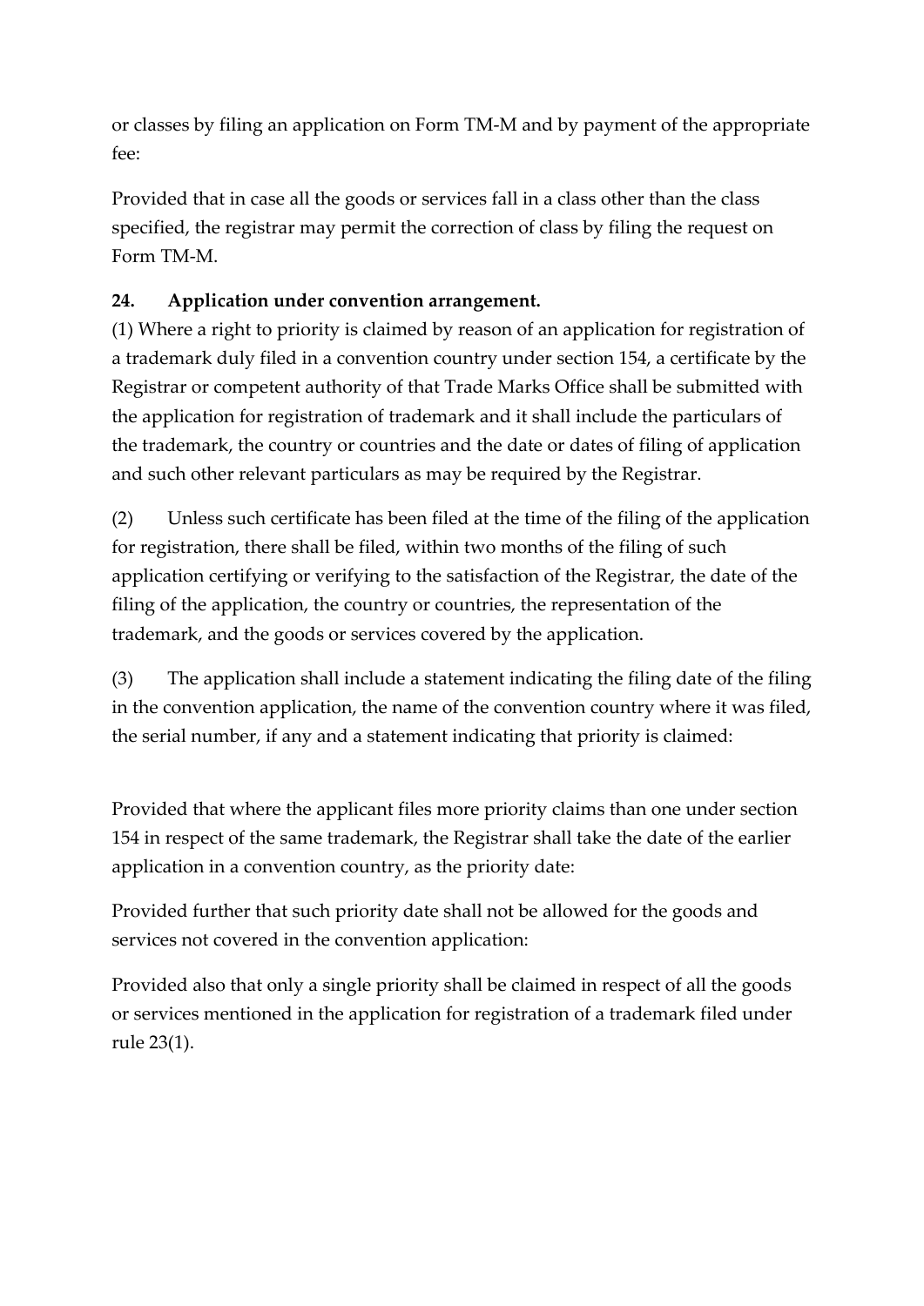or classes by filing an application on Form TM-M and by payment of the appropriate fee:

Provided that in case all the goods or services fall in a class other than the class specified, the registrar may permit the correction of class by filing the request on Form TM-M.

**24. Application under convention arrangement.**

(1) Where a right to priority is claimed by reason of an application for registration of a trademark duly filed in a convention country under section 154, a certificate by the Registrar or competent authority of that Trade Marks Office shall be submitted with the application for registration of trademark and it shall include the particulars of the trademark, the country or countries and the date or dates of filing of application and such other relevant particulars as may be required by the Registrar.

(2) Unless such certificate has been filed at the time of the filing of the application for registration, there shall be filed, within two months of the filing of such application certifying or verifying to the satisfaction of the Registrar, the date of the filing of the application, the country or countries, the representation of the trademark, and the goods or services covered by the application.

(3) The application shall include a statement indicating the filing date of the filing in the convention application, the name of the convention country where it was filed, the serial number, if any and a statement indicating that priority is claimed:

Provided that where the applicant files more priority claims than one under section 154 in respect of the same trademark, the Registrar shall take the date of the earlier application in a convention country, as the priority date:

Provided further that such priority date shall not be allowed for the goods and services not covered in the convention application:

Provided also that only a single priority shall be claimed in respect of all the goods or services mentioned in the application for registration of a trademark filed under rule 23(1).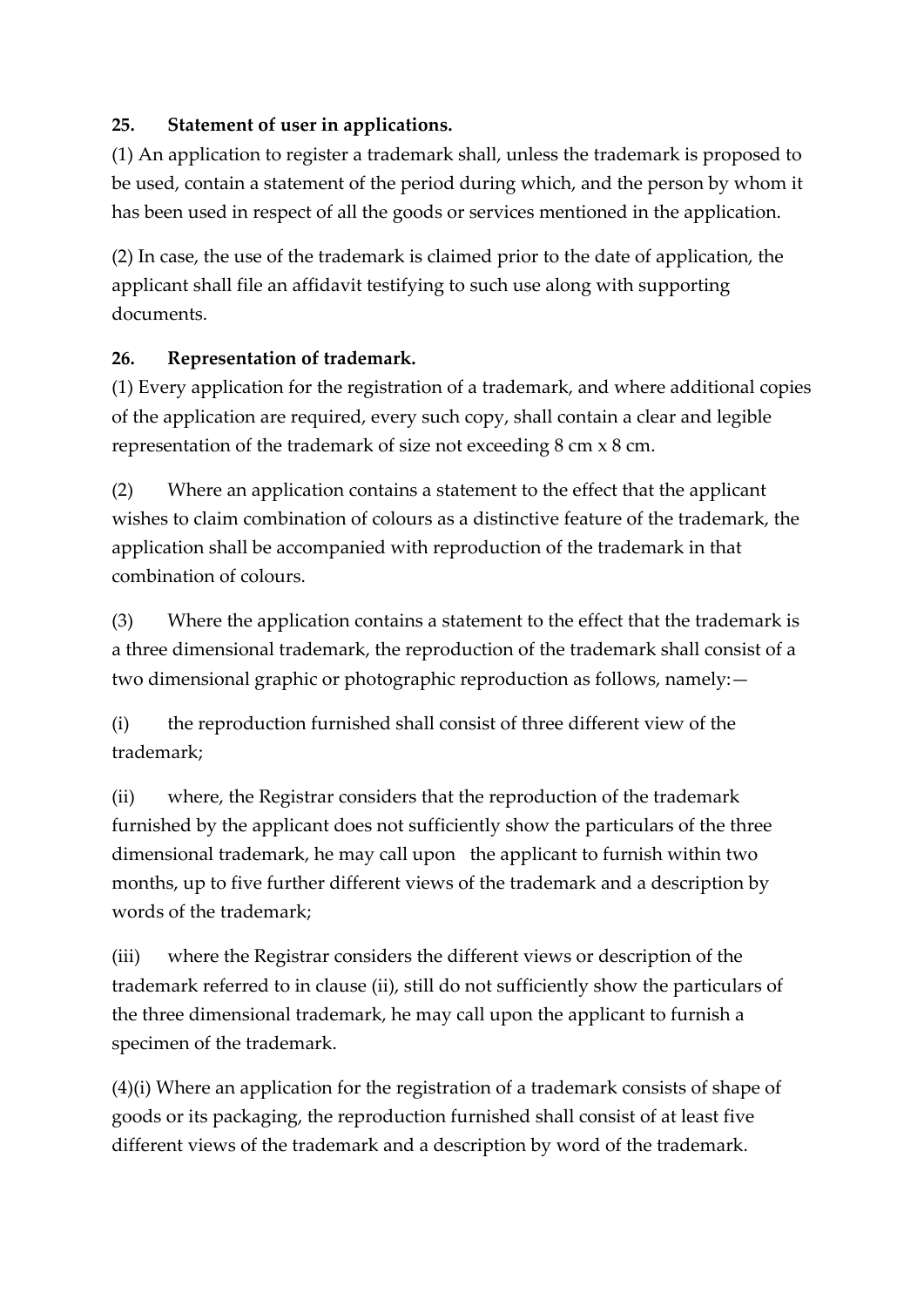**25. Statement of user in applications.**

(1) An application to register a trademark shall, unless the trademark is proposed to be used, contain a statement of the period during which, and the person by whom it has been used in respect of all the goods or services mentioned in the application.

(2) In case, the use of the trademark is claimed prior to the date of application, the applicant shall file an affidavit testifying to such use along with supporting documents.

**26. Representation of trademark.**

(1) Every application for the registration of a trademark, and where additional copies of the application are required, every such copy, shall contain a clear and legible representation of the trademark of size not exceeding 8 cm x 8 cm.

(2) Where an application contains a statement to the effect that the applicant wishes to claim combination of colours as a distinctive feature of the trademark, the application shall be accompanied with reproduction of the trademark in that combination of colours.

(3) Where the application contains a statement to the effect that the trademark is a three dimensional trademark, the reproduction of the trademark shall consist of a two dimensional graphic or photographic reproduction as follows, namely:—

(i) the reproduction furnished shall consist of three different view of the trademark;

(ii) where, the Registrar considers that the reproduction of the trademark furnished by the applicant does not sufficiently show the particulars of the three dimensional trademark, he may call upon the applicant to furnish within two months, up to five further different views of the trademark and a description by words of the trademark;

(iii) where the Registrar considers the different views or description of the trademark referred to in clause (ii), still do not sufficiently show the particulars of the three dimensional trademark, he may call upon the applicant to furnish a specimen of the trademark.

(4)(i) Where an application for the registration of a trademark consists of shape of goods or its packaging, the reproduction furnished shall consist of at least five different views of the trademark and a description by word of the trademark.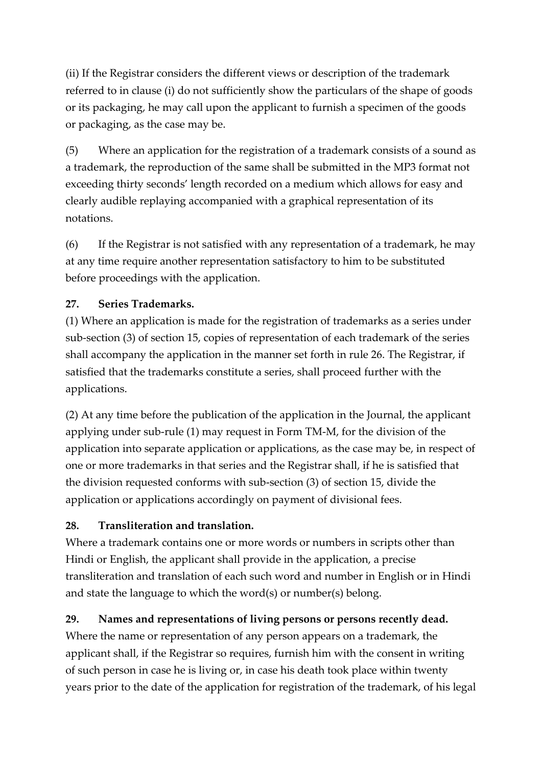(ii) If the Registrar considers the different views or description of the trademark referred to in clause (i) do not sufficiently show the particulars of the shape of goods or its packaging, he may call upon the applicant to furnish a specimen of the goods or packaging, as the case may be.

(5) Where an application for the registration of a trademark consists of a sound as a trademark, the reproduction of the same shall be submitted in the MP3 format not exceeding thirty seconds' length recorded on a medium which allows for easy and clearly audible replaying accompanied with a graphical representation of its notations.

(6) If the Registrar is not satisfied with any representation of a trademark, he may at any time require another representation satisfactory to him to be substituted before proceedings with the application.

**27. Series Trademarks.**

(1) Where an application is made for the registration of trademarks as a series under sub-section (3) of section 15, copies of representation of each trademark of the series shall accompany the application in the manner set forth in rule 26. The Registrar, if satisfied that the trademarks constitute a series, shall proceed further with the applications.

(2) At any time before the publication of the application in the Journal, the applicant applying under sub-rule (1) may request in Form TM-M, for the division of the application into separate application or applications, as the case may be, in respect of one or more trademarks in that series and the Registrar shall, if he is satisfied that the division requested conforms with sub-section (3) of section 15, divide the application or applications accordingly on payment of divisional fees.

**28. Transliteration and translation.**

Where a trademark contains one or more words or numbers in scripts other than Hindi or English, the applicant shall provide in the application, a precise transliteration and translation of each such word and number in English or in Hindi and state the language to which the word(s) or number(s) belong.

**29. Names and representations of living persons or persons recently dead.**

Where the name or representation of any person appears on a trademark, the applicant shall, if the Registrar so requires, furnish him with the consent in writing of such person in case he is living or, in case his death took place within twenty years prior to the date of the application for registration of the trademark, of his legal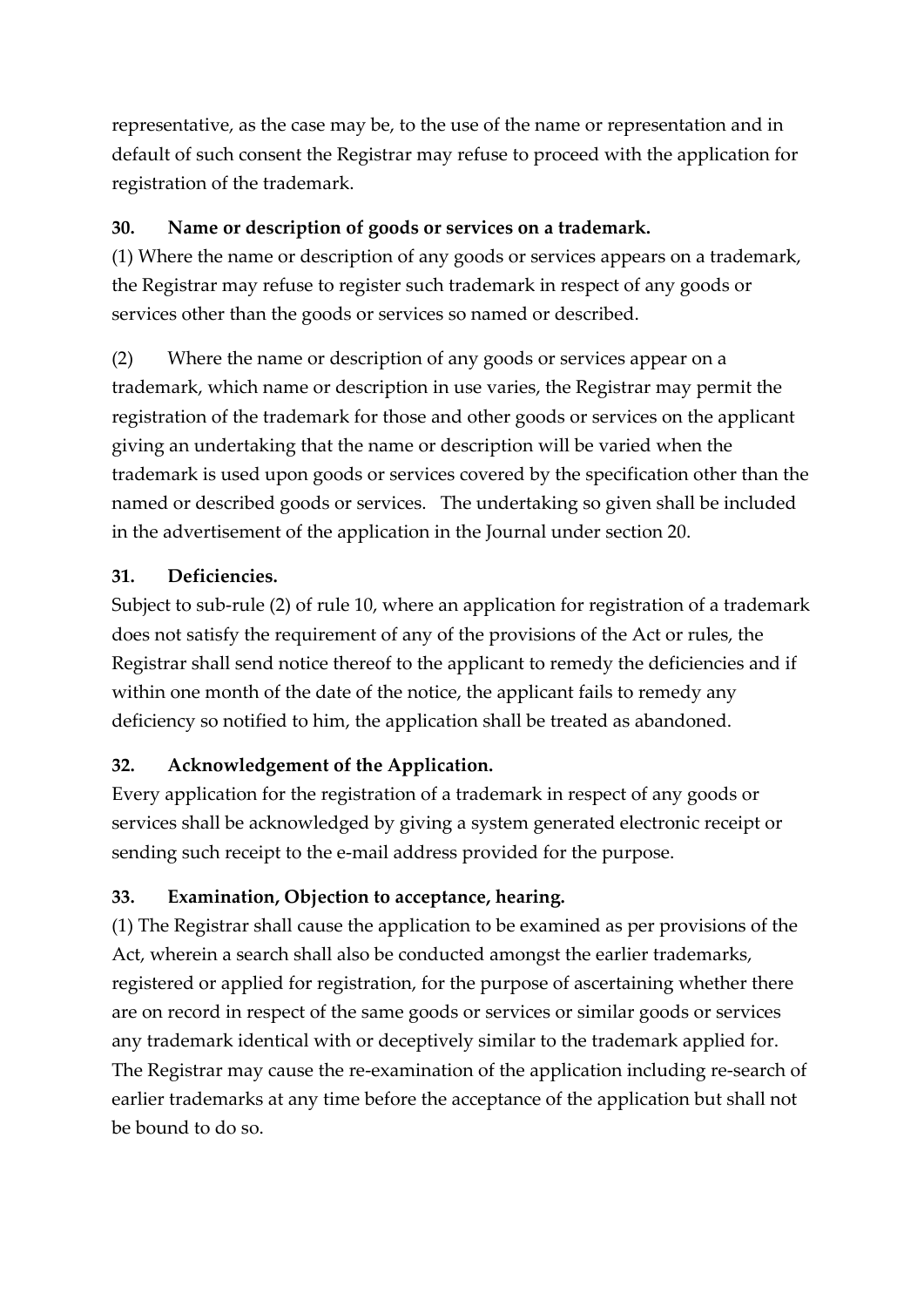representative, as the case may be, to the use of the name or representation and in default of such consent the Registrar may refuse to proceed with the application for registration of the trademark.

**30. Name or description of goods or services on a trademark.**

(1) Where the name or description of any goods or services appears on a trademark, the Registrar may refuse to register such trademark in respect of any goods or services other than the goods or services so named or described.

(2) Where the name or description of any goods or services appear on a trademark, which name or description in use varies, the Registrar may permit the registration of the trademark for those and other goods or services on the applicant giving an undertaking that the name or description will be varied when the trademark is used upon goods or services covered by the specification other than the named or described goods or services. The undertaking so given shall be included in the advertisement of the application in the Journal under section 20.

**31. Deficiencies.**

Subject to sub-rule (2) of rule 10, where an application for registration of a trademark does not satisfy the requirement of any of the provisions of the Act or rules, the Registrar shall send notice thereof to the applicant to remedy the deficiencies and if within one month of the date of the notice, the applicant fails to remedy any deficiency so notified to him, the application shall be treated as abandoned.

**32. Acknowledgement of the Application.**

Every application for the registration of a trademark in respect of any goods or services shall be acknowledged by giving a system generated electronic receipt or sending such receipt to the e-mail address provided for the purpose.

**33. Examination, Objection to acceptance, hearing.**

(1) The Registrar shall cause the application to be examined as per provisions of the Act, wherein a search shall also be conducted amongst the earlier trademarks, registered or applied for registration, for the purpose of ascertaining whether there are on record in respect of the same goods or services or similar goods or services any trademark identical with or deceptively similar to the trademark applied for. The Registrar may cause the re-examination of the application including re-search of earlier trademarks at any time before the acceptance of the application but shall not be bound to do so.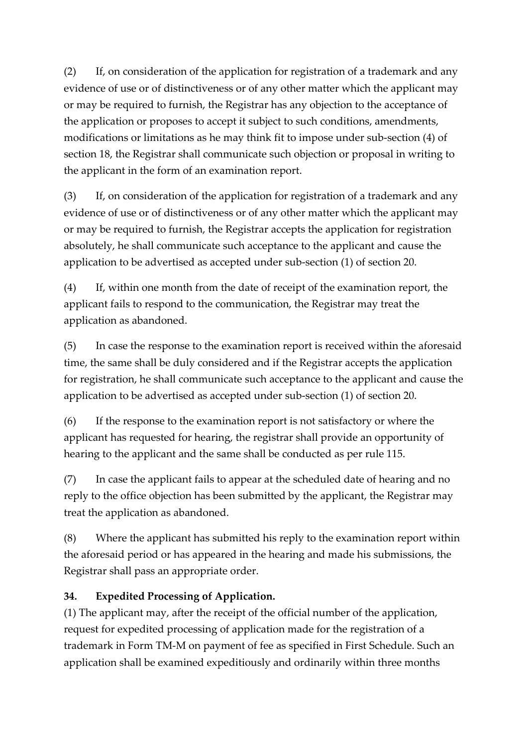(2) If, on consideration of the application for registration of a trademark and any evidence of use or of distinctiveness or of any other matter which the applicant may or may be required to furnish, the Registrar has any objection to the acceptance of the application or proposes to accept it subject to such conditions, amendments, modifications or limitations as he may think fit to impose under sub-section (4) of section 18, the Registrar shall communicate such objection or proposal in writing to the applicant in the form of an examination report.

(3) If, on consideration of the application for registration of a trademark and any evidence of use or of distinctiveness or of any other matter which the applicant may or may be required to furnish, the Registrar accepts the application for registration absolutely, he shall communicate such acceptance to the applicant and cause the application to be advertised as accepted under sub-section (1) of section 20.

(4) If, within one month from the date of receipt of the examination report, the applicant fails to respond to the communication, the Registrar may treat the application as abandoned.

(5) In case the response to the examination report is received within the aforesaid time, the same shall be duly considered and if the Registrar accepts the application for registration, he shall communicate such acceptance to the applicant and cause the application to be advertised as accepted under sub-section (1) of section 20.

(6) If the response to the examination report is not satisfactory or where the applicant has requested for hearing, the registrar shall provide an opportunity of hearing to the applicant and the same shall be conducted as per rule 115.

(7) In case the applicant fails to appear at the scheduled date of hearing and no reply to the office objection has been submitted by the applicant, the Registrar may treat the application as abandoned.

(8) Where the applicant has submitted his reply to the examination report within the aforesaid period or has appeared in the hearing and made his submissions, the Registrar shall pass an appropriate order.

**34. Expedited Processing of Application.**

(1) The applicant may, after the receipt of the official number of the application, request for expedited processing of application made for the registration of a trademark in Form TM-M on payment of fee as specified in First Schedule. Such an application shall be examined expeditiously and ordinarily within three months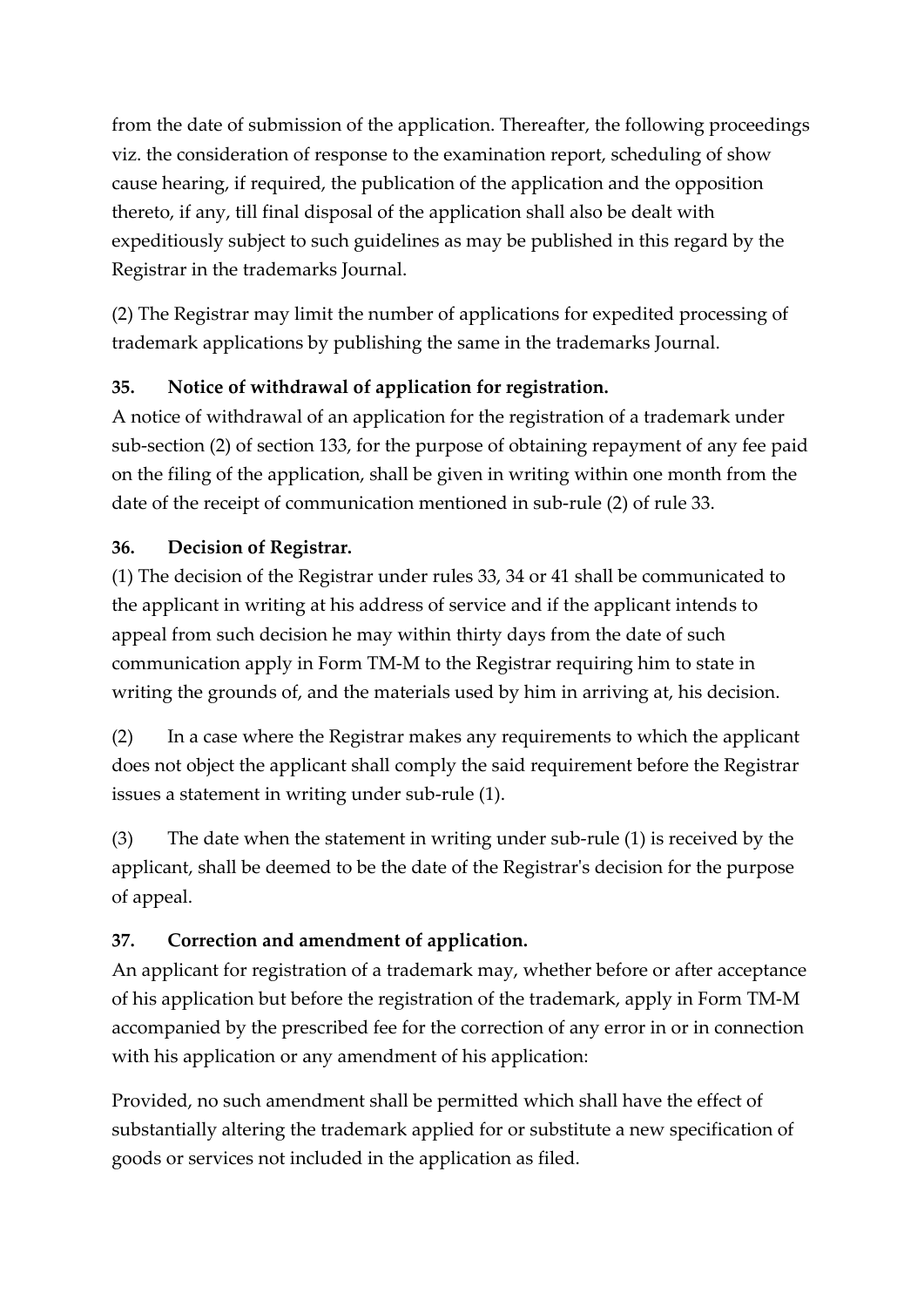from the date of submission of the application. Thereafter, the following proceedings viz. the consideration of response to the examination report, scheduling of show cause hearing, if required, the publication of the application and the opposition thereto, if any, till final disposal of the application shall also be dealt with expeditiously subject to such guidelines as may be published in this regard by the Registrar in the trademarks Journal.

(2) The Registrar may limit the number of applications for expedited processing of trademark applications by publishing the same in the trademarks Journal.

**35. Notice of withdrawal of application for registration.**

A notice of withdrawal of an application for the registration of a trademark under sub-section (2) of section 133, for the purpose of obtaining repayment of any fee paid on the filing of the application, shall be given in writing within one month from the date of the receipt of communication mentioned in sub-rule (2) of rule 33.

**36. Decision of Registrar.**

(1) The decision of the Registrar under rules 33, 34 or 41 shall be communicated to the applicant in writing at his address of service and if the applicant intends to appeal from such decision he may within thirty days from the date of such communication apply in Form TM-M to the Registrar requiring him to state in writing the grounds of, and the materials used by him in arriving at, his decision.

(2) In a case where the Registrar makes any requirements to which the applicant does not object the applicant shall comply the said requirement before the Registrar issues a statement in writing under sub-rule (1).

(3) The date when the statement in writing under sub-rule (1) is received by the applicant, shall be deemed to be the date of the Registrar's decision for the purpose of appeal.

**37. Correction and amendment of application.**

An applicant for registration of a trademark may, whether before or after acceptance of his application but before the registration of the trademark, apply in Form TM-M accompanied by the prescribed fee for the correction of any error in or in connection with his application or any amendment of his application:

Provided, no such amendment shall be permitted which shall have the effect of substantially altering the trademark applied for or substitute a new specification of goods or services not included in the application as filed.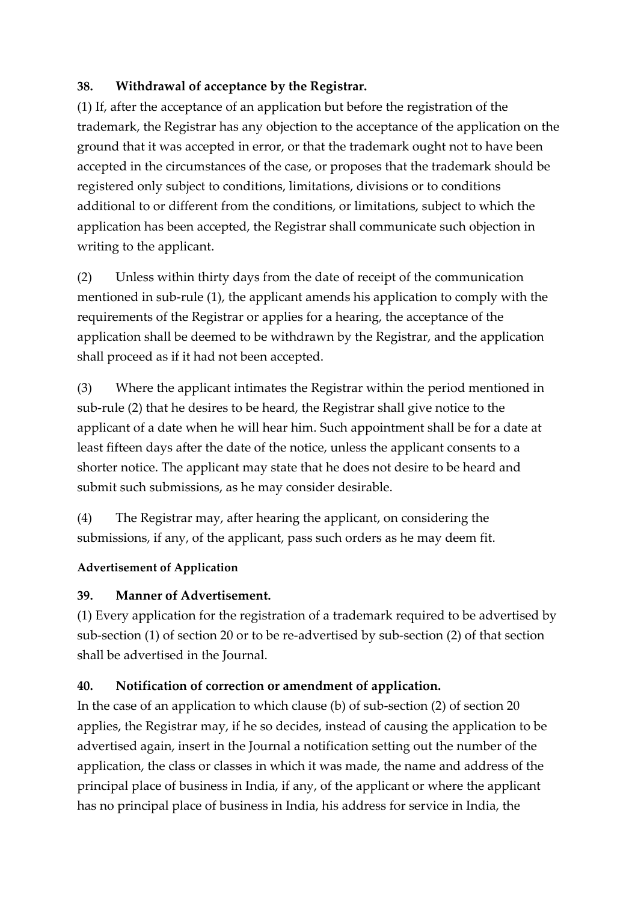**38. Withdrawal of acceptance by the Registrar.**

(1) If, after the acceptance of an application but before the registration of the trademark, the Registrar has any objection to the acceptance of the application on the ground that it was accepted in error, or that the trademark ought not to have been accepted in the circumstances of the case, or proposes that the trademark should be registered only subject to conditions, limitations, divisions or to conditions additional to or different from the conditions, or limitations, subject to which the application has been accepted, the Registrar shall communicate such objection in writing to the applicant.

(2) Unless within thirty days from the date of receipt of the communication mentioned in sub-rule (1), the applicant amends his application to comply with the requirements of the Registrar or applies for a hearing, the acceptance of the application shall be deemed to be withdrawn by the Registrar, and the application shall proceed as if it had not been accepted.

(3) Where the applicant intimates the Registrar within the period mentioned in sub-rule (2) that he desires to be heard, the Registrar shall give notice to the applicant of a date when he will hear him. Such appointment shall be for a date at least fifteen days after the date of the notice, unless the applicant consents to a shorter notice. The applicant may state that he does not desire to be heard and submit such submissions, as he may consider desirable.

(4) The Registrar may, after hearing the applicant, on considering the submissions, if any, of the applicant, pass such orders as he may deem fit.

**Advertisement of Application**

**39. Manner of Advertisement.**

(1) Every application for the registration of a trademark required to be advertised by sub-section (1) of section 20 or to be re-advertised by sub-section (2) of that section shall be advertised in the Journal.

**40. Notification of correction or amendment of application.**

In the case of an application to which clause (b) of sub-section (2) of section 20 applies, the Registrar may, if he so decides, instead of causing the application to be advertised again, insert in the Journal a notification setting out the number of the application, the class or classes in which it was made, the name and address of the principal place of business in India, if any, of the applicant or where the applicant has no principal place of business in India, his address for service in India, the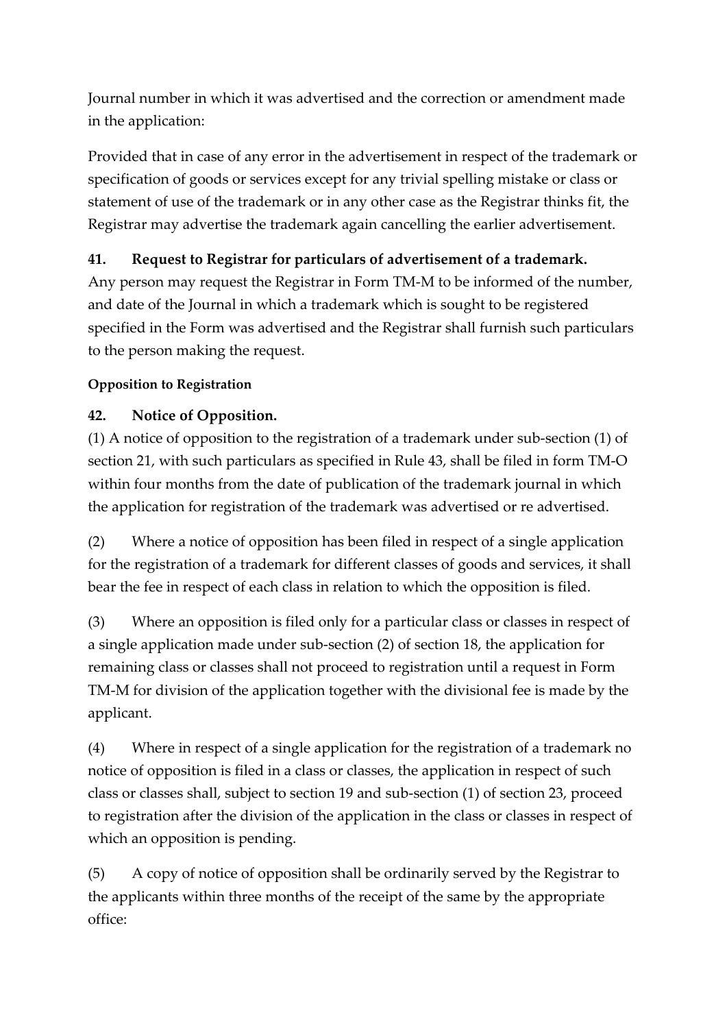Journal number in which it was advertised and the correction or amendment made in the application:

Provided that in case of any error in the advertisement in respect of the trademark or specification of goods or services except for any trivial spelling mistake or class or statement of use of the trademark or in any other case as the Registrar thinks fit, the Registrar may advertise the trademark again cancelling the earlier advertisement.

### 41. Request to Registrar for particulars of advertisement of a trademark.

Any person may request the Registrar in Form TM-M to be informed of the number, and date of the Journal in which a trademark which is sought to be registered specified in the Form was advertised and the Registrar shall furnish such particulars to the person making the request.

#### Opposition to Registration

### 42. Notice of Opposition.

(1) A notice of opposition to the registration of a trademark under sub-section (1) of section 21, with such particulars as specified in Rule 43, shall be filed in form TM-O within four months from the date of publication of the trademark journal in which the application for registration of the trademark was advertised or re advertised.

(2) Where a notice of opposition has been filed in respect of a single application for the registration of a trademark for different classes of goods and services, it shall bear the fee in respect of each class in relation to which the opposition is filed.

(3) Where an opposition is filed only for a particular class or classes in respect of a single application made under sub-section (2) of section 18, the application for remaining class or classes shall not proceed to registration until a request in Form TM-M for division of the application together with the divisional fee is made by the applicant.

(4) Where in respect of a single application for the registration of a trademark no notice of opposition is filed in a class or classes, the application in respect of such class or classes shall, subject to section 19 and sub-section (1) of section 23, proceed to registration after the division of the application in the class or classes in respect of which an opposition is pending.

(5) A copy of notice of opposition shall be ordinarily served by the Registrar to the applicants within three months of the receipt of the same by the appropriate office: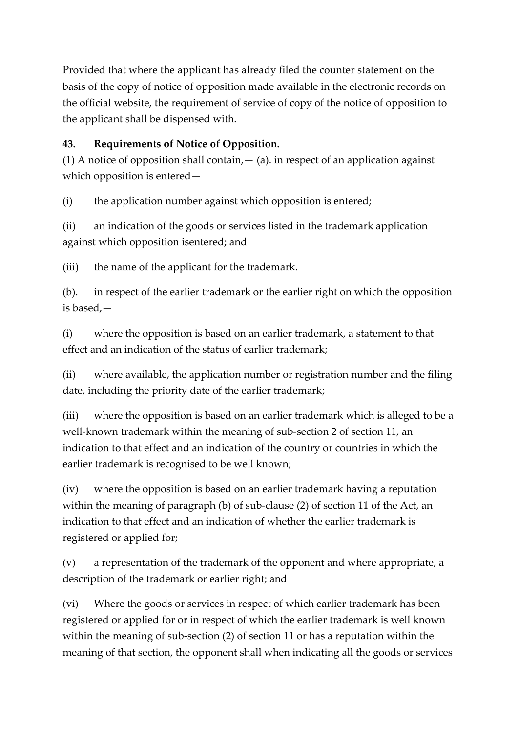Provided that where the applicant has already filed the counter statement on the basis of the copy of notice of opposition made available in the electronic records on the official website, the requirement of service of copy of the notice of opposition to the applicant shall be dispensed with.

**43. Requirements of Notice of Opposition.**

(1) A notice of opposition shall contain,— (a). in respect of an application against which opposition is entered—

(i) the application number against which opposition is entered;

(ii) an indication of the goods or services listed in the trademark application against which opposition isentered; and

(iii) the name of the applicant for the trademark.

(b). in respect of the earlier trademark or the earlier right on which the opposition is based,—

(i) where the opposition is based on an earlier trademark, a statement to that effect and an indication of the status of earlier trademark;

(ii) where available, the application number or registration number and the filing date, including the priority date of the earlier trademark;

(iii) where the opposition is based on an earlier trademark which is alleged to be a well-known trademark within the meaning of sub-section 2 of section 11, an indication to that effect and an indication of the country or countries in which the earlier trademark is recognised to be well known;

(iv) where the opposition is based on an earlier trademark having a reputation within the meaning of paragraph (b) of sub-clause (2) of section 11 of the Act, an indication to that effect and an indication of whether the earlier trademark is registered or applied for;

(v) a representation of the trademark of the opponent and where appropriate, a description of the trademark or earlier right; and

(vi) Where the goods or services in respect of which earlier trademark has been registered or applied for or in respect of which the earlier trademark is well known within the meaning of sub-section (2) of section 11 or has a reputation within the meaning of that section, the opponent shall when indicating all the goods or services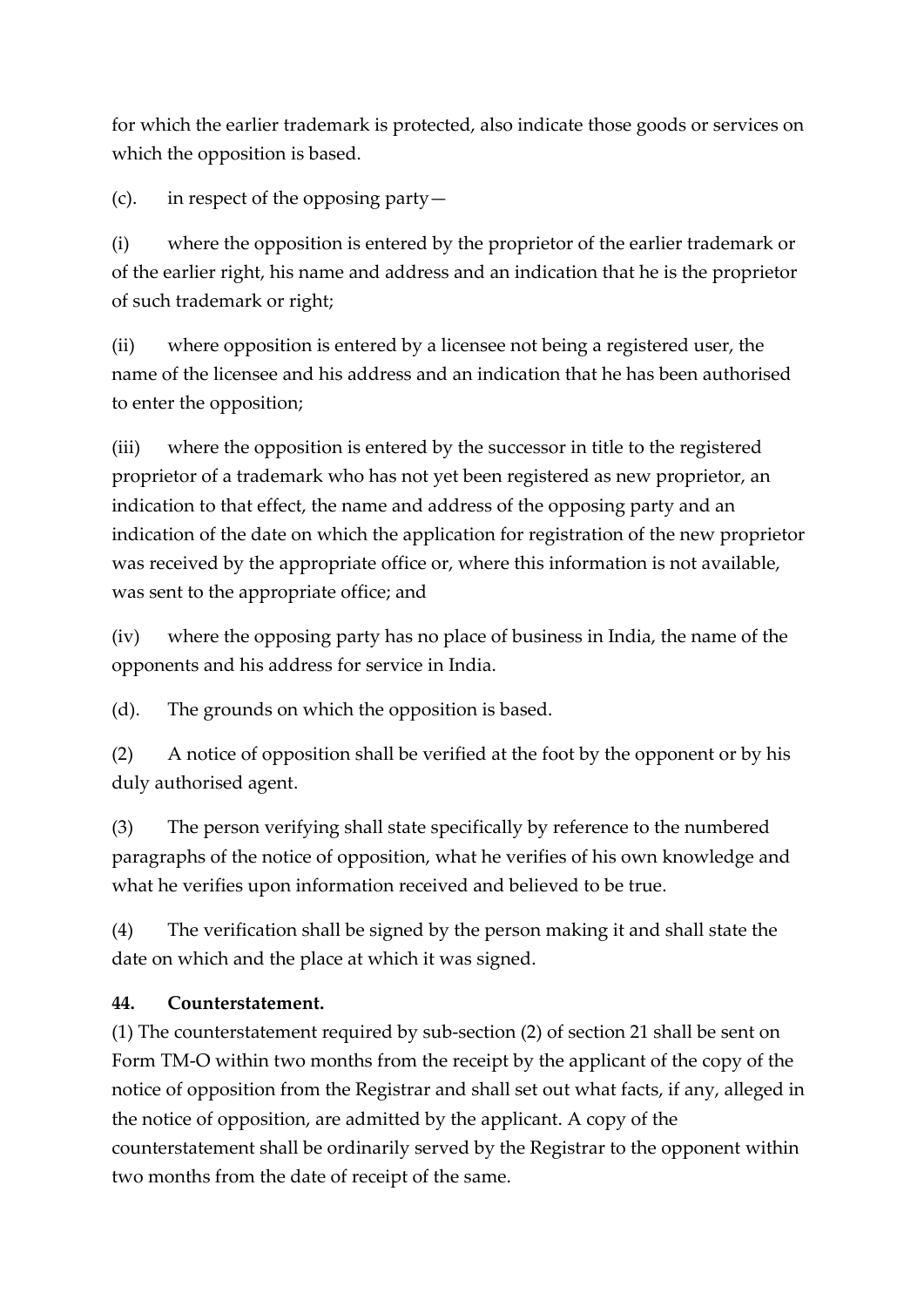for which the earlier trademark is protected, also indicate those goods or services on which the opposition is based.

(c). in respect of the opposing party—

(i) where the opposition is entered by the proprietor of the earlier trademark or of the earlier right, his name and address and an indication that he is the proprietor of such trademark or right;

(ii) where opposition is entered by a licensee not being a registered user, the name of the licensee and his address and an indication that he has been authorised to enter the opposition;

(iii) where the opposition is entered by the successor in title to the registered proprietor of a trademark who has not yet been registered as new proprietor, an indication to that effect, the name and address of the opposing party and an indication of the date on which the application for registration of the new proprietor was received by the appropriate office or, where this information is not available, was sent to the appropriate office; and

(iv) where the opposing party has no place of business in India, the name of the opponents and his address for service in India.

(d). The grounds on which the opposition is based.

(2) A notice of opposition shall be verified at the foot by the opponent or by his duly authorised agent.

(3) The person verifying shall state specifically by reference to the numbered paragraphs of the notice of opposition, what he verifies of his own knowledge and what he verifies upon information received and believed to be true.

(4) The verification shall be signed by the person making it and shall state the date on which and the place at which it was signed.

**44. Counterstatement.**

(1) The counterstatement required by sub-section (2) of section 21 shall be sent on Form TM-O within two months from the receipt by the applicant of the copy of the notice of opposition from the Registrar and shall set out what facts, if any, alleged in the notice of opposition, are admitted by the applicant. A copy of the counterstatement shall be ordinarily served by the Registrar to the opponent within two months from the date of receipt of the same.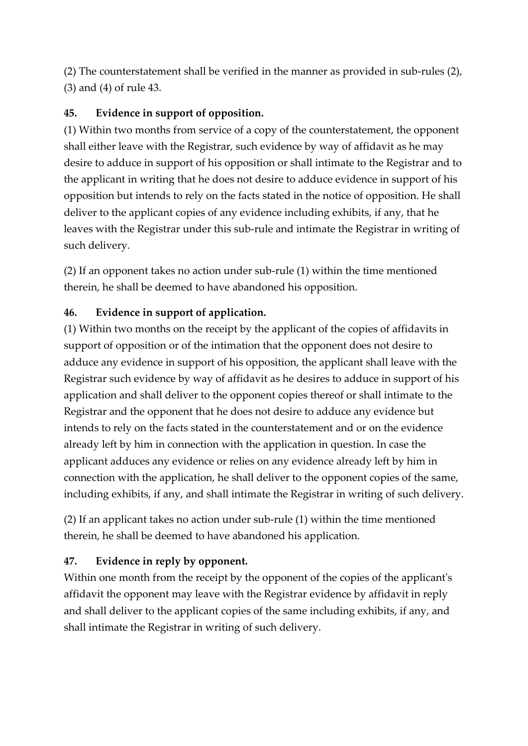(2) The counterstatement shall be verified in the manner as provided in sub-rules (2), (3) and (4) of rule 43.

**45. Evidence in support of opposition.**

(1) Within two months from service of a copy of the counterstatement, the opponent shall either leave with the Registrar, such evidence by way of affidavit as he may desire to adduce in support of his opposition or shall intimate to the Registrar and to the applicant in writing that he does not desire to adduce evidence in support of his opposition but intends to rely on the facts stated in the notice of opposition. He shall deliver to the applicant copies of any evidence including exhibits, if any, that he leaves with the Registrar under this sub-rule and intimate the Registrar in writing of such delivery.

(2) If an opponent takes no action under sub-rule (1) within the time mentioned therein, he shall be deemed to have abandoned his opposition.

**46. Evidence in support of application.**

(1) Within two months on the receipt by the applicant of the copies of affidavits in support of opposition or of the intimation that the opponent does not desire to adduce any evidence in support of his opposition, the applicant shall leave with the Registrar such evidence by way of affidavit as he desires to adduce in support of his application and shall deliver to the opponent copies thereof or shall intimate to the Registrar and the opponent that he does not desire to adduce any evidence but intends to rely on the facts stated in the counterstatement and or on the evidence already left by him in connection with the application in question. In case the applicant adduces any evidence or relies on any evidence already left by him in connection with the application, he shall deliver to the opponent copies of the same, including exhibits, if any, and shall intimate the Registrar in writing of such delivery.

(2) If an applicant takes no action under sub-rule (1) within the time mentioned therein, he shall be deemed to have abandoned his application.

**47. Evidence in reply by opponent.**

Within one month from the receipt by the opponent of the copies of the applicant's affidavit the opponent may leave with the Registrar evidence by affidavit in reply and shall deliver to the applicant copies of the same including exhibits, if any, and shall intimate the Registrar in writing of such delivery.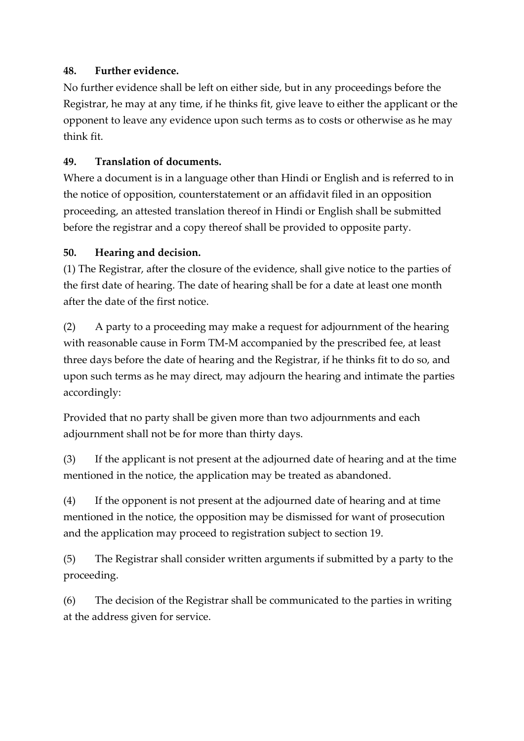**48. Further evidence.**

No further evidence shall be left on either side, but in any proceedings before the Registrar, he may at any time, if he thinks fit, give leave to either the applicant or the opponent to leave any evidence upon such terms as to costs or otherwise as he may think fit.

**49. Translation of documents.**

Where a document is in a language other than Hindi or English and is referred to in the notice of opposition, counterstatement or an affidavit filed in an opposition proceeding, an attested translation thereof in Hindi or English shall be submitted before the registrar and a copy thereof shall be provided to opposite party.

**50. Hearing and decision.**

(1) The Registrar, after the closure of the evidence, shall give notice to the parties of the first date of hearing. The date of hearing shall be for a date at least one month after the date of the first notice.

(2) A party to a proceeding may make a request for adjournment of the hearing with reasonable cause in Form TM-M accompanied by the prescribed fee, at least three days before the date of hearing and the Registrar, if he thinks fit to do so, and upon such terms as he may direct, may adjourn the hearing and intimate the parties accordingly:

Provided that no party shall be given more than two adjournments and each adjournment shall not be for more than thirty days.

(3) If the applicant is not present at the adjourned date of hearing and at the time mentioned in the notice, the application may be treated as abandoned.

(4) If the opponent is not present at the adjourned date of hearing and at time mentioned in the notice, the opposition may be dismissed for want of prosecution and the application may proceed to registration subject to section 19.

(5) The Registrar shall consider written arguments if submitted by a party to the proceeding.

(6) The decision of the Registrar shall be communicated to the parties in writing at the address given for service.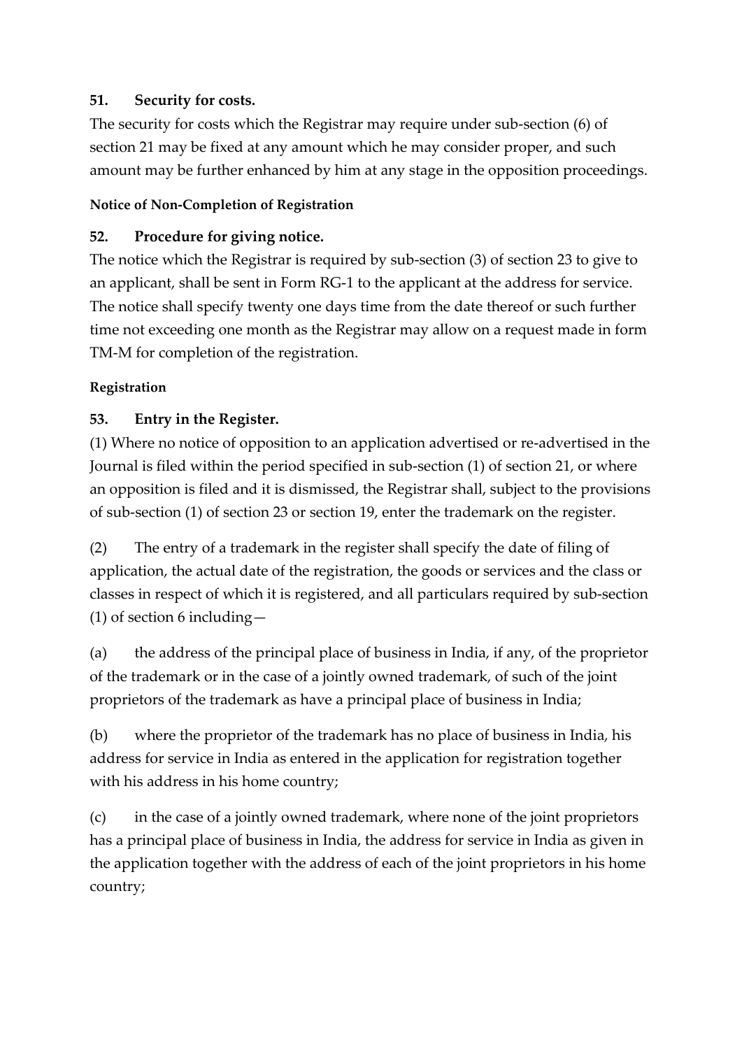### 51. Security for costs.

The security for costs which the Registrar may require under sub-section (6) of section 21 may be fixed at any amount which he may consider proper, and such amount may be further enhanced by him at any stage in the opposition proceedings.

**Notice of Non-Completion of Registration**

### 52. Procedure for giving notice.

The notice which the Registrar is required by sub-section (3) of section 23 to give to an applicant, shall be sent in Form RG-1 to the applicant at the address for service. The notice shall specify twenty one days time from the date thereof or such further time not exceeding one month as the Registrar may allow on a request made in form TM-M for completion of the registration.

**Registration**

### 53. Entry in the Register.

(1) Where no notice of opposition to an application advertised or re-advertised in the Journal is filed within the period specified in sub-section (1) of section 21, or where an opposition is filed and it is dismissed, the Registrar shall, subject to the provisions of sub-section (1) of section 23 or section 19, enter the trademark on the register.

(2) The entry of a trademark in the register shall specify the date of filing of application, the actual date of the registration, the goods or services and the class or classes in respect of which it is registered, and all particulars required by sub-section (1) of section 6 including—

(a) the address of the principal place of business in India, if any, of the proprietor of the trademark or in the case of a jointly owned trademark, of such of the joint proprietors of the trademark as have a principal place of business in India;

(b) where the proprietor of the trademark has no place of business in India, his address for service in India as entered in the application for registration together with his address in his home country;

(c) in the case of a jointly owned trademark, where none of the joint proprietors has a principal place of business in India, the address for service in India as given in the application together with the address of each of the joint proprietors in his home country;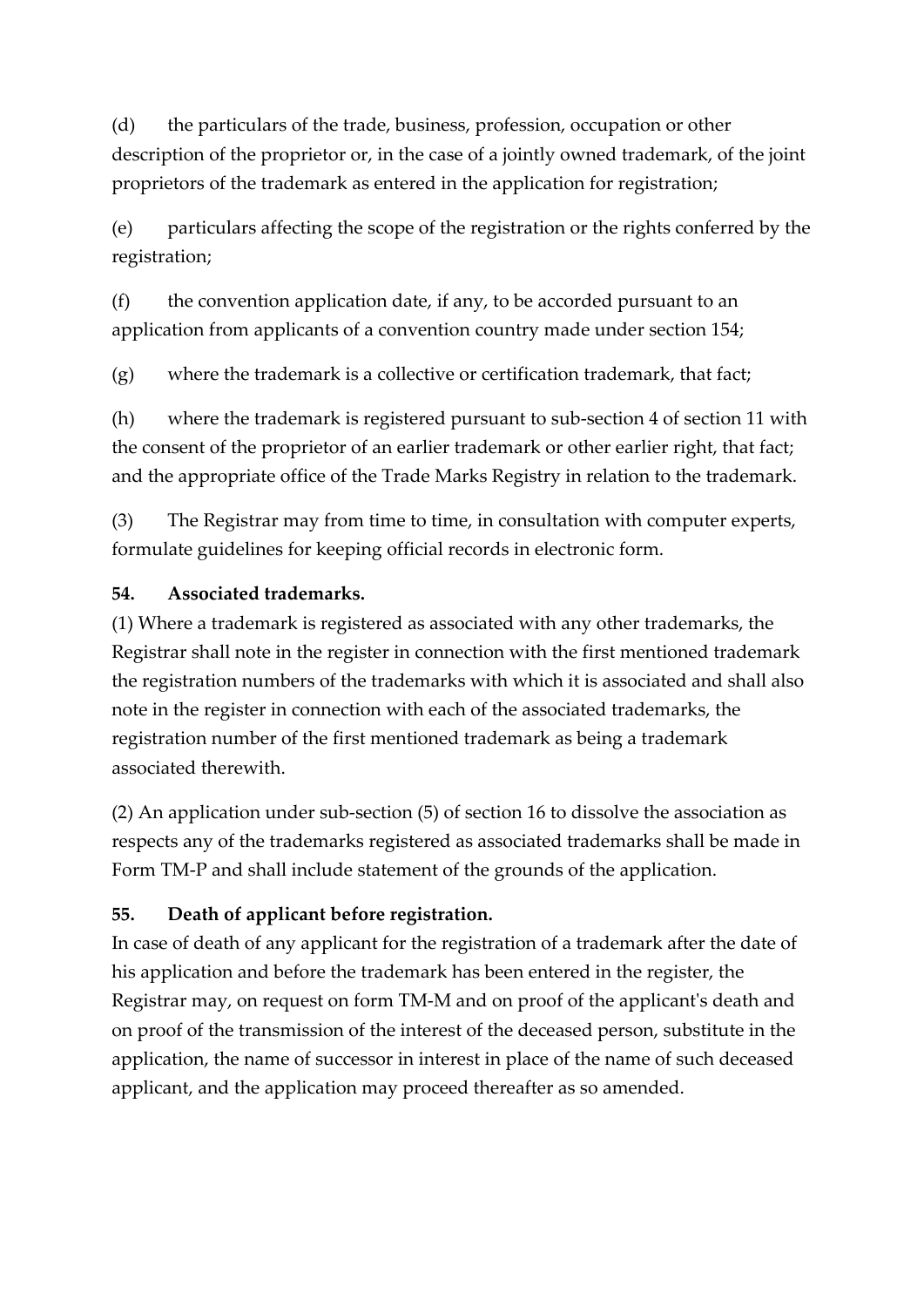(d) the particulars of the trade, business, profession, occupation or other description of the proprietor or, in the case of a jointly owned trademark, of the joint proprietors of the trademark as entered in the application for registration;

(e) particulars affecting the scope of the registration or the rights conferred by the registration;

(f) the convention application date, if any, to be accorded pursuant to an application from applicants of a convention country made under section 154;

(g) where the trademark is a collective or certification trademark, that fact;

(h) where the trademark is registered pursuant to sub-section 4 of section 11 with the consent of the proprietor of an earlier trademark or other earlier right, that fact; and the appropriate office of the Trade Marks Registry in relation to the trademark.

(3) The Registrar may from time to time, in consultation with computer experts, formulate guidelines for keeping official records in electronic form.

**54. Associated trademarks.**

(1) Where a trademark is registered as associated with any other trademarks, the Registrar shall note in the register in connection with the first mentioned trademark the registration numbers of the trademarks with which it is associated and shall also note in the register in connection with each of the associated trademarks, the registration number of the first mentioned trademark as being a trademark associated therewith.

(2) An application under sub-section (5) of section 16 to dissolve the association as respects any of the trademarks registered as associated trademarks shall be made in Form TM-P and shall include statement of the grounds of the application.

**55. Death of applicant before registration.**

In case of death of any applicant for the registration of a trademark after the date of his application and before the trademark has been entered in the register, the Registrar may, on request on form TM-M and on proof of the applicant's death and on proof of the transmission of the interest of the deceased person, substitute in the application, the name of successor in interest in place of the name of such deceased applicant, and the application may proceed thereafter as so amended.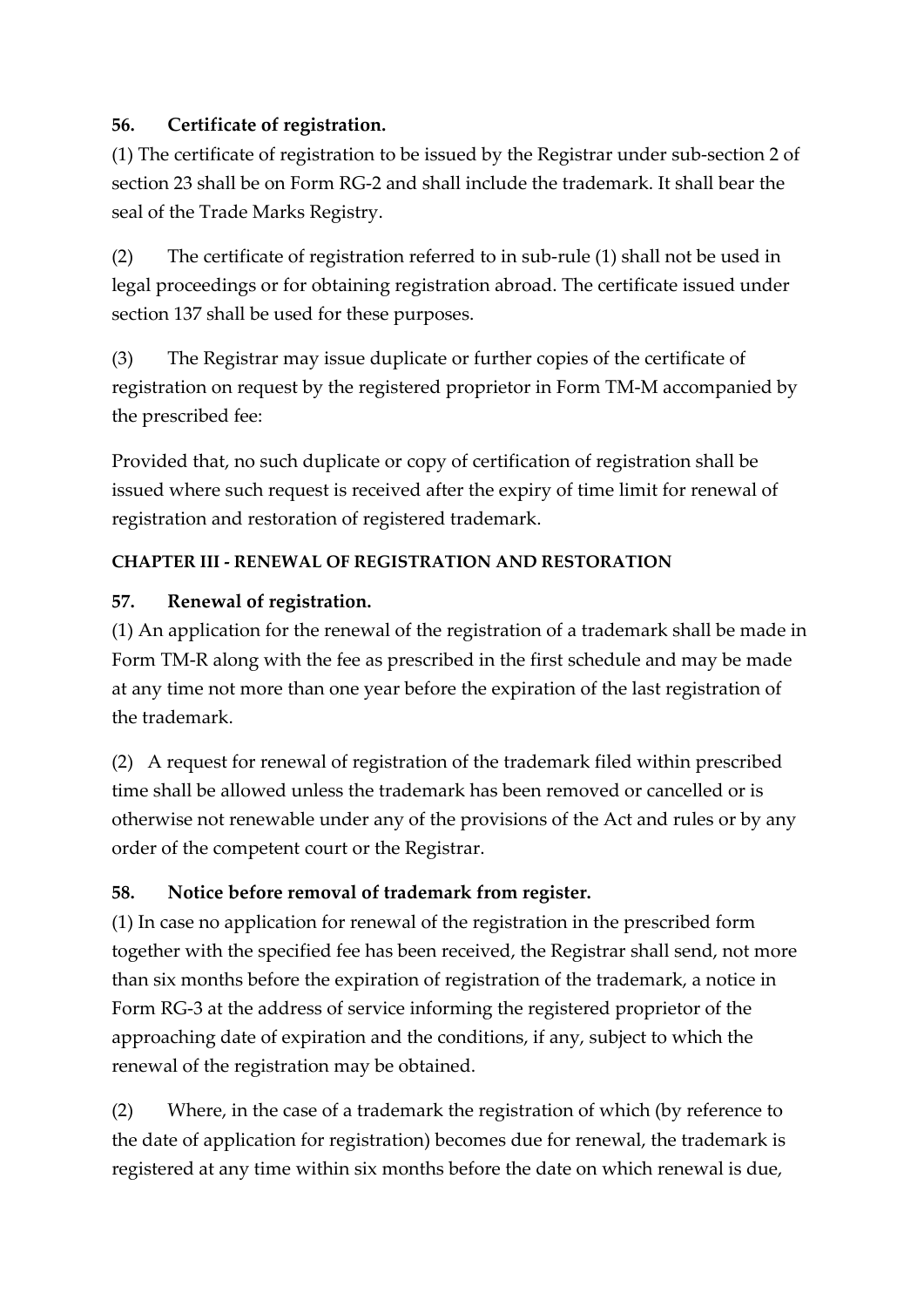**56. Certificate of registration.**

(1) The certificate of registration to be issued by the Registrar under sub-section 2 of section 23 shall be on Form RG-2 and shall include the trademark. It shall bear the seal of the Trade Marks Registry.

(2) The certificate of registration referred to in sub-rule (1) shall not be used in legal proceedings or for obtaining registration abroad. The certificate issued under section 137 shall be used for these purposes.

(3) The Registrar may issue duplicate or further copies of the certificate of registration on request by the registered proprietor in Form TM-M accompanied by the prescribed fee:

Provided that, no such duplicate or copy of certification of registration shall be issued where such request is received after the expiry of time limit for renewal of registration and restoration of registered trademark.

**CHAPTER III - RENEWAL OF REGISTRATION AND RESTORATION**

**57. Renewal of registration.**

(1) An application for the renewal of the registration of a trademark shall be made in Form TM-R along with the fee as prescribed in the first schedule and may be made at any time not more than one year before the expiration of the last registration of the trademark.

(2) A request for renewal of registration of the trademark filed within prescribed time shall be allowed unless the trademark has been removed or cancelled or is otherwise not renewable under any of the provisions of the Act and rules or by any order of the competent court or the Registrar.

**58. Notice before removal of trademark from register.**

(1) In case no application for renewal of the registration in the prescribed form together with the specified fee has been received, the Registrar shall send, not more than six months before the expiration of registration of the trademark, a notice in Form RG-3 at the address of service informing the registered proprietor of the approaching date of expiration and the conditions, if any, subject to which the renewal of the registration may be obtained.

(2) Where, in the case of a trademark the registration of which (by reference to the date of application for registration) becomes due for renewal, the trademark is registered at any time within six months before the date on which renewal is due,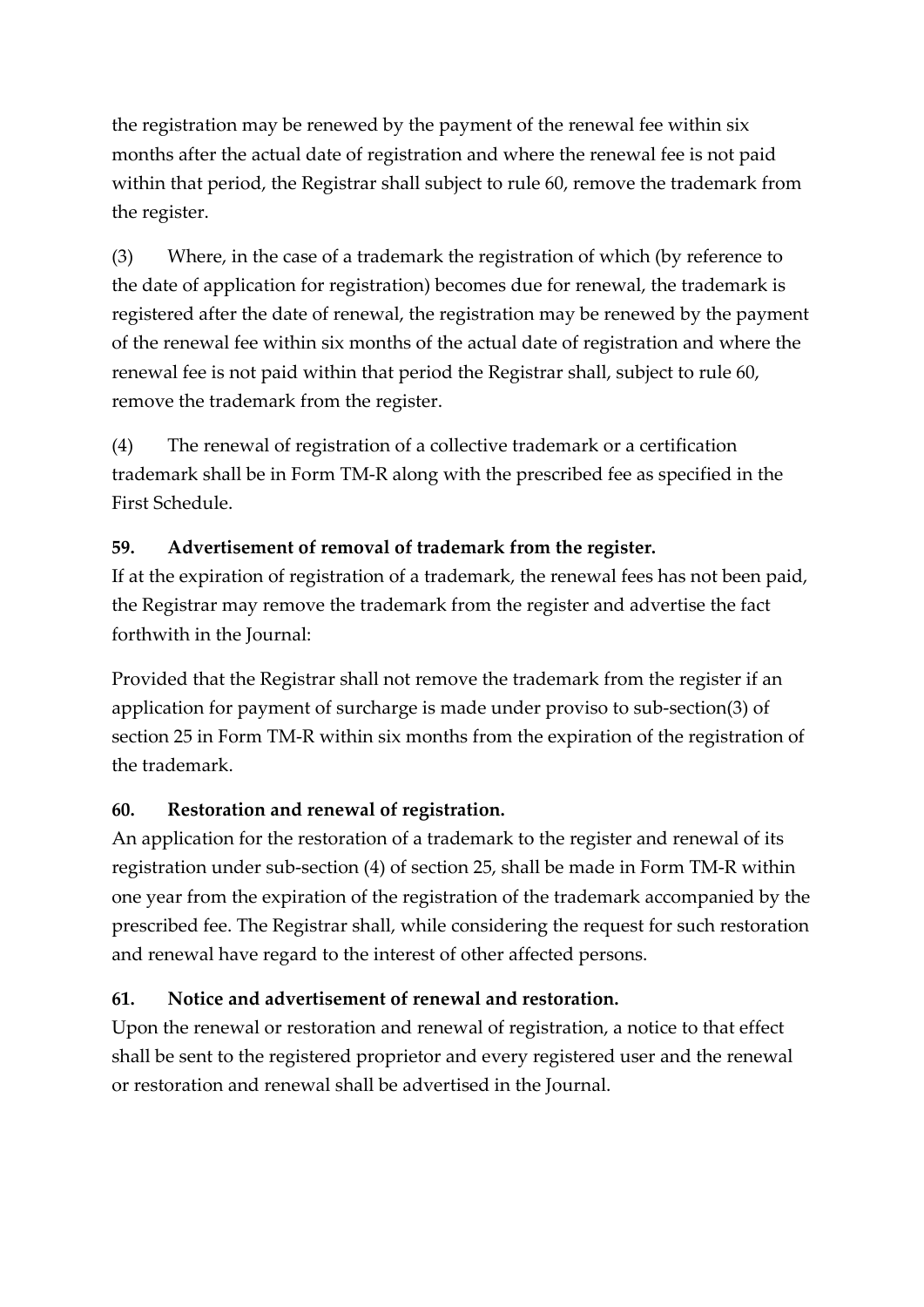the registration may be renewed by the payment of the renewal fee within six months after the actual date of registration and where the renewal fee is not paid within that period, the Registrar shall subject to rule 60, remove the trademark from the register.

(3) Where, in the case of a trademark the registration of which (by reference to the date of application for registration) becomes due for renewal, the trademark is registered after the date of renewal, the registration may be renewed by the payment of the renewal fee within six months of the actual date of registration and where the renewal fee is not paid within that period the Registrar shall, subject to rule 60, remove the trademark from the register.

(4) The renewal of registration of a collective trademark or a certification trademark shall be in Form TM-R along with the prescribed fee as specified in the First Schedule.

**59. Advertisement of removal of trademark from the register.**

If at the expiration of registration of a trademark, the renewal fees has not been paid, the Registrar may remove the trademark from the register and advertise the fact forthwith in the Journal:

Provided that the Registrar shall not remove the trademark from the register if an application for payment of surcharge is made under proviso to sub-section(3) of section 25 in Form TM-R within six months from the expiration of the registration of the trademark.

**60. Restoration and renewal of registration.**

An application for the restoration of a trademark to the register and renewal of its registration under sub-section (4) of section 25, shall be made in Form TM-R within one year from the expiration of the registration of the trademark accompanied by the prescribed fee. The Registrar shall, while considering the request for such restoration and renewal have regard to the interest of other affected persons.

**61. Notice and advertisement of renewal and restoration.**

Upon the renewal or restoration and renewal of registration, a notice to that effect shall be sent to the registered proprietor and every registered user and the renewal or restoration and renewal shall be advertised in the Journal.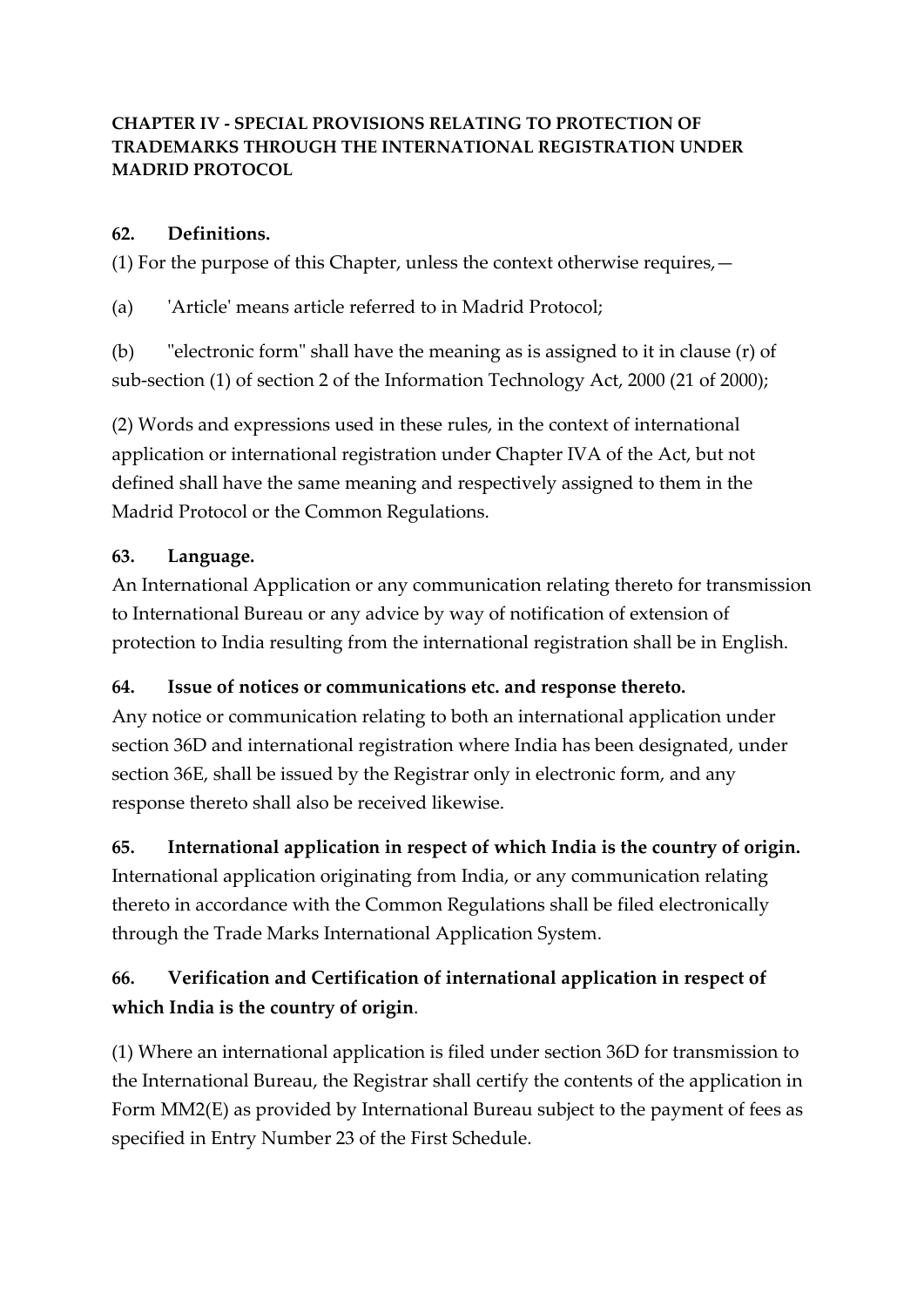**CHAPTER IV - SPECIAL PROVISIONS RELATING TO PROTECTION OF TRADEMARKS THROUGH THE INTERNATIONAL REGISTRATION UNDER MADRID PROTOCOL**

**62. Definitions.**

(1) For the purpose of this Chapter, unless the context otherwise requires,—

(a) 'Article' means article referred to in Madrid Protocol;

(b) "electronic form" shall have the meaning as is assigned to it in clause (r) of sub-section (1) of section 2 of the Information Technology Act, 2000 (21 of 2000);

(2) Words and expressions used in these rules, in the context of international application or international registration under Chapter IVA of the Act, but not defined shall have the same meaning and respectively assigned to them in the Madrid Protocol or the Common Regulations.

**63. Language.**

An International Application or any communication relating thereto for transmission to International Bureau or any advice by way of notification of extension of protection to India resulting from the international registration shall be in English.

**64. Issue of notices or communications etc. and response thereto.**

Any notice or communication relating to both an international application under section 36D and international registration where India has been designated, under section 36E, shall be issued by the Registrar only in electronic form, and any response thereto shall also be received likewise.

**65. International application in respect of which India is the country of origin.**

International application originating from India, or any communication relating thereto in accordance with the Common Regulations shall be filed electronically through the Trade Marks International Application System.

**66. Verification and Certification of international application in respect of which India is the country of origin**.

(1) Where an international application is filed under section 36D for transmission to the International Bureau, the Registrar shall certify the contents of the application in Form MM2(E) as provided by International Bureau subject to the payment of fees as specified in Entry Number 23 of the First Schedule.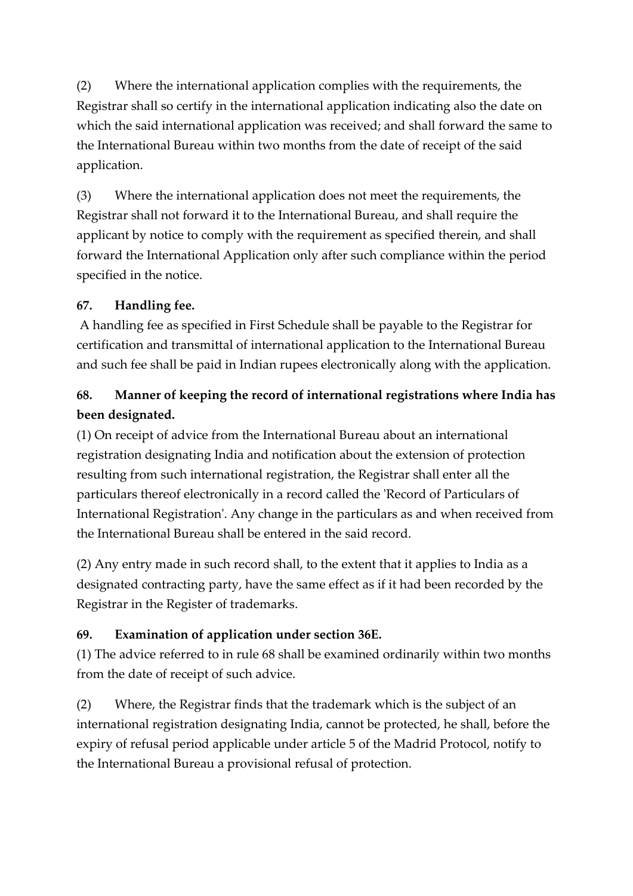(2) Where the international application complies with the requirements, the Registrar shall so certify in the international application indicating also the date on which the said international application was received; and shall forward the same to the International Bureau within two months from the date of receipt of the said application.

(3) Where the international application does not meet the requirements, the Registrar shall not forward it to the International Bureau, and shall require the applicant by notice to comply with the requirement as specified therein, and shall forward the International Application only after such compliance within the period specified in the notice.

**67. Handling fee.**

A handling fee as specified in First Schedule shall be payable to the Registrar for certification and transmittal of international application to the International Bureau and such fee shall be paid in Indian rupees electronically along with the application.

**68. Manner of keeping the record of international registrations where India has been designated.**

(1) On receipt of advice from the International Bureau about an international registration designating India and notification about the extension of protection resulting from such international registration, the Registrar shall enter all the particulars thereof electronically in a record called the 'Record of Particulars of International Registration'. Any change in the particulars as and when received from the International Bureau shall be entered in the said record.

(2) Any entry made in such record shall, to the extent that it applies to India as a designated contracting party, have the same effect as if it had been recorded by the Registrar in the Register of trademarks.

**69. Examination of application under section 36E.**

(1) The advice referred to in rule 68 shall be examined ordinarily within two months from the date of receipt of such advice.

(2) Where, the Registrar finds that the trademark which is the subject of an international registration designating India, cannot be protected, he shall, before the expiry of refusal period applicable under article 5 of the Madrid Protocol, notify to the International Bureau a provisional refusal of protection.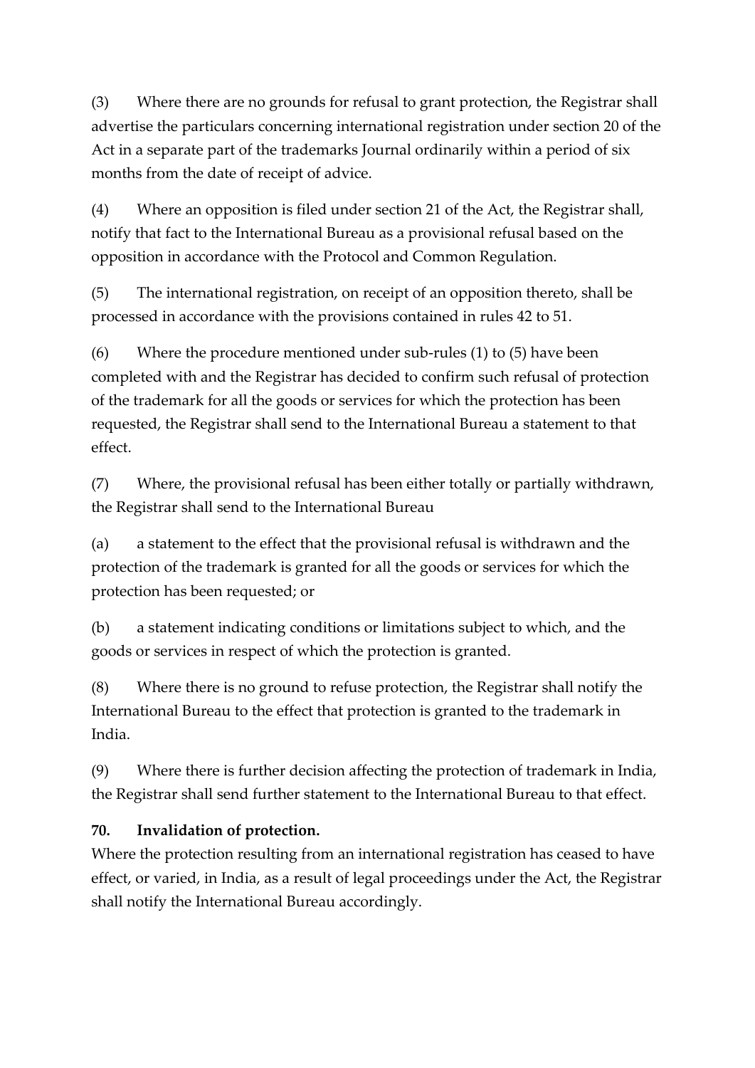(3) Where there are no grounds for refusal to grant protection, the Registrar shall advertise the particulars concerning international registration under section 20 of the Act in a separate part of the trademarks Journal ordinarily within a period of six months from the date of receipt of advice.

(4) Where an opposition is filed under section 21 of the Act, the Registrar shall, notify that fact to the International Bureau as a provisional refusal based on the opposition in accordance with the Protocol and Common Regulation.

(5) The international registration, on receipt of an opposition thereto, shall be processed in accordance with the provisions contained in rules 42 to 51.

(6) Where the procedure mentioned under sub-rules (1) to (5) have been completed with and the Registrar has decided to confirm such refusal of protection of the trademark for all the goods or services for which the protection has been requested, the Registrar shall send to the International Bureau a statement to that effect.

(7) Where, the provisional refusal has been either totally or partially withdrawn, the Registrar shall send to the International Bureau

(a) a statement to the effect that the provisional refusal is withdrawn and the protection of the trademark is granted for all the goods or services for which the protection has been requested; or

(b) a statement indicating conditions or limitations subject to which, and the goods or services in respect of which the protection is granted.

(8) Where there is no ground to refuse protection, the Registrar shall notify the International Bureau to the effect that protection is granted to the trademark in India.

(9) Where there is further decision affecting the protection of trademark in India, the Registrar shall send further statement to the International Bureau to that effect.

**70. Invalidation of protection.**

Where the protection resulting from an international registration has ceased to have effect, or varied, in India, as a result of legal proceedings under the Act, the Registrar shall notify the International Bureau accordingly.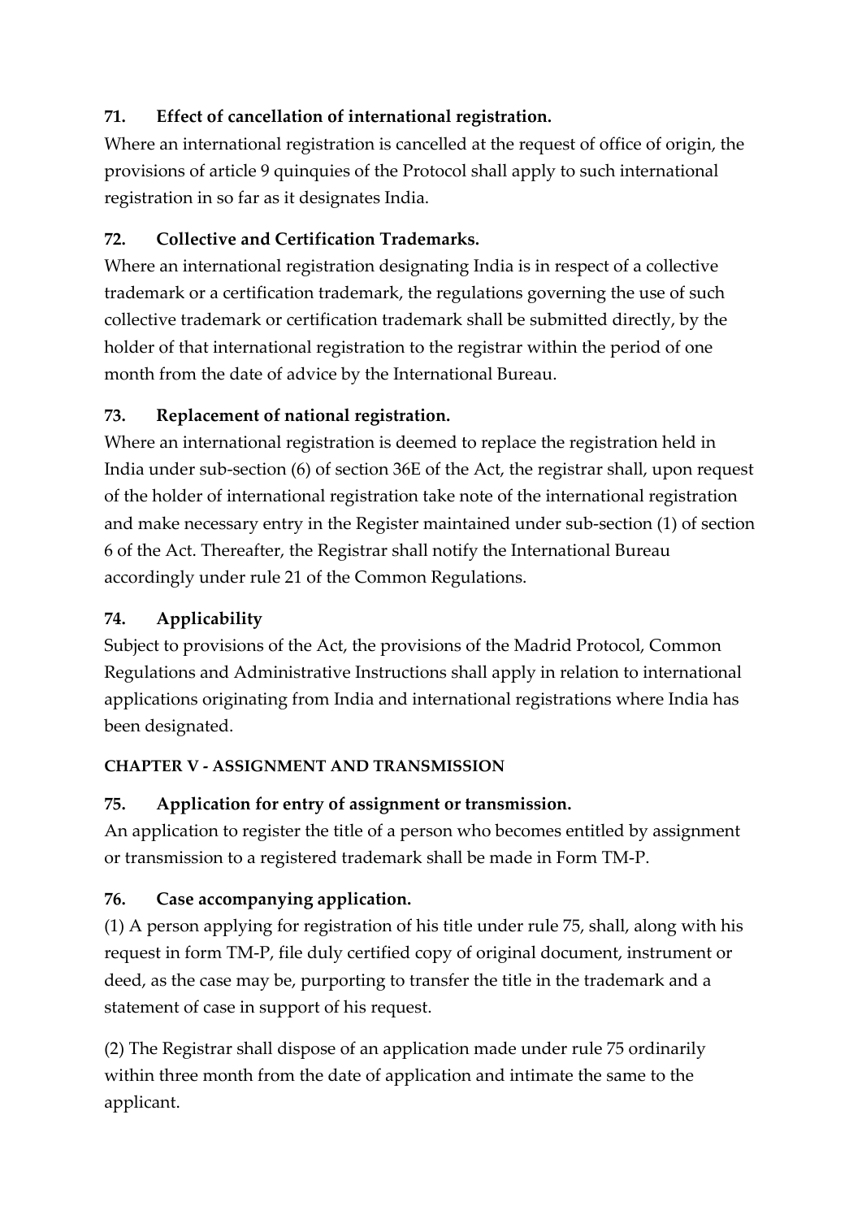### 71. Effect of cancellation of international registration.

Where an international registration is cancelled at the request of office of origin, the provisions of article 9 quinquies of the Protocol shall apply to such international registration in so far as it designates India.

### 72. Collective and Certification Trademarks.

Where an international registration designating India is in respect of a collective trademark or a certification trademark, the regulations governing the use of such collective trademark or certification trademark shall be submitted directly, by the holder of that international registration to the registrar within the period of one month from the date of advice by the International Bureau.

### 73. Replacement of national registration.

Where an international registration is deemed to replace the registration held in India under sub-section (6) of section 36E of the Act, the registrar shall, upon request of the holder of international registration take note of the international registration and make necessary entry in the Register maintained under sub-section (1) of section 6 of the Act. Thereafter, the Registrar shall notify the International Bureau accordingly under rule 21 of the Common Regulations.

### 74. Applicability

Subject to provisions of the Act, the provisions of the Madrid Protocol, Common Regulations and Administrative Instructions shall apply in relation to international applications originating from India and international registrations where India has been designated.

## CHAPTER V - ASSIGNMENT AND TRANSMISSION

### 75. Application for entry of assignment or transmission.

An application to register the title of a person who becomes entitled by assignment or transmission to a registered trademark shall be made in Form TM-P.

### 76. Case accompanying application.

(1) A person applying for registration of his title under rule 75, shall, along with his request in form TM-P, file duly certified copy of original document, instrument or deed, as the case may be, purporting to transfer the title in the trademark and a statement of case in support of his request.

(2) The Registrar shall dispose of an application made under rule 75 ordinarily within three month from the date of application and intimate the same to the applicant.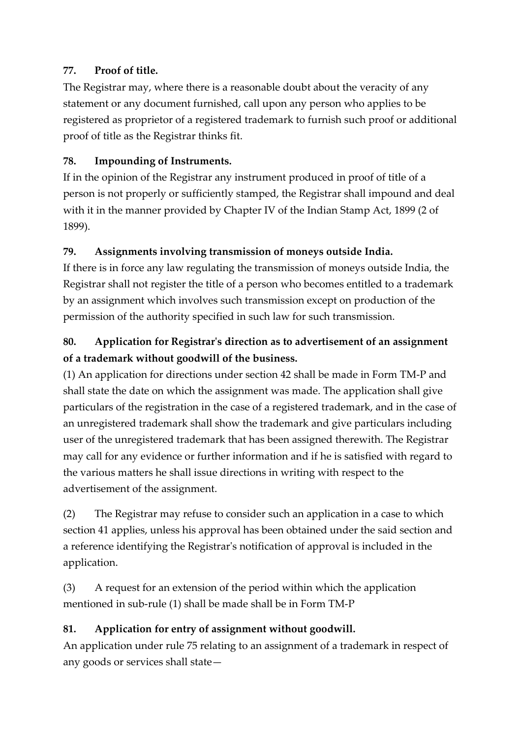**77. Proof of title.**

The Registrar may, where there is a reasonable doubt about the veracity of any statement or any document furnished, call upon any person who applies to be registered as proprietor of a registered trademark to furnish such proof or additional proof of title as the Registrar thinks fit.

**78. Impounding of Instruments.**

If in the opinion of the Registrar any instrument produced in proof of title of a person is not properly or sufficiently stamped, the Registrar shall impound and deal with it in the manner provided by Chapter IV of the Indian Stamp Act, 1899 (2 of 1899).

**79. Assignments involving transmission of moneys outside India.**

If there is in force any law regulating the transmission of moneys outside India, the Registrar shall not register the title of a person who becomes entitled to a trademark by an assignment which involves such transmission except on production of the permission of the authority specified in such law for such transmission.

**80. Application for Registrar's direction as to advertisement of an assignment of a trademark without goodwill of the business.**

(1) An application for directions under section 42 shall be made in Form TM-P and shall state the date on which the assignment was made. The application shall give particulars of the registration in the case of a registered trademark, and in the case of an unregistered trademark shall show the trademark and give particulars including user of the unregistered trademark that has been assigned therewith. The Registrar may call for any evidence or further information and if he is satisfied with regard to the various matters he shall issue directions in writing with respect to the advertisement of the assignment.

(2) The Registrar may refuse to consider such an application in a case to which section 41 applies, unless his approval has been obtained under the said section and a reference identifying the Registrar's notification of approval is included in the application.

(3) A request for an extension of the period within which the application mentioned in sub-rule (1) shall be made shall be in Form TM-P

**81. Application for entry of assignment without goodwill.**

An application under rule 75 relating to an assignment of a trademark in respect of any goods or services shall state—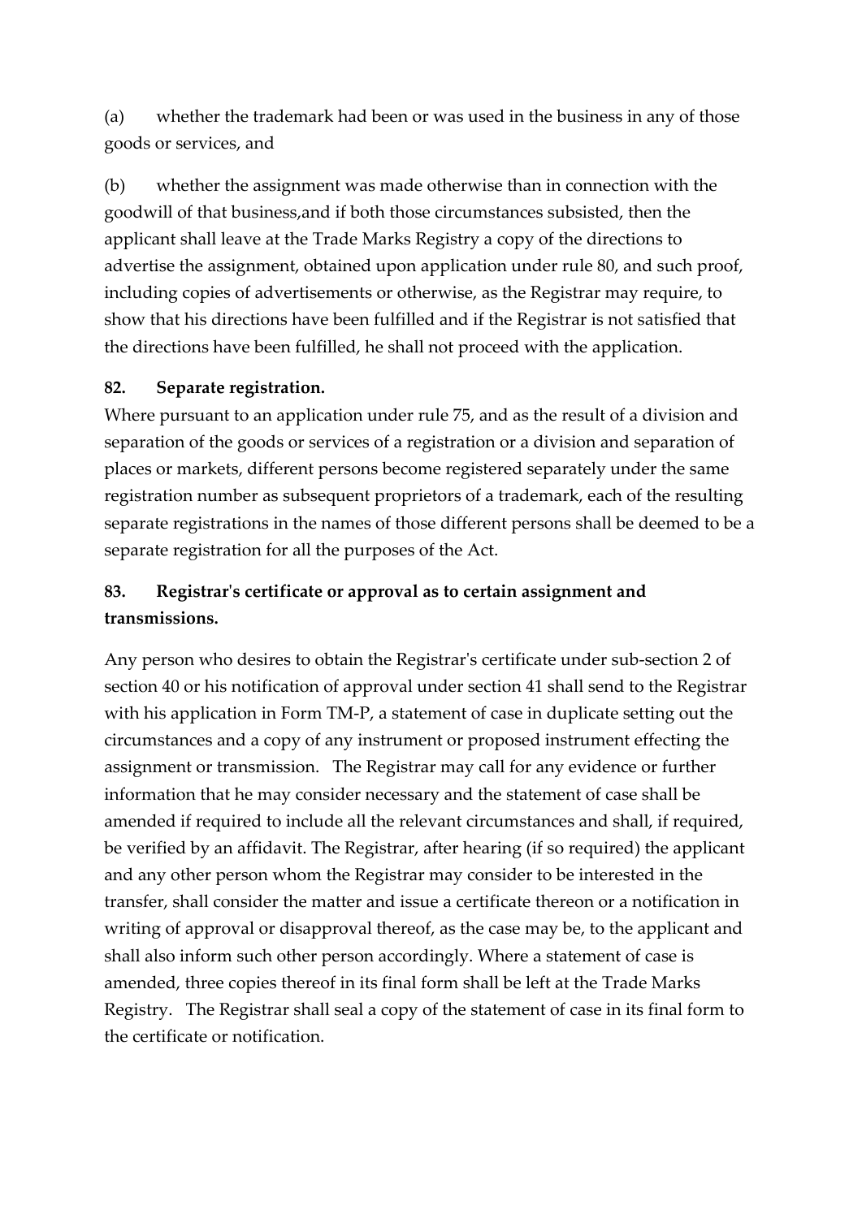(a) whether the trademark had been or was used in the business in any of those goods or services, and

(b) whether the assignment was made otherwise than in connection with the goodwill of that business,and if both those circumstances subsisted, then the applicant shall leave at the Trade Marks Registry a copy of the directions to advertise the assignment, obtained upon application under rule 80, and such proof, including copies of advertisements or otherwise, as the Registrar may require, to show that his directions have been fulfilled and if the Registrar is not satisfied that the directions have been fulfilled, he shall not proceed with the application.

### 82. Separate registration.

Where pursuant to an application under rule 75, and as the result of a division and separation of the goods or services of a registration or a division and separation of places or markets, different persons become registered separately under the same registration number as subsequent proprietors of a trademark, each of the resulting separate registrations in the names of those different persons shall be deemed to be a separate registration for all the purposes of the Act.

### 83. Registrar's certificate or approval as to certain assignment and transmissions.

Any person who desires to obtain the Registrar's certificate under sub-section 2 of section 40 or his notification of approval under section 41 shall send to the Registrar with his application in Form TM-P, a statement of case in duplicate setting out the circumstances and a copy of any instrument or proposed instrument effecting the assignment or transmission. The Registrar may call for any evidence or further information that he may consider necessary and the statement of case shall be amended if required to include all the relevant circumstances and shall, if required, be verified by an affidavit. The Registrar, after hearing (if so required) the applicant and any other person whom the Registrar may consider to be interested in the transfer, shall consider the matter and issue a certificate thereon or a notification in writing of approval or disapproval thereof, as the case may be, to the applicant and shall also inform such other person accordingly. Where a statement of case is amended, three copies thereof in its final form shall be left at the Trade Marks Registry. The Registrar shall seal a copy of the statement of case in its final form to the certificate or notification.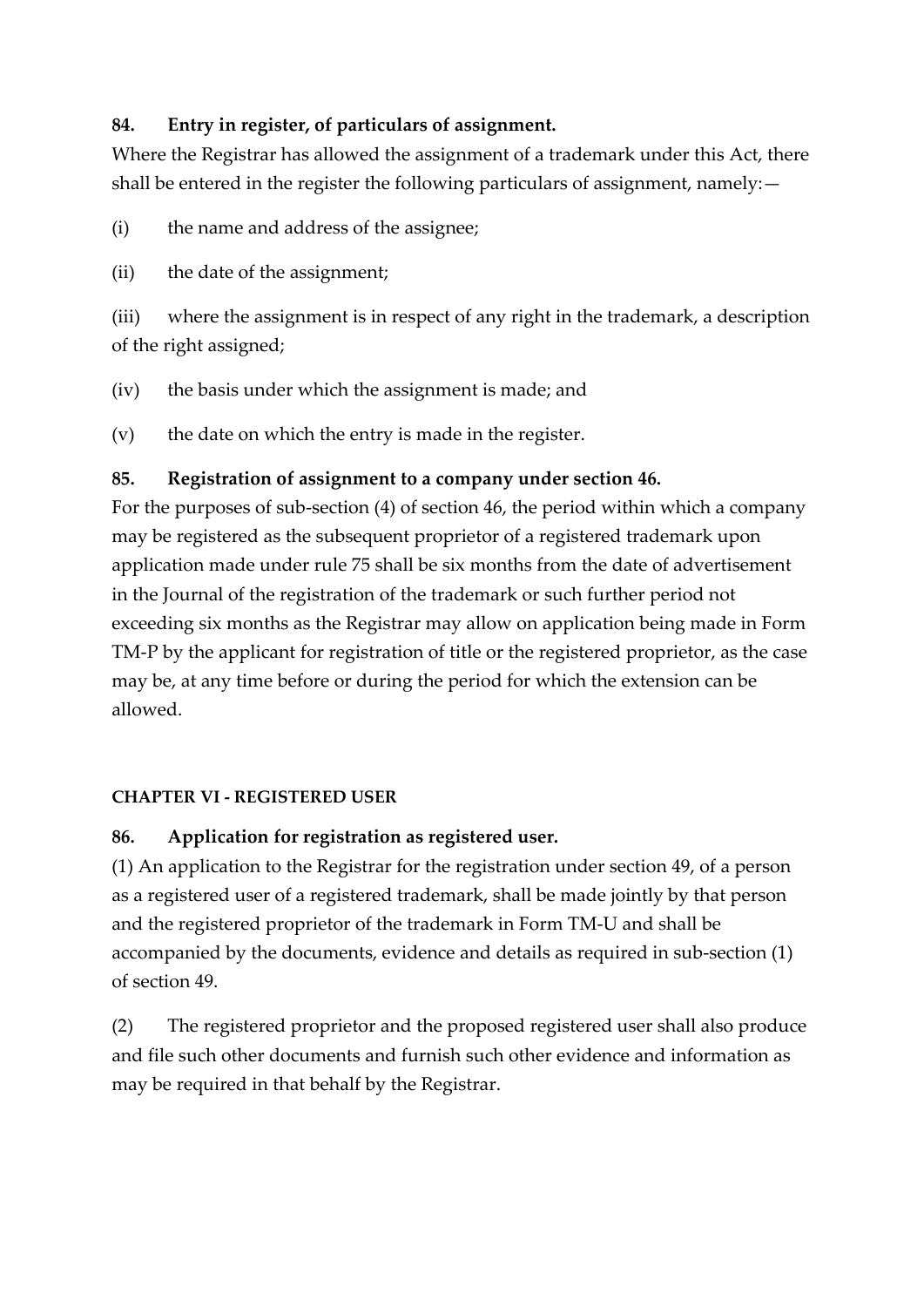### 84. Entry in register, of particulars of assignment.

Where the Registrar has allowed the assignment of a trademark under this Act, there shall be entered in the register the following particulars of assignment, namely:—

(i) the name and address of the assignee;

(ii) the date of the assignment;

(iii) where the assignment is in respect of any right in the trademark, a description of the right assigned;

(iv) the basis under which the assignment is made; and

(v) the date on which the entry is made in the register.

### 85. Registration of assignment to a company under section 46.

For the purposes of sub-section (4) of section 46, the period within which a company may be registered as the subsequent proprietor of a registered trademark upon application made under rule 75 shall be six months from the date of advertisement in the Journal of the registration of the trademark or such further period not exceeding six months as the Registrar may allow on application being made in Form TM-P by the applicant for registration of title or the registered proprietor, as the case may be, at any time before or during the period for which the extension can be allowed.

## CHAPTER VI - REGISTERED USER

### 86. Application for registration as registered user.

(1) An application to the Registrar for the registration under section 49, of a person as a registered user of a registered trademark, shall be made jointly by that person and the registered proprietor of the trademark in Form TM-U and shall be accompanied by the documents, evidence and details as required in sub-section (1) of section 49.

(2) The registered proprietor and the proposed registered user shall also produce and file such other documents and furnish such other evidence and information as may be required in that behalf by the Registrar.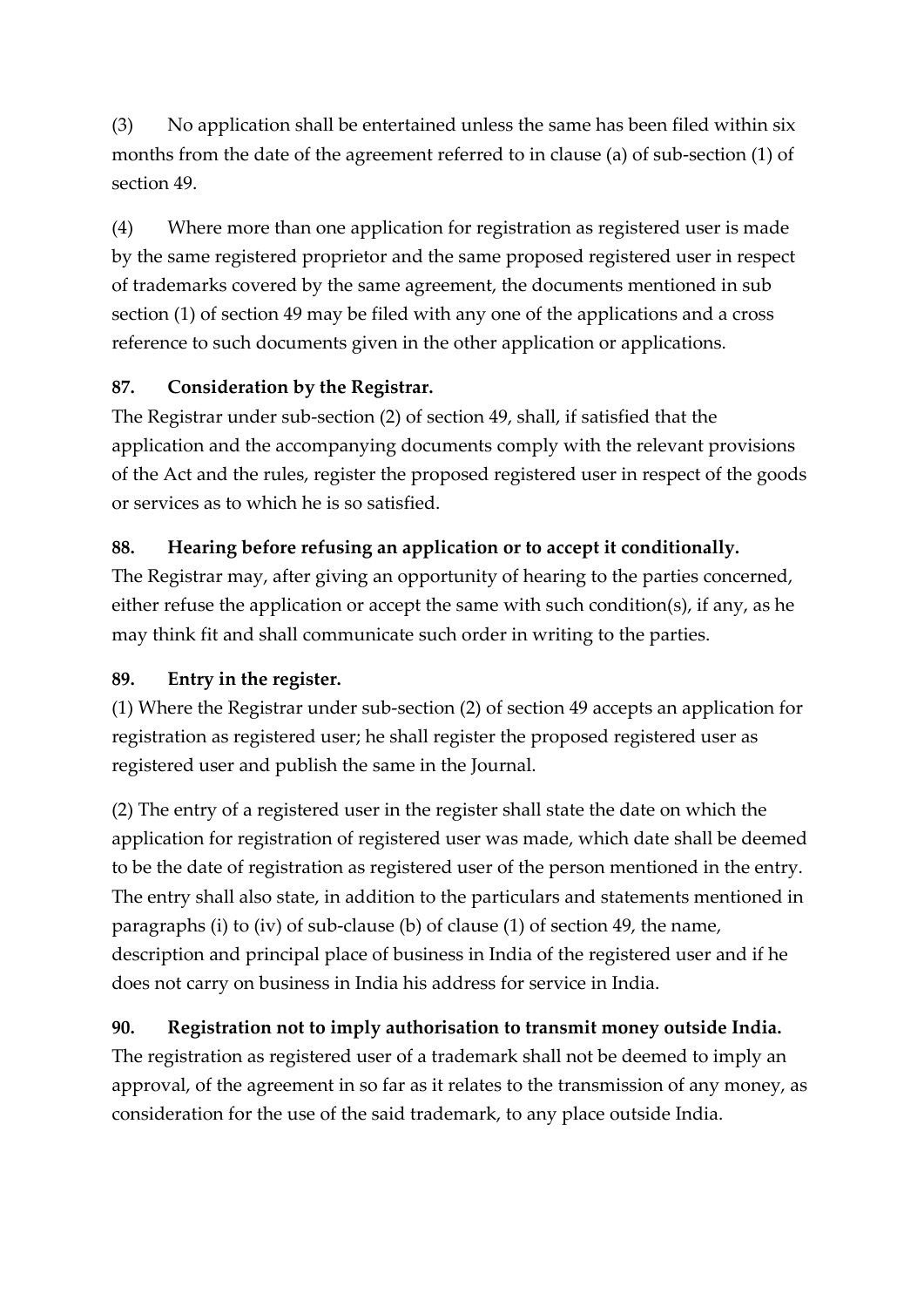(3) No application shall be entertained unless the same has been filed within six months from the date of the agreement referred to in clause (a) of sub-section (1) of section 49.

(4) Where more than one application for registration as registered user is made by the same registered proprietor and the same proposed registered user in respect of trademarks covered by the same agreement, the documents mentioned in sub section (1) of section 49 may be filed with any one of the applications and a cross reference to such documents given in the other application or applications.

**87. Consideration by the Registrar.**

The Registrar under sub-section (2) of section 49, shall, if satisfied that the application and the accompanying documents comply with the relevant provisions of the Act and the rules, register the proposed registered user in respect of the goods or services as to which he is so satisfied.

**88. Hearing before refusing an application or to accept it conditionally.**

The Registrar may, after giving an opportunity of hearing to the parties concerned, either refuse the application or accept the same with such condition(s), if any, as he may think fit and shall communicate such order in writing to the parties.

**89. Entry in the register.**

(1) Where the Registrar under sub-section (2) of section 49 accepts an application for registration as registered user; he shall register the proposed registered user as registered user and publish the same in the Journal.

(2) The entry of a registered user in the register shall state the date on which the application for registration of registered user was made, which date shall be deemed to be the date of registration as registered user of the person mentioned in the entry. The entry shall also state, in addition to the particulars and statements mentioned in paragraphs (i) to (iv) of sub-clause (b) of clause (1) of section 49, the name, description and principal place of business in India of the registered user and if he does not carry on business in India his address for service in India.

**90. Registration not to imply authorisation to transmit money outside India.**

The registration as registered user of a trademark shall not be deemed to imply an approval, of the agreement in so far as it relates to the transmission of any money, as consideration for the use of the said trademark, to any place outside India.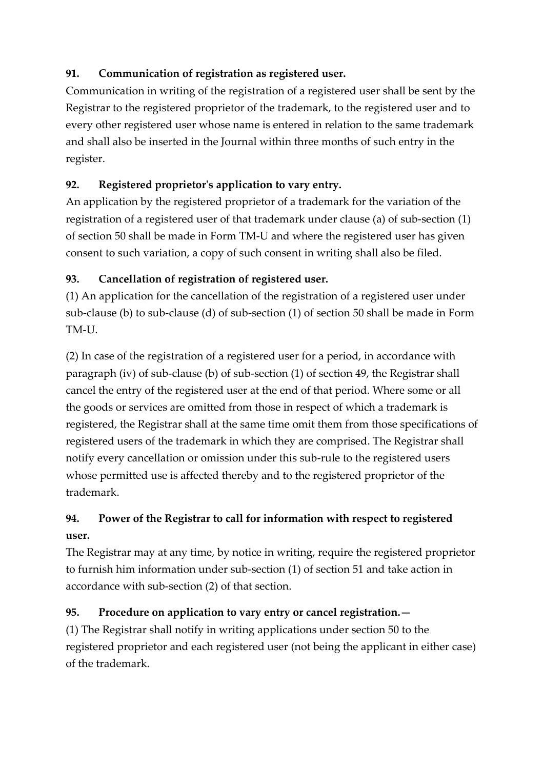**91. Communication of registration as registered user.**

Communication in writing of the registration of a registered user shall be sent by the Registrar to the registered proprietor of the trademark, to the registered user and to every other registered user whose name is entered in relation to the same trademark and shall also be inserted in the Journal within three months of such entry in the register.

**92. Registered proprietor's application to vary entry.**

An application by the registered proprietor of a trademark for the variation of the registration of a registered user of that trademark under clause (a) of sub-section (1) of section 50 shall be made in Form TM-U and where the registered user has given consent to such variation, a copy of such consent in writing shall also be filed.

**93. Cancellation of registration of registered user.**

(1) An application for the cancellation of the registration of a registered user under sub-clause (b) to sub-clause (d) of sub-section (1) of section 50 shall be made in Form TM-U.

(2) In case of the registration of a registered user for a period, in accordance with paragraph (iv) of sub-clause (b) of sub-section (1) of section 49, the Registrar shall cancel the entry of the registered user at the end of that period. Where some or all the goods or services are omitted from those in respect of which a trademark is registered, the Registrar shall at the same time omit them from those specifications of registered users of the trademark in which they are comprised. The Registrar shall notify every cancellation or omission under this sub-rule to the registered users whose permitted use is affected thereby and to the registered proprietor of the trademark.

**94. Power of the Registrar to call for information with respect to registered user.**

The Registrar may at any time, by notice in writing, require the registered proprietor to furnish him information under sub-section (1) of section 51 and take action in accordance with sub-section (2) of that section.

**95. Procedure on application to vary entry or cancel registration.—**

(1) The Registrar shall notify in writing applications under section 50 to the registered proprietor and each registered user (not being the applicant in either case) of the trademark.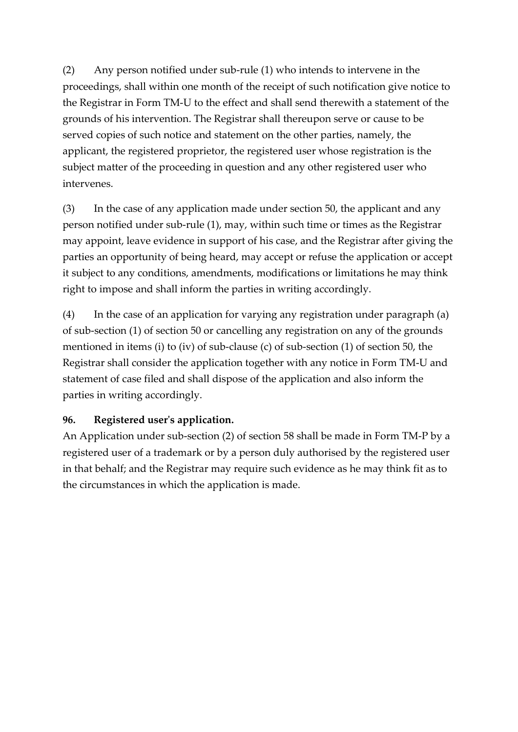(2) Any person notified under sub-rule (1) who intends to intervene in the proceedings, shall within one month of the receipt of such notification give notice to the Registrar in Form TM-U to the effect and shall send therewith a statement of the grounds of his intervention. The Registrar shall thereupon serve or cause to be served copies of such notice and statement on the other parties, namely, the applicant, the registered proprietor, the registered user whose registration is the subject matter of the proceeding in question and any other registered user who intervenes.

(3) In the case of any application made under section 50, the applicant and any person notified under sub-rule (1), may, within such time or times as the Registrar may appoint, leave evidence in support of his case, and the Registrar after giving the parties an opportunity of being heard, may accept or refuse the application or accept it subject to any conditions, amendments, modifications or limitations he may think right to impose and shall inform the parties in writing accordingly.

(4) In the case of an application for varying any registration under paragraph (a) of sub-section (1) of section 50 or cancelling any registration on any of the grounds mentioned in items (i) to (iv) of sub-clause (c) of sub-section (1) of section 50, the Registrar shall consider the application together with any notice in Form TM-U and statement of case filed and shall dispose of the application and also inform the parties in writing accordingly.

**96. Registered user's application.**

An Application under sub-section (2) of section 58 shall be made in Form TM-P by a registered user of a trademark or by a person duly authorised by the registered user in that behalf; and the Registrar may require such evidence as he may think fit as to the circumstances in which the application is made.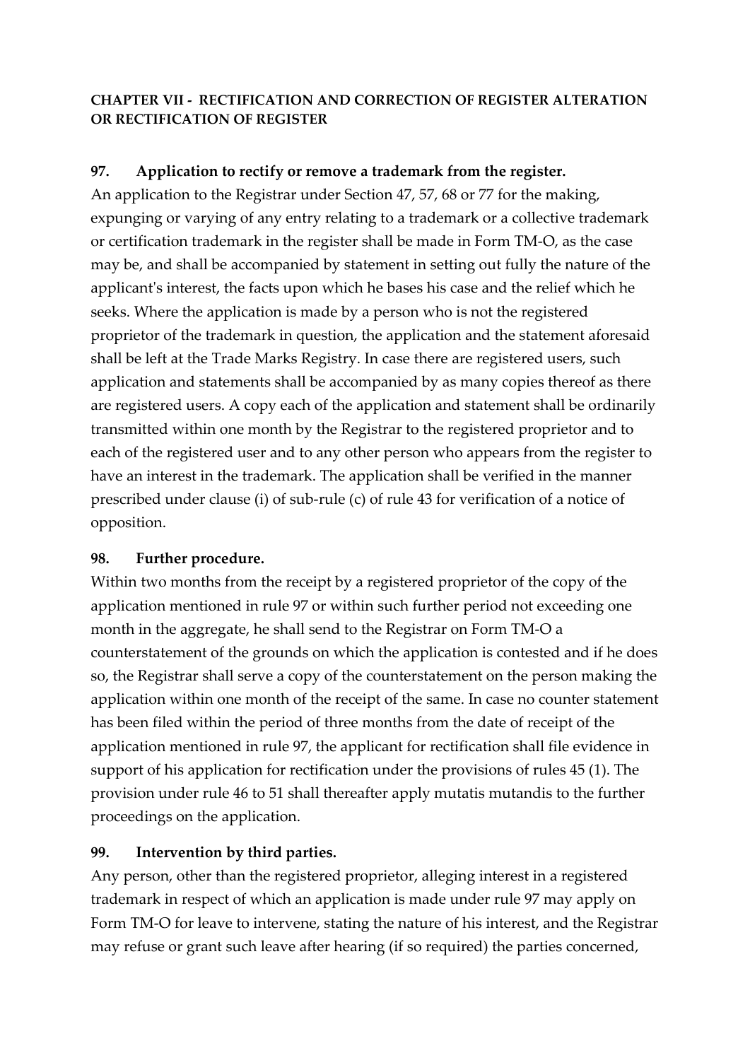**CHAPTER VII - RECTIFICATION AND CORRECTION OF REGISTER ALTERATION OR RECTIFICATION OF REGISTER**

**97. Application to rectify or remove a trademark from the register.**

An application to the Registrar under Section 47, 57, 68 or 77 for the making, expunging or varying of any entry relating to a trademark or a collective trademark or certification trademark in the register shall be made in Form TM-O, as the case may be, and shall be accompanied by statement in setting out fully the nature of the applicant's interest, the facts upon which he bases his case and the relief which he seeks. Where the application is made by a person who is not the registered proprietor of the trademark in question, the application and the statement aforesaid shall be left at the Trade Marks Registry. In case there are registered users, such application and statements shall be accompanied by as many copies thereof as there are registered users. A copy each of the application and statement shall be ordinarily transmitted within one month by the Registrar to the registered proprietor and to each of the registered user and to any other person who appears from the register to have an interest in the trademark. The application shall be verified in the manner prescribed under clause (i) of sub-rule (c) of rule 43 for verification of a notice of opposition.

**98. Further procedure.**

Within two months from the receipt by a registered proprietor of the copy of the application mentioned in rule 97 or within such further period not exceeding one month in the aggregate, he shall send to the Registrar on Form TM-O a counterstatement of the grounds on which the application is contested and if he does so, the Registrar shall serve a copy of the counterstatement on the person making the application within one month of the receipt of the same. In case no counter statement has been filed within the period of three months from the date of receipt of the application mentioned in rule 97, the applicant for rectification shall file evidence in support of his application for rectification under the provisions of rules 45 (1). The provision under rule 46 to 51 shall thereafter apply mutatis mutandis to the further proceedings on the application.

**99. Intervention by third parties.**

Any person, other than the registered proprietor, alleging interest in a registered trademark in respect of which an application is made under rule 97 may apply on Form TM-O for leave to intervene, stating the nature of his interest, and the Registrar may refuse or grant such leave after hearing (if so required) the parties concerned,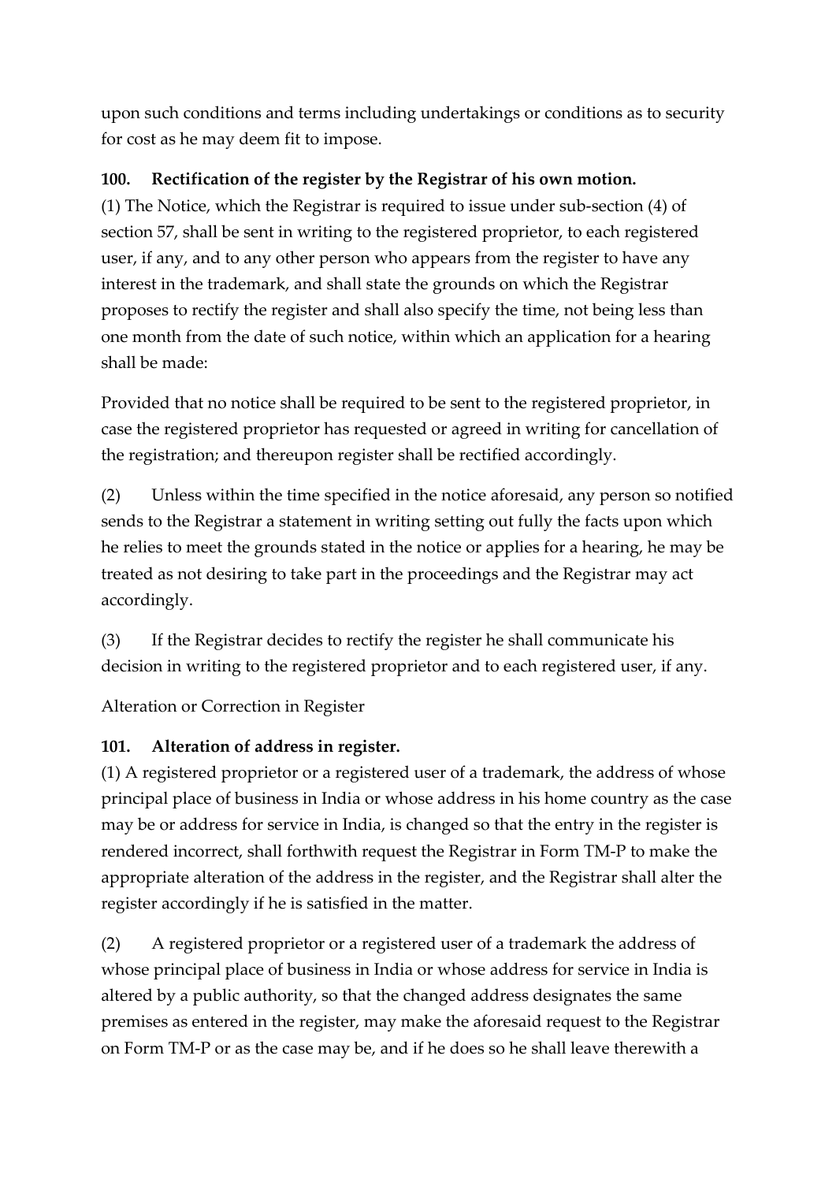upon such conditions and terms including undertakings or conditions as to security for cost as he may deem fit to impose.

**100. Rectification of the register by the Registrar of his own motion.**

(1) The Notice, which the Registrar is required to issue under sub-section (4) of section 57, shall be sent in writing to the registered proprietor, to each registered user, if any, and to any other person who appears from the register to have any interest in the trademark, and shall state the grounds on which the Registrar proposes to rectify the register and shall also specify the time, not being less than one month from the date of such notice, within which an application for a hearing shall be made:

Provided that no notice shall be required to be sent to the registered proprietor, in case the registered proprietor has requested or agreed in writing for cancellation of the registration; and thereupon register shall be rectified accordingly.

(2) Unless within the time specified in the notice aforesaid, any person so notified sends to the Registrar a statement in writing setting out fully the facts upon which he relies to meet the grounds stated in the notice or applies for a hearing, he may be treated as not desiring to take part in the proceedings and the Registrar may act accordingly.

(3) If the Registrar decides to rectify the register he shall communicate his decision in writing to the registered proprietor and to each registered user, if any.

Alteration or Correction in Register

**101. Alteration of address in register.**

(1) A registered proprietor or a registered user of a trademark, the address of whose principal place of business in India or whose address in his home country as the case may be or address for service in India, is changed so that the entry in the register is rendered incorrect, shall forthwith request the Registrar in Form TM-P to make the appropriate alteration of the address in the register, and the Registrar shall alter the register accordingly if he is satisfied in the matter.

(2) A registered proprietor or a registered user of a trademark the address of whose principal place of business in India or whose address for service in India is altered by a public authority, so that the changed address designates the same premises as entered in the register, may make the aforesaid request to the Registrar on Form TM-P or as the case may be, and if he does so he shall leave therewith a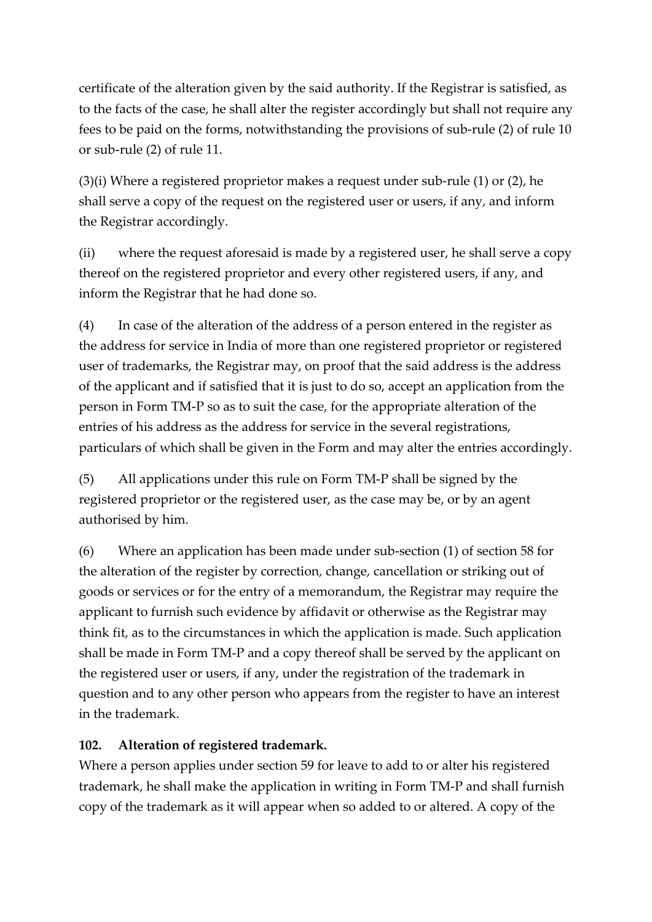certificate of the alteration given by the said authority. If the Registrar is satisfied, as to the facts of the case, he shall alter the register accordingly but shall not require any fees to be paid on the forms, notwithstanding the provisions of sub-rule (2) of rule 10 or sub-rule (2) of rule 11.

(3)(i) Where a registered proprietor makes a request under sub-rule (1) or (2), he shall serve a copy of the request on the registered user or users, if any, and inform the Registrar accordingly.

(ii) where the request aforesaid is made by a registered user, he shall serve a copy thereof on the registered proprietor and every other registered users, if any, and inform the Registrar that he had done so.

(4) In case of the alteration of the address of a person entered in the register as the address for service in India of more than one registered proprietor or registered user of trademarks, the Registrar may, on proof that the said address is the address of the applicant and if satisfied that it is just to do so, accept an application from the person in Form TM-P so as to suit the case, for the appropriate alteration of the entries of his address as the address for service in the several registrations, particulars of which shall be given in the Form and may alter the entries accordingly.

(5) All applications under this rule on Form TM-P shall be signed by the registered proprietor or the registered user, as the case may be, or by an agent authorised by him.

(6) Where an application has been made under sub-section (1) of section 58 for the alteration of the register by correction, change, cancellation or striking out of goods or services or for the entry of a memorandum, the Registrar may require the applicant to furnish such evidence by affidavit or otherwise as the Registrar may think fit, as to the circumstances in which the application is made. Such application shall be made in Form TM-P and a copy thereof shall be served by the applicant on the registered user or users, if any, under the registration of the trademark in question and to any other person who appears from the register to have an interest in the trademark.

**102. Alteration of registered trademark.**

Where a person applies under section 59 for leave to add to or alter his registered trademark, he shall make the application in writing in Form TM-P and shall furnish copy of the trademark as it will appear when so added to or altered. A copy of the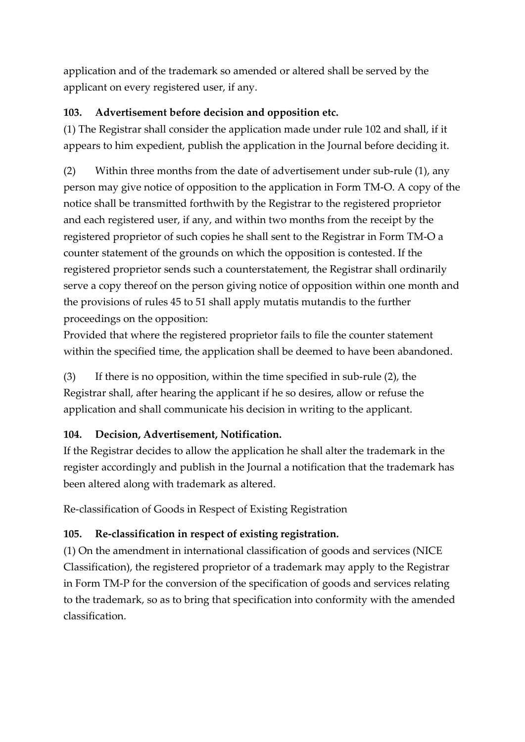application and of the trademark so amended or altered shall be served by the applicant on every registered user, if any.

**103. Advertisement before decision and opposition etc.**

(1) The Registrar shall consider the application made under rule 102 and shall, if it appears to him expedient, publish the application in the Journal before deciding it.

(2) Within three months from the date of advertisement under sub-rule (1), any person may give notice of opposition to the application in Form TM-O. A copy of the notice shall be transmitted forthwith by the Registrar to the registered proprietor and each registered user, if any, and within two months from the receipt by the registered proprietor of such copies he shall sent to the Registrar in Form TM-O a counter statement of the grounds on which the opposition is contested. If the registered proprietor sends such a counterstatement, the Registrar shall ordinarily serve a copy thereof on the person giving notice of opposition within one month and the provisions of rules 45 to 51 shall apply mutatis mutandis to the further proceedings on the opposition:

Provided that where the registered proprietor fails to file the counter statement within the specified time, the application shall be deemed to have been abandoned.

(3) If there is no opposition, within the time specified in sub-rule (2), the Registrar shall, after hearing the applicant if he so desires, allow or refuse the application and shall communicate his decision in writing to the applicant.

**104. Decision, Advertisement, Notification.**

If the Registrar decides to allow the application he shall alter the trademark in the register accordingly and publish in the Journal a notification that the trademark has been altered along with trademark as altered.

Re-classification of Goods in Respect of Existing Registration

**105. Re-classification in respect of existing registration.**

(1) On the amendment in international classification of goods and services (NICE Classification), the registered proprietor of a trademark may apply to the Registrar in Form TM-P for the conversion of the specification of goods and services relating to the trademark, so as to bring that specification into conformity with the amended classification.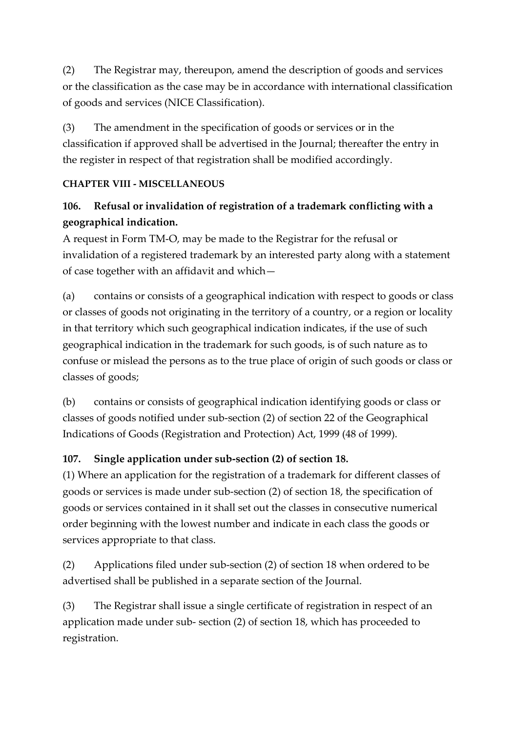(2) The Registrar may, thereupon, amend the description of goods and services or the classification as the case may be in accordance with international classification of goods and services (NICE Classification).

(3) The amendment in the specification of goods or services or in the classification if approved shall be advertised in the Journal; thereafter the entry in the register in respect of that registration shall be modified accordingly.

## CHAPTER VIII - MISCELLANEOUS

### 106. Refusal or invalidation of registration of a trademark conflicting with a geographical indication.

A request in Form TM-O, may be made to the Registrar for the refusal or invalidation of a registered trademark by an interested party along with a statement of case together with an affidavit and which—

(a) contains or consists of a geographical indication with respect to goods or class or classes of goods not originating in the territory of a country, or a region or locality in that territory which such geographical indication indicates, if the use of such geographical indication in the trademark for such goods, is of such nature as to confuse or mislead the persons as to the true place of origin of such goods or class or classes of goods;

(b) contains or consists of geographical indication identifying goods or class or classes of goods notified under sub-section (2) of section 22 of the Geographical Indications of Goods (Registration and Protection) Act, 1999 (48 of 1999).

### 107. Single application under sub-section (2) of section 18.

(1) Where an application for the registration of a trademark for different classes of goods or services is made under sub-section (2) of section 18, the specification of goods or services contained in it shall set out the classes in consecutive numerical order beginning with the lowest number and indicate in each class the goods or services appropriate to that class.

(2) Applications filed under sub-section (2) of section 18 when ordered to be advertised shall be published in a separate section of the Journal.

(3) The Registrar shall issue a single certificate of registration in respect of an application made under sub- section (2) of section 18, which has proceeded to registration.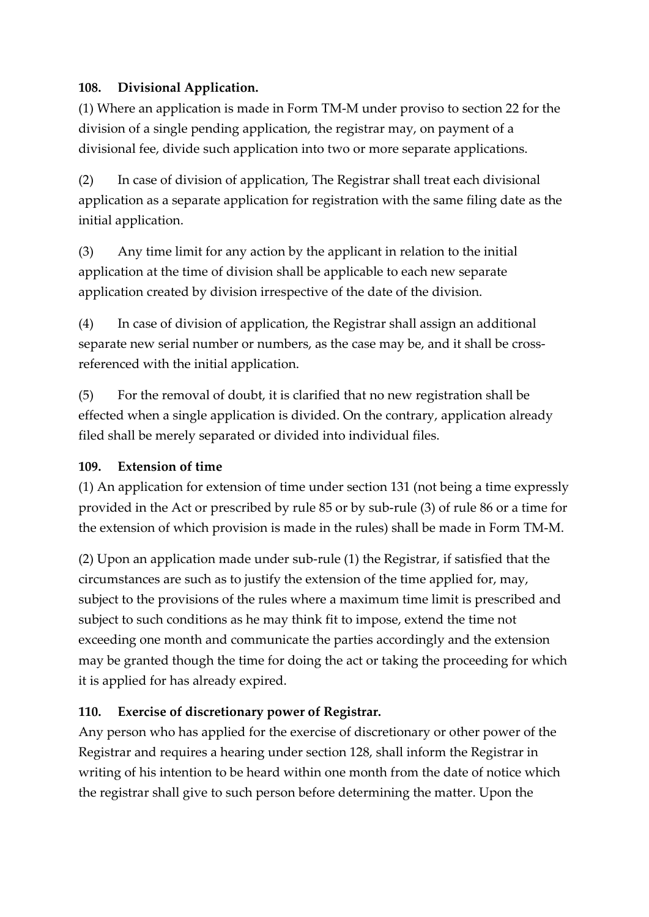**108. Divisional Application.**

(1) Where an application is made in Form TM-M under proviso to section 22 for the division of a single pending application, the registrar may, on payment of a divisional fee, divide such application into two or more separate applications.

(2) In case of division of application, The Registrar shall treat each divisional application as a separate application for registration with the same filing date as the initial application.

(3) Any time limit for any action by the applicant in relation to the initial application at the time of division shall be applicable to each new separate application created by division irrespective of the date of the division.

(4) In case of division of application, the Registrar shall assign an additional separate new serial number or numbers, as the case may be, and it shall be cross-referenced with the initial application.

(5) For the removal of doubt, it is clarified that no new registration shall be effected when a single application is divided. On the contrary, application already filed shall be merely separated or divided into individual files.

**109. Extension of time**

(1) An application for extension of time under section 131 (not being a time expressly provided in the Act or prescribed by rule 85 or by sub-rule (3) of rule 86 or a time for the extension of which provision is made in the rules) shall be made in Form TM-M.

(2) Upon an application made under sub-rule (1) the Registrar, if satisfied that the circumstances are such as to justify the extension of the time applied for, may, subject to the provisions of the rules where a maximum time limit is prescribed and subject to such conditions as he may think fit to impose, extend the time not exceeding one month and communicate the parties accordingly and the extension may be granted though the time for doing the act or taking the proceeding for which it is applied for has already expired.

**110. Exercise of discretionary power of Registrar.**

Any person who has applied for the exercise of discretionary or other power of the Registrar and requires a hearing under section 128, shall inform the Registrar in writing of his intention to be heard within one month from the date of notice which the registrar shall give to such person before determining the matter. Upon the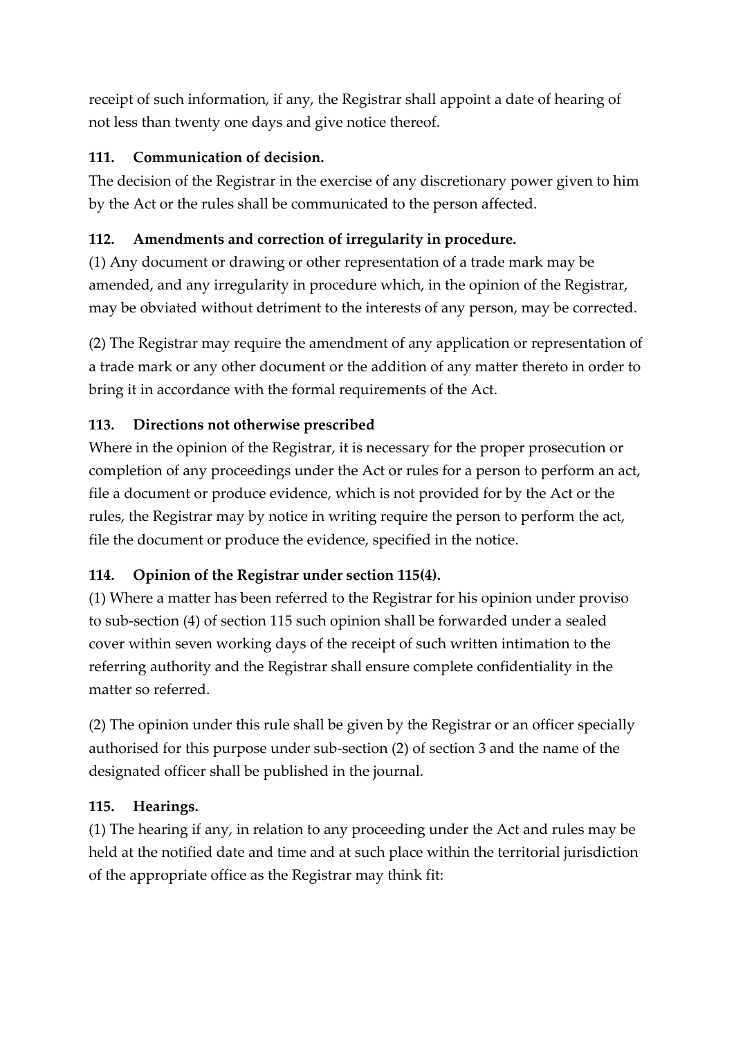receipt of such information, if any, the Registrar shall appoint a date of hearing of not less than twenty one days and give notice thereof.

**111. Communication of decision.**

The decision of the Registrar in the exercise of any discretionary power given to him by the Act or the rules shall be communicated to the person affected.

**112. Amendments and correction of irregularity in procedure.**

(1) Any document or drawing or other representation of a trade mark may be amended, and any irregularity in procedure which, in the opinion of the Registrar, may be obviated without detriment to the interests of any person, may be corrected.

(2) The Registrar may require the amendment of any application or representation of a trade mark or any other document or the addition of any matter thereto in order to bring it in accordance with the formal requirements of the Act.

**113. Directions not otherwise prescribed**

Where in the opinion of the Registrar, it is necessary for the proper prosecution or completion of any proceedings under the Act or rules for a person to perform an act, file a document or produce evidence, which is not provided for by the Act or the rules, the Registrar may by notice in writing require the person to perform the act, file the document or produce the evidence, specified in the notice.

**114. Opinion of the Registrar under section 115(4).**

(1) Where a matter has been referred to the Registrar for his opinion under proviso to sub-section (4) of section 115 such opinion shall be forwarded under a sealed cover within seven working days of the receipt of such written intimation to the referring authority and the Registrar shall ensure complete confidentiality in the matter so referred.

(2) The opinion under this rule shall be given by the Registrar or an officer specially authorised for this purpose under sub-section (2) of section 3 and the name of the designated officer shall be published in the journal.

**115. Hearings.**

(1) The hearing if any, in relation to any proceeding under the Act and rules may be held at the notified date and time and at such place within the territorial jurisdiction of the appropriate office as the Registrar may think fit: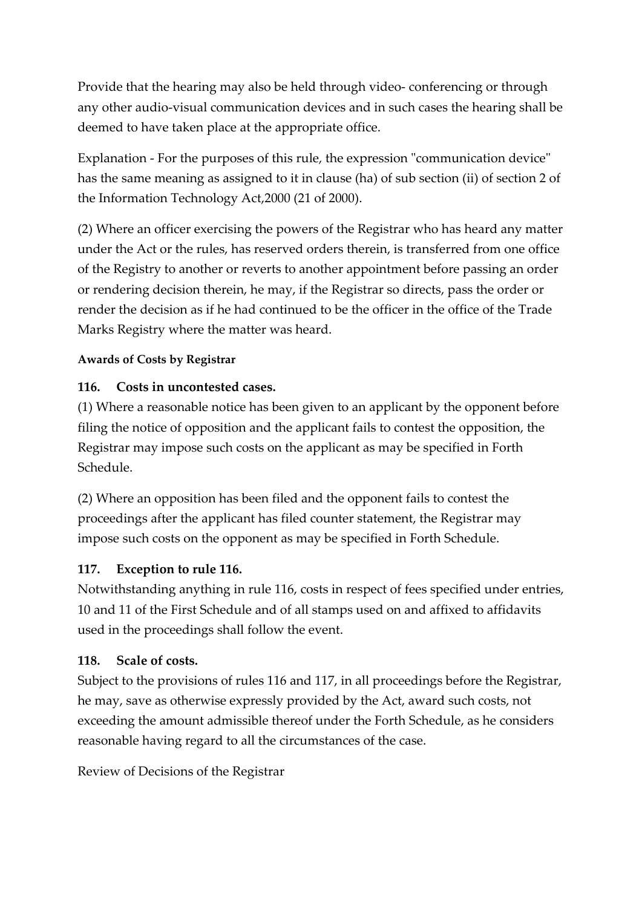Provide that the hearing may also be held through video- conferencing or through any other audio-visual communication devices and in such cases the hearing shall be deemed to have taken place at the appropriate office.

Explanation - For the purposes of this rule, the expression "communication device" has the same meaning as assigned to it in clause (ha) of sub section (ii) of section 2 of the Information Technology Act,2000 (21 of 2000).

(2) Where an officer exercising the powers of the Registrar who has heard any matter under the Act or the rules, has reserved orders therein, is transferred from one office of the Registry to another or reverts to another appointment before passing an order or rendering decision therein, he may, if the Registrar so directs, pass the order or render the decision as if he had continued to be the officer in the office of the Trade Marks Registry where the matter was heard.

**Awards of Costs by Registrar**

**116. Costs in uncontested cases.**

(1) Where a reasonable notice has been given to an applicant by the opponent before filing the notice of opposition and the applicant fails to contest the opposition, the Registrar may impose such costs on the applicant as may be specified in Forth Schedule.

(2) Where an opposition has been filed and the opponent fails to contest the proceedings after the applicant has filed counter statement, the Registrar may impose such costs on the opponent as may be specified in Forth Schedule.

**117. Exception to rule 116.**

Notwithstanding anything in rule 116, costs in respect of fees specified under entries, 10 and 11 of the First Schedule and of all stamps used on and affixed to affidavits used in the proceedings shall follow the event.

**118. Scale of costs.**

Subject to the provisions of rules 116 and 117, in all proceedings before the Registrar, he may, save as otherwise expressly provided by the Act, award such costs, not exceeding the amount admissible thereof under the Forth Schedule, as he considers reasonable having regard to all the circumstances of the case.

Review of Decisions of the Registrar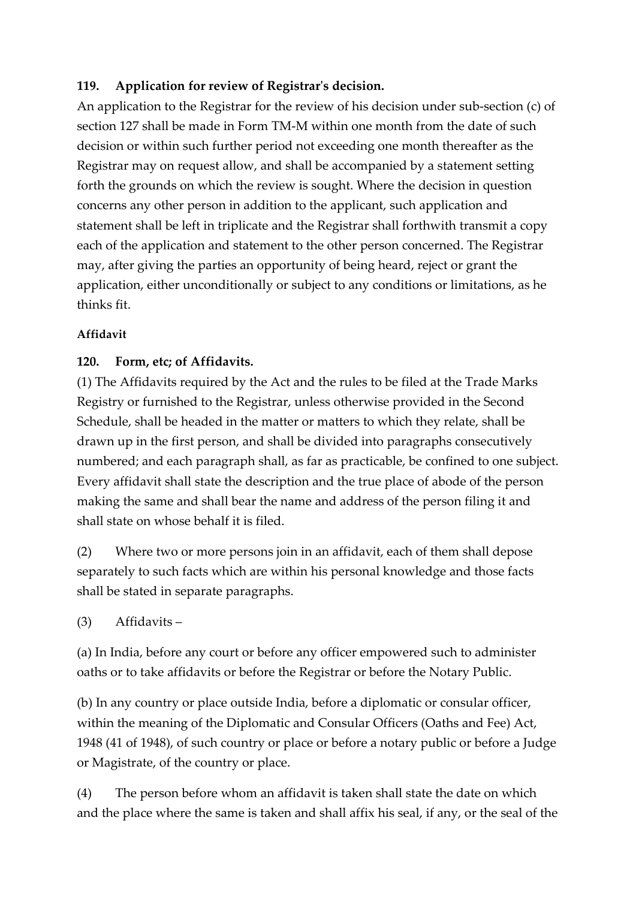**119. Application for review of Registrar's decision.**

An application to the Registrar for the review of his decision under sub-section (c) of section 127 shall be made in Form TM-M within one month from the date of such decision or within such further period not exceeding one month thereafter as the Registrar may on request allow, and shall be accompanied by a statement setting forth the grounds on which the review is sought. Where the decision in question concerns any other person in addition to the applicant, such application and statement shall be left in triplicate and the Registrar shall forthwith transmit a copy each of the application and statement to the other person concerned. The Registrar may, after giving the parties an opportunity of being heard, reject or grant the application, either unconditionally or subject to any conditions or limitations, as he thinks fit.

**Affidavit**

**120. Form, etc; of Affidavits.**

(1) The Affidavits required by the Act and the rules to be filed at the Trade Marks Registry or furnished to the Registrar, unless otherwise provided in the Second Schedule, shall be headed in the matter or matters to which they relate, shall be drawn up in the first person, and shall be divided into paragraphs consecutively numbered; and each paragraph shall, as far as practicable, be confined to one subject. Every affidavit shall state the description and the true place of abode of the person making the same and shall bear the name and address of the person filing it and shall state on whose behalf it is filed.

(2) Where two or more persons join in an affidavit, each of them shall depose separately to such facts which are within his personal knowledge and those facts shall be stated in separate paragraphs.

(3) Affidavits –

(a) In India, before any court or before any officer empowered such to administer oaths or to take affidavits or before the Registrar or before the Notary Public.

(b) In any country or place outside India, before a diplomatic or consular officer, within the meaning of the Diplomatic and Consular Officers (Oaths and Fee) Act, 1948 (41 of 1948), of such country or place or before a notary public or before a Judge or Magistrate, of the country or place.

(4) The person before whom an affidavit is taken shall state the date on which and the place where the same is taken and shall affix his seal, if any, or the seal of the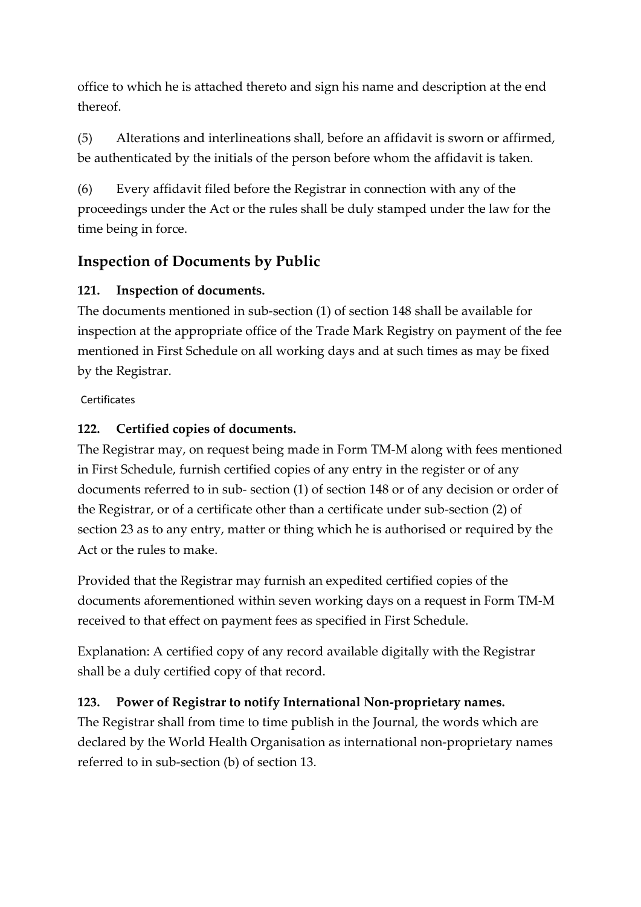office to which he is attached thereto and sign his name and description at the end thereof.

(5) Alterations and interlineations shall, before an affidavit is sworn or affirmed, be authenticated by the initials of the person before whom the affidavit is taken.

(6) Every affidavit filed before the Registrar in connection with any of the proceedings under the Act or the rules shall be duly stamped under the law for the time being in force.

## Inspection of Documents by Public

### 121. Inspection of documents.

The documents mentioned in sub-section (1) of section 148 shall be available for inspection at the appropriate office of the Trade Mark Registry on payment of the fee mentioned in First Schedule on all working days and at such times as may be fixed by the Registrar.

Certificates

### 122. Certified copies of documents.

The Registrar may, on request being made in Form TM-M along with fees mentioned in First Schedule, furnish certified copies of any entry in the register or of any documents referred to in sub- section (1) of section 148 or of any decision or order of the Registrar, or of a certificate other than a certificate under sub-section (2) of section 23 as to any entry, matter or thing which he is authorised or required by the Act or the rules to make.

Provided that the Registrar may furnish an expedited certified copies of the documents aforementioned within seven working days on a request in Form TM-M received to that effect on payment fees as specified in First Schedule.

Explanation: A certified copy of any record available digitally with the Registrar shall be a duly certified copy of that record.

### 123. Power of Registrar to notify International Non-proprietary names.

The Registrar shall from time to time publish in the Journal, the words which are declared by the World Health Organisation as international non-proprietary names referred to in sub-section (b) of section 13.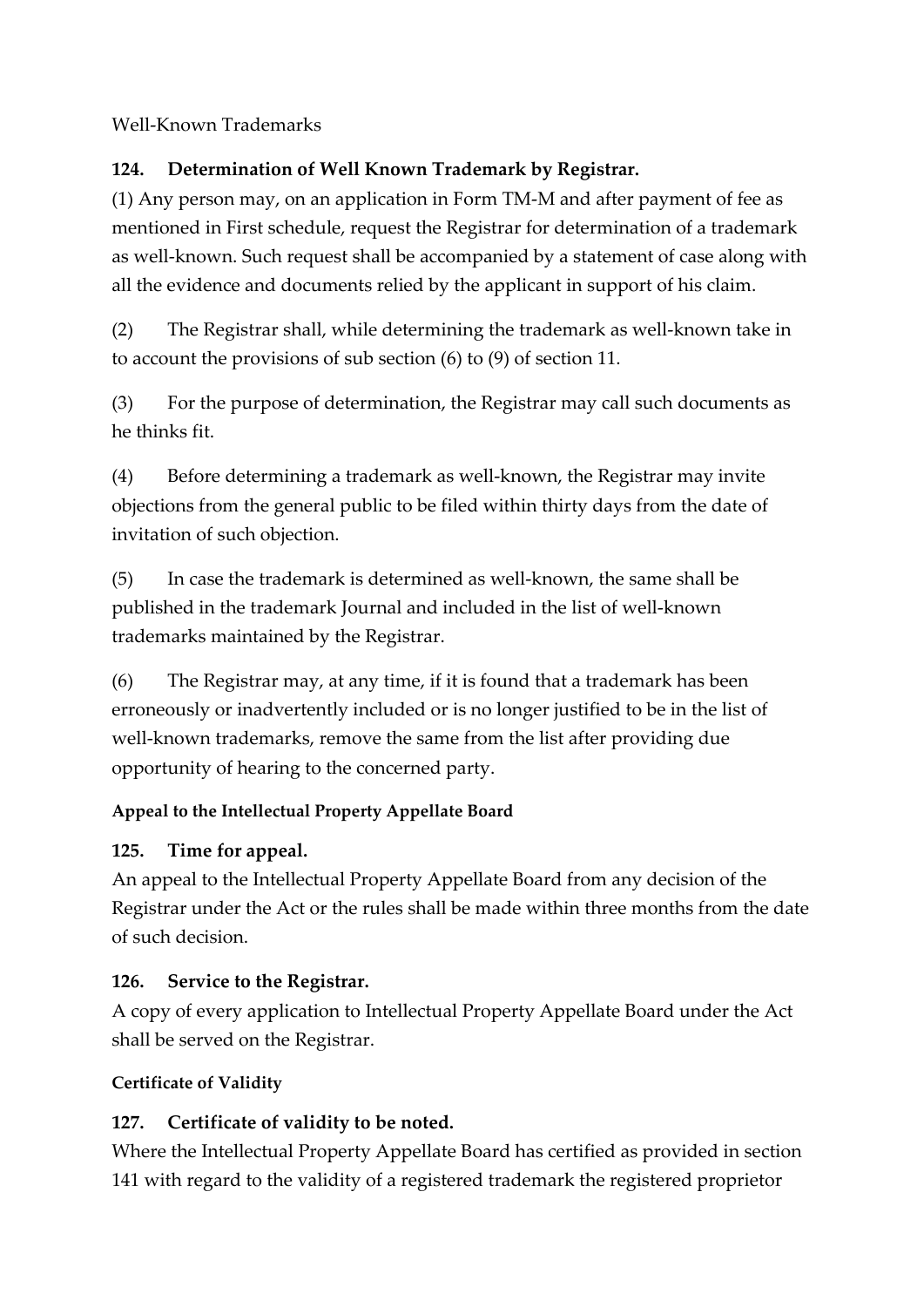Well-Known Trademarks

### 124. Determination of Well Known Trademark by Registrar.

(1) Any person may, on an application in Form TM-M and after payment of fee as mentioned in First schedule, request the Registrar for determination of a trademark as well-known. Such request shall be accompanied by a statement of case along with all the evidence and documents relied by the applicant in support of his claim.

(2) The Registrar shall, while determining the trademark as well-known take in to account the provisions of sub section (6) to (9) of section 11.

(3) For the purpose of determination, the Registrar may call such documents as he thinks fit.

(4) Before determining a trademark as well-known, the Registrar may invite objections from the general public to be filed within thirty days from the date of invitation of such objection.

(5) In case the trademark is determined as well-known, the same shall be published in the trademark Journal and included in the list of well-known trademarks maintained by the Registrar.

(6) The Registrar may, at any time, if it is found that a trademark has been erroneously or inadvertently included or is no longer justified to be in the list of well-known trademarks, remove the same from the list after providing due opportunity of hearing to the concerned party.

#### Appeal to the Intellectual Property Appellate Board

### 125. Time for appeal.

An appeal to the Intellectual Property Appellate Board from any decision of the Registrar under the Act or the rules shall be made within three months from the date of such decision.

### 126. Service to the Registrar.

A copy of every application to Intellectual Property Appellate Board under the Act shall be served on the Registrar.

#### Certificate of Validity

### 127. Certificate of validity to be noted.

Where the Intellectual Property Appellate Board has certified as provided in section 141 with regard to the validity of a registered trademark the registered proprietor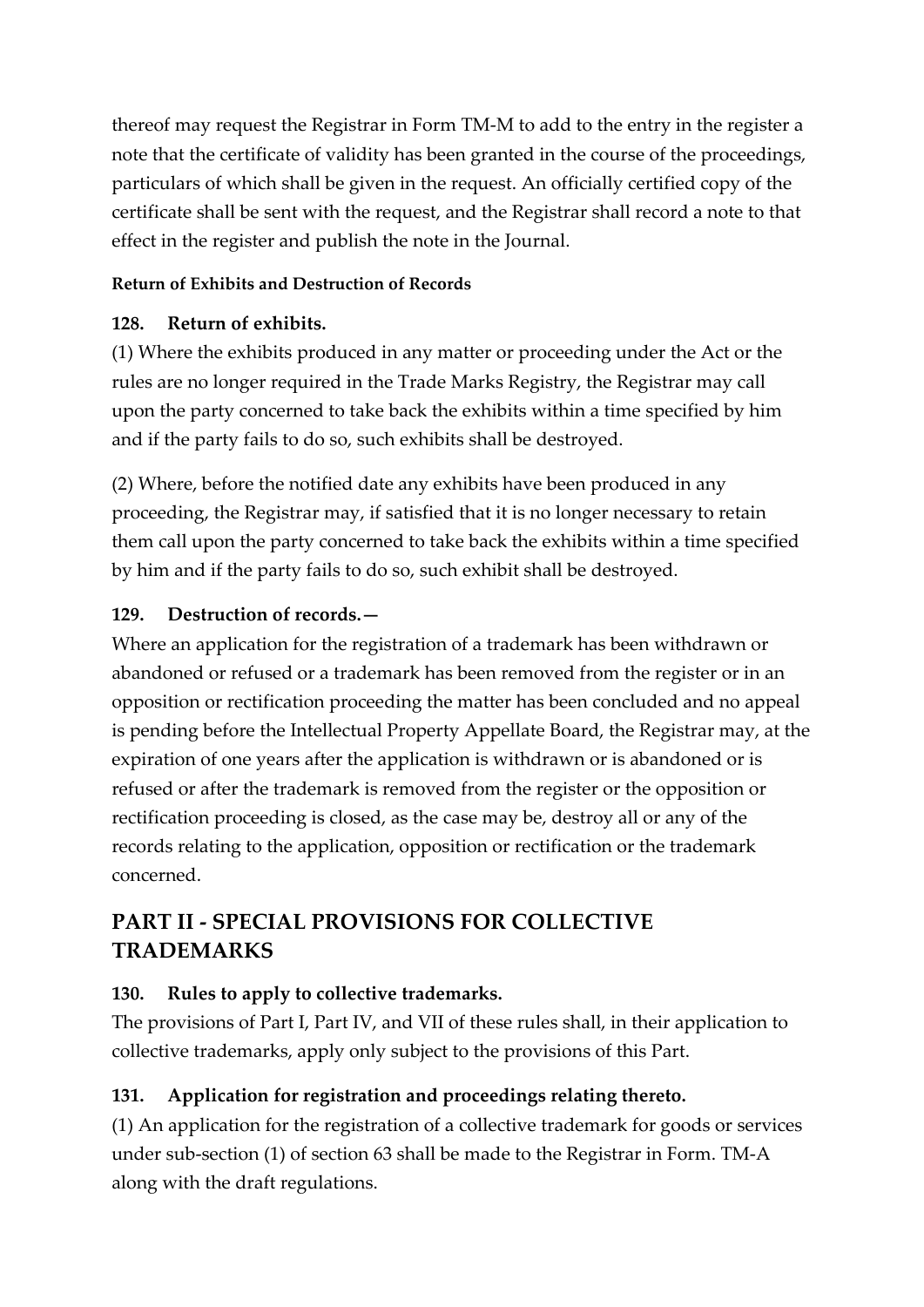thereof may request the Registrar in Form TM-M to add to the entry in the register a note that the certificate of validity has been granted in the course of the proceedings, particulars of which shall be given in the request. An officially certified copy of the certificate shall be sent with the request, and the Registrar shall record a note to that effect in the register and publish the note in the Journal.

**Return of Exhibits and Destruction of Records**

### 128. Return of exhibits.

(1) Where the exhibits produced in any matter or proceeding under the Act or the rules are no longer required in the Trade Marks Registry, the Registrar may call upon the party concerned to take back the exhibits within a time specified by him and if the party fails to do so, such exhibits shall be destroyed.

(2) Where, before the notified date any exhibits have been produced in any proceeding, the Registrar may, if satisfied that it is no longer necessary to retain them call upon the party concerned to take back the exhibits within a time specified by him and if the party fails to do so, such exhibit shall be destroyed.

### 129. Destruction of records.—

Where an application for the registration of a trademark has been withdrawn or abandoned or refused or a trademark has been removed from the register or in an opposition or rectification proceeding the matter has been concluded and no appeal is pending before the Intellectual Property Appellate Board, the Registrar may, at the expiration of one years after the application is withdrawn or is abandoned or is refused or after the trademark is removed from the register or the opposition or rectification proceeding is closed, as the case may be, destroy all or any of the records relating to the application, opposition or rectification or the trademark concerned.

## PART II - SPECIAL PROVISIONS FOR COLLECTIVE TRADEMARKS

### 130. Rules to apply to collective trademarks.

The provisions of Part I, Part IV, and VII of these rules shall, in their application to collective trademarks, apply only subject to the provisions of this Part.

### 131. Application for registration and proceedings relating thereto.

(1) An application for the registration of a collective trademark for goods or services under sub-section (1) of section 63 shall be made to the Registrar in Form. TM-A along with the draft regulations.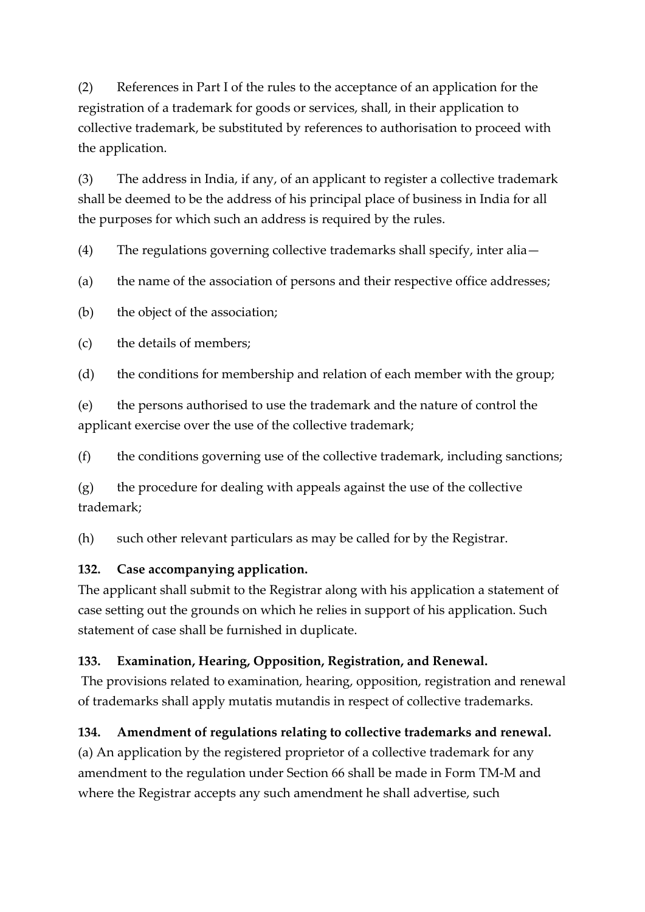(2) References in Part I of the rules to the acceptance of an application for the registration of a trademark for goods or services, shall, in their application to collective trademark, be substituted by references to authorisation to proceed with the application.

(3) The address in India, if any, of an applicant to register a collective trademark shall be deemed to be the address of his principal place of business in India for all the purposes for which such an address is required by the rules.

(4) The regulations governing collective trademarks shall specify, inter alia—

(a) the name of the association of persons and their respective office addresses;

(b) the object of the association;

(c) the details of members;

(d) the conditions for membership and relation of each member with the group;

(e) the persons authorised to use the trademark and the nature of control the applicant exercise over the use of the collective trademark;

(f) the conditions governing use of the collective trademark, including sanctions;

(g) the procedure for dealing with appeals against the use of the collective trademark;

(h) such other relevant particulars as may be called for by the Registrar.

**132. Case accompanying application.**

The applicant shall submit to the Registrar along with his application a statement of case setting out the grounds on which he relies in support of his application. Such statement of case shall be furnished in duplicate.

**133. Examination, Hearing, Opposition, Registration, and Renewal.**

The provisions related to examination, hearing, opposition, registration and renewal of trademarks shall apply mutatis mutandis in respect of collective trademarks.

**134. Amendment of regulations relating to collective trademarks and renewal.**

(a) An application by the registered proprietor of a collective trademark for any amendment to the regulation under Section 66 shall be made in Form TM-M and where the Registrar accepts any such amendment he shall advertise, such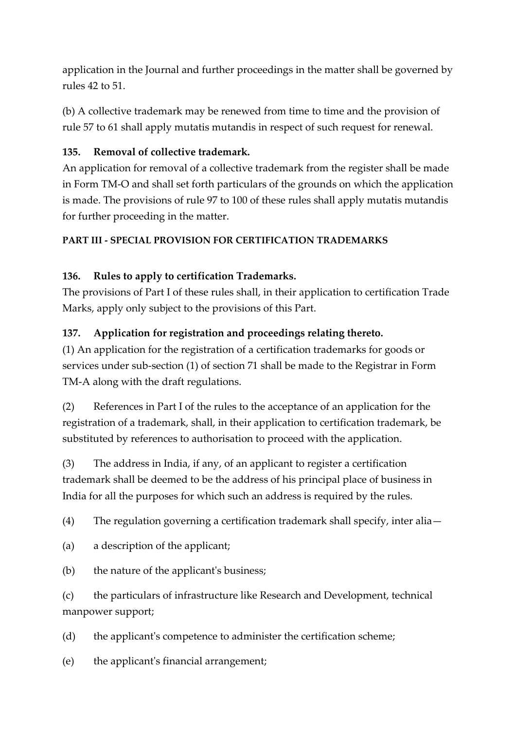application in the Journal and further proceedings in the matter shall be governed by rules 42 to 51.

(b) A collective trademark may be renewed from time to time and the provision of rule 57 to 61 shall apply mutatis mutandis in respect of such request for renewal.

**135. Removal of collective trademark.**

An application for removal of a collective trademark from the register shall be made in Form TM-O and shall set forth particulars of the grounds on which the application is made. The provisions of rule 97 to 100 of these rules shall apply mutatis mutandis for further proceeding in the matter.

**PART III - SPECIAL PROVISION FOR CERTIFICATION TRADEMARKS**

**136. Rules to apply to certification Trademarks.**

The provisions of Part I of these rules shall, in their application to certification Trade Marks, apply only subject to the provisions of this Part.

**137. Application for registration and proceedings relating thereto.**

(1) An application for the registration of a certification trademarks for goods or services under sub-section (1) of section 71 shall be made to the Registrar in Form TM-A along with the draft regulations.

(2) References in Part I of the rules to the acceptance of an application for the registration of a trademark, shall, in their application to certification trademark, be substituted by references to authorisation to proceed with the application.

(3) The address in India, if any, of an applicant to register a certification trademark shall be deemed to be the address of his principal place of business in India for all the purposes for which such an address is required by the rules.

(4) The regulation governing a certification trademark shall specify, inter alia—

(a) a description of the applicant;

(b) the nature of the applicant's business;

(c) the particulars of infrastructure like Research and Development, technical manpower support;

(d) the applicant's competence to administer the certification scheme;

(e) the applicant's financial arrangement;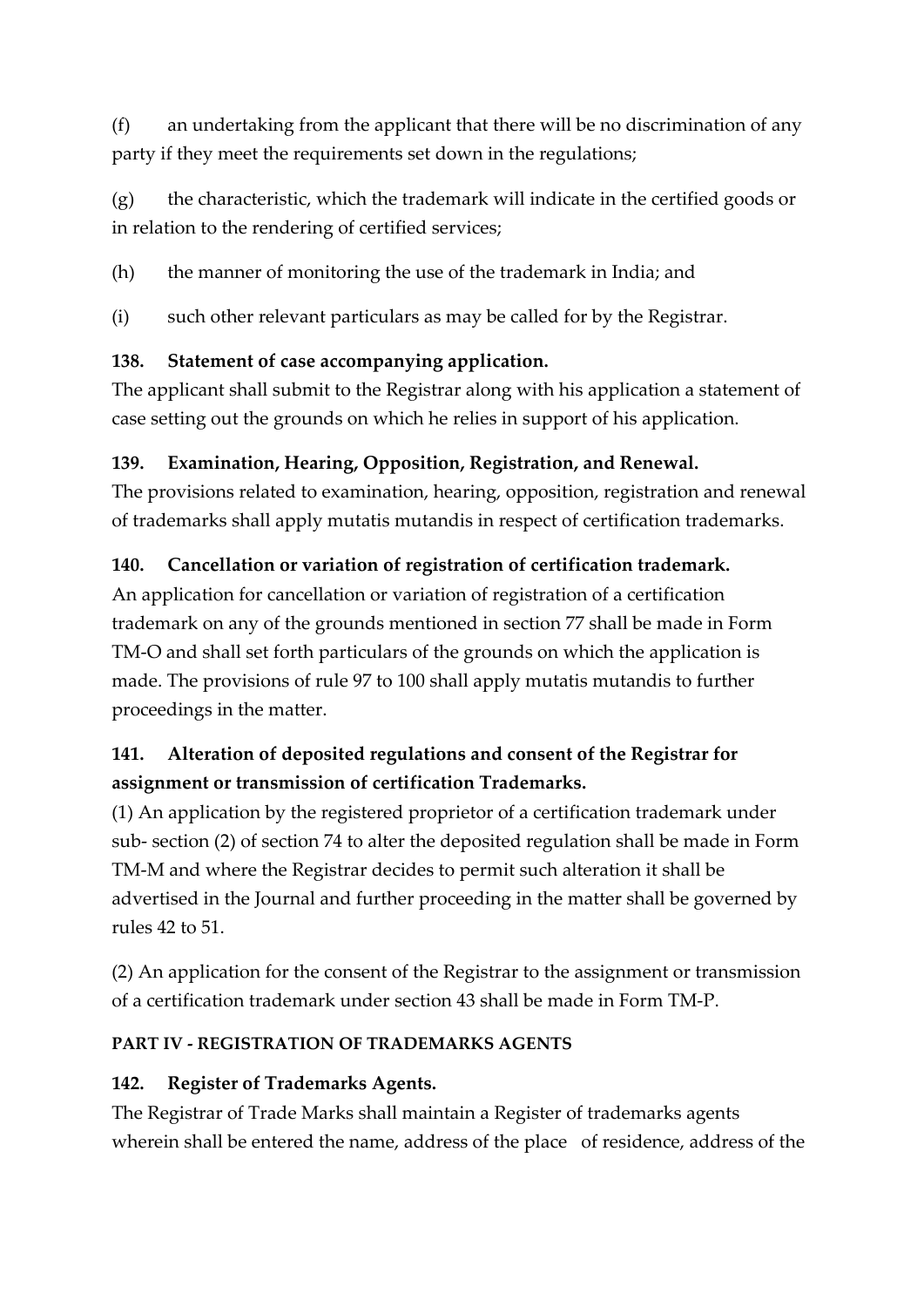(f) an undertaking from the applicant that there will be no discrimination of any party if they meet the requirements set down in the regulations;

(g) the characteristic, which the trademark will indicate in the certified goods or in relation to the rendering of certified services;

(h) the manner of monitoring the use of the trademark in India; and

(i) such other relevant particulars as may be called for by the Registrar.

**138. Statement of case accompanying application.**

The applicant shall submit to the Registrar along with his application a statement of case setting out the grounds on which he relies in support of his application.

**139. Examination, Hearing, Opposition, Registration, and Renewal.**

The provisions related to examination, hearing, opposition, registration and renewal of trademarks shall apply mutatis mutandis in respect of certification trademarks.

**140. Cancellation or variation of registration of certification trademark.**

An application for cancellation or variation of registration of a certification trademark on any of the grounds mentioned in section 77 shall be made in Form TM-O and shall set forth particulars of the grounds on which the application is made. The provisions of rule 97 to 100 shall apply mutatis mutandis to further proceedings in the matter.

**141. Alteration of deposited regulations and consent of the Registrar for assignment or transmission of certification Trademarks.**

(1) An application by the registered proprietor of a certification trademark under sub- section (2) of section 74 to alter the deposited regulation shall be made in Form TM-M and where the Registrar decides to permit such alteration it shall be advertised in the Journal and further proceeding in the matter shall be governed by rules 42 to 51.

(2) An application for the consent of the Registrar to the assignment or transmission of a certification trademark under section 43 shall be made in Form TM-P.

**PART IV - REGISTRATION OF TRADEMARKS AGENTS**

**142. Register of Trademarks Agents.**

The Registrar of Trade Marks shall maintain a Register of trademarks agents wherein shall be entered the name, address of the place of residence, address of the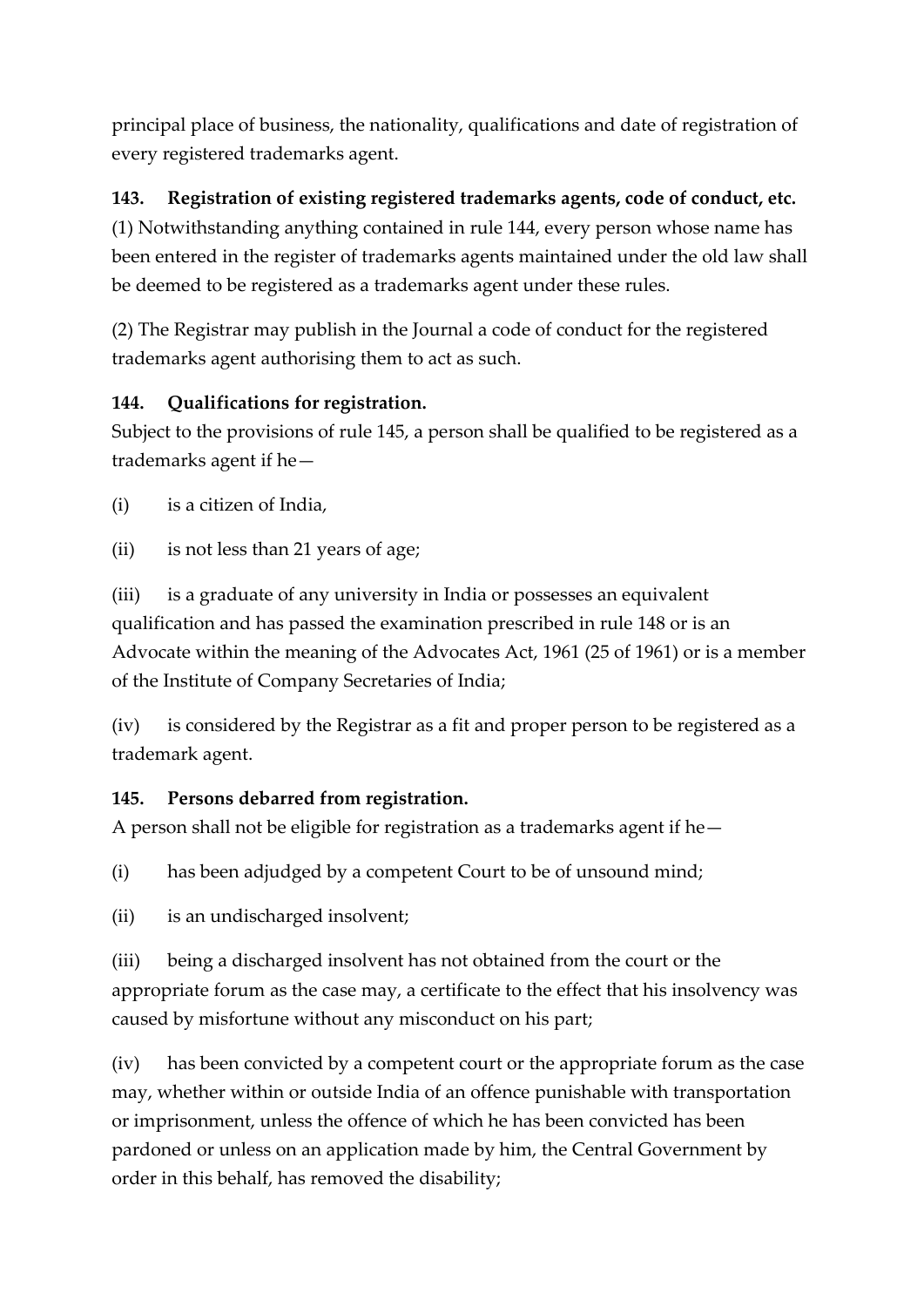principal place of business, the nationality, qualifications and date of registration of every registered trademarks agent.

**143. Registration of existing registered trademarks agents, code of conduct, etc.**

(1) Notwithstanding anything contained in rule 144, every person whose name has been entered in the register of trademarks agents maintained under the old law shall be deemed to be registered as a trademarks agent under these rules.

(2) The Registrar may publish in the Journal a code of conduct for the registered trademarks agent authorising them to act as such.

**144. Qualifications for registration.**

Subject to the provisions of rule 145, a person shall be qualified to be registered as a trademarks agent if he—

(i) is a citizen of India,

(ii) is not less than 21 years of age;

(iii) is a graduate of any university in India or possesses an equivalent qualification and has passed the examination prescribed in rule 148 or is an Advocate within the meaning of the Advocates Act, 1961 (25 of 1961) or is a member of the Institute of Company Secretaries of India;

(iv) is considered by the Registrar as a fit and proper person to be registered as a trademark agent.

**145. Persons debarred from registration.**

A person shall not be eligible for registration as a trademarks agent if he—

(i) has been adjudged by a competent Court to be of unsound mind;

(ii) is an undischarged insolvent;

(iii) being a discharged insolvent has not obtained from the court or the appropriate forum as the case may, a certificate to the effect that his insolvency was caused by misfortune without any misconduct on his part;

(iv) has been convicted by a competent court or the appropriate forum as the case may, whether within or outside India of an offence punishable with transportation or imprisonment, unless the offence of which he has been convicted has been pardoned or unless on an application made by him, the Central Government by order in this behalf, has removed the disability;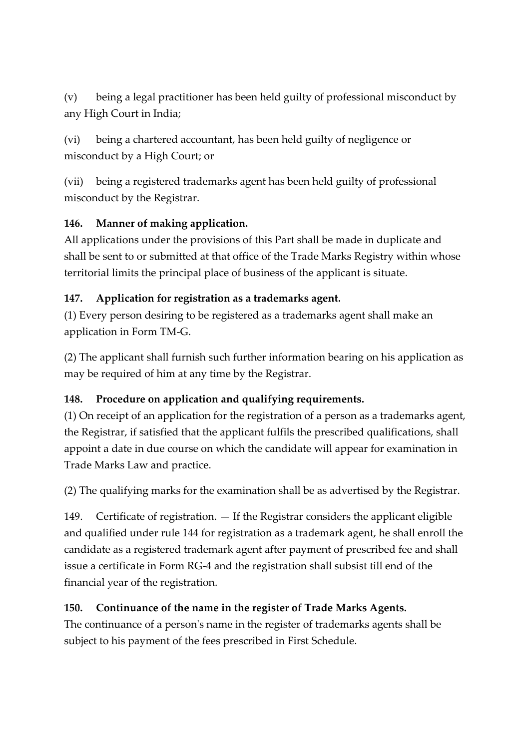(v) being a legal practitioner has been held guilty of professional misconduct by any High Court in India;

(vi) being a chartered accountant, has been held guilty of negligence or misconduct by a High Court; or

(vii) being a registered trademarks agent has been held guilty of professional misconduct by the Registrar.

**146. Manner of making application.**

All applications under the provisions of this Part shall be made in duplicate and shall be sent to or submitted at that office of the Trade Marks Registry within whose territorial limits the principal place of business of the applicant is situate.

**147. Application for registration as a trademarks agent.**

(1) Every person desiring to be registered as a trademarks agent shall make an application in Form TM-G.

(2) The applicant shall furnish such further information bearing on his application as may be required of him at any time by the Registrar.

**148. Procedure on application and qualifying requirements.**

(1) On receipt of an application for the registration of a person as a trademarks agent, the Registrar, if satisfied that the applicant fulfils the prescribed qualifications, shall appoint a date in due course on which the candidate will appear for examination in Trade Marks Law and practice.

(2) The qualifying marks for the examination shall be as advertised by the Registrar.

149. Certificate of registration. — If the Registrar considers the applicant eligible and qualified under rule 144 for registration as a trademark agent, he shall enroll the candidate as a registered trademark agent after payment of prescribed fee and shall issue a certificate in Form RG-4 and the registration shall subsist till end of the financial year of the registration.

**150. Continuance of the name in the register of Trade Marks Agents.**

The continuance of a person's name in the register of trademarks agents shall be subject to his payment of the fees prescribed in First Schedule.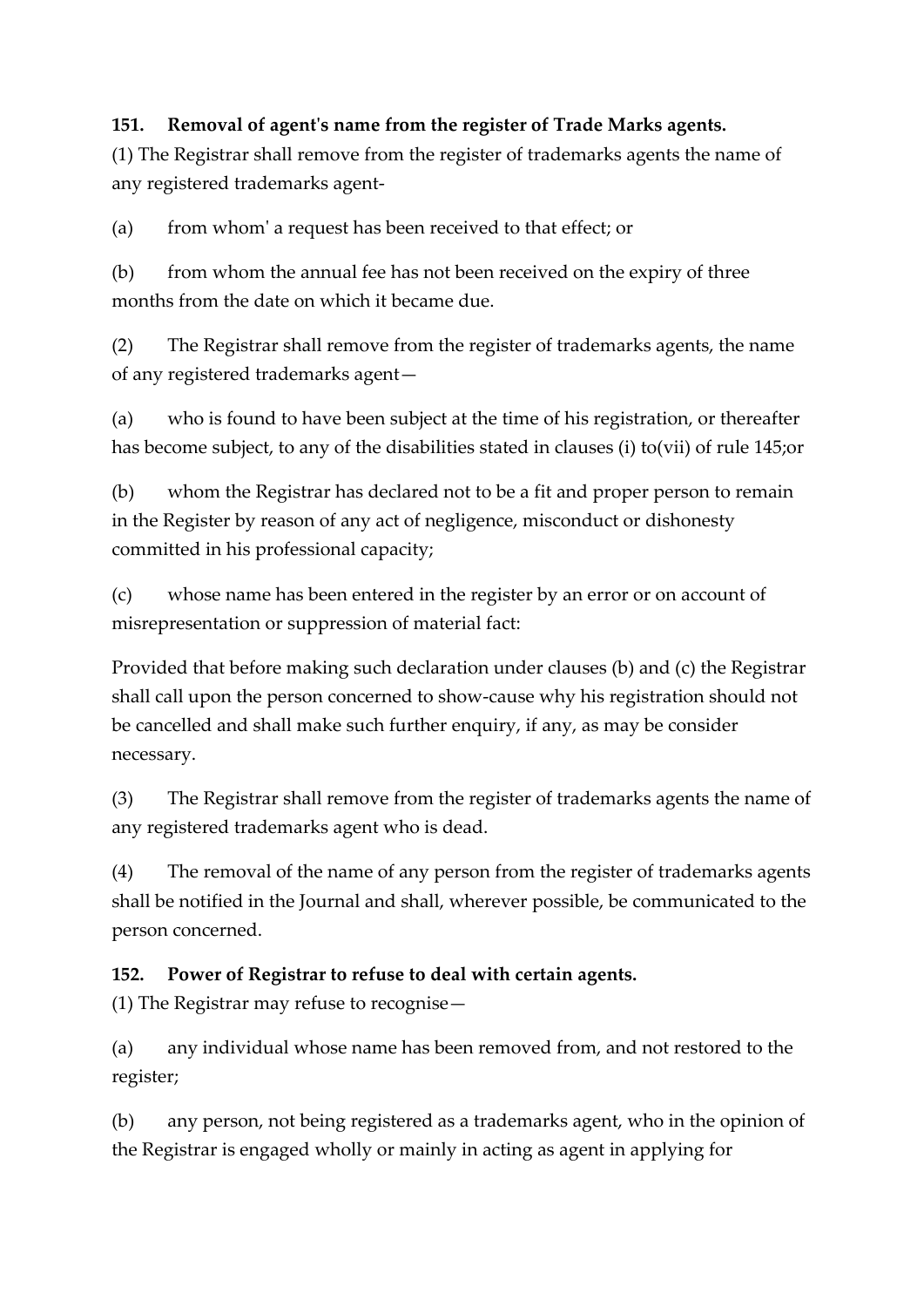**151. Removal of agent's name from the register of Trade Marks agents.**

(1) The Registrar shall remove from the register of trademarks agents the name of any registered trademarks agent-

(a) from whom' a request has been received to that effect; or

(b) from whom the annual fee has not been received on the expiry of three months from the date on which it became due.

(2) The Registrar shall remove from the register of trademarks agents, the name of any registered trademarks agent—

(a) who is found to have been subject at the time of his registration, or thereafter has become subject, to any of the disabilities stated in clauses (i) to(vii) of rule 145;or

(b) whom the Registrar has declared not to be a fit and proper person to remain in the Register by reason of any act of negligence, misconduct or dishonesty committed in his professional capacity;

(c) whose name has been entered in the register by an error or on account of misrepresentation or suppression of material fact:

Provided that before making such declaration under clauses (b) and (c) the Registrar shall call upon the person concerned to show-cause why his registration should not be cancelled and shall make such further enquiry, if any, as may be consider necessary.

(3) The Registrar shall remove from the register of trademarks agents the name of any registered trademarks agent who is dead.

(4) The removal of the name of any person from the register of trademarks agents shall be notified in the Journal and shall, wherever possible, be communicated to the person concerned.

**152. Power of Registrar to refuse to deal with certain agents.**

(1) The Registrar may refuse to recognise—

(a) any individual whose name has been removed from, and not restored to the register;

(b) any person, not being registered as a trademarks agent, who in the opinion of the Registrar is engaged wholly or mainly in acting as agent in applying for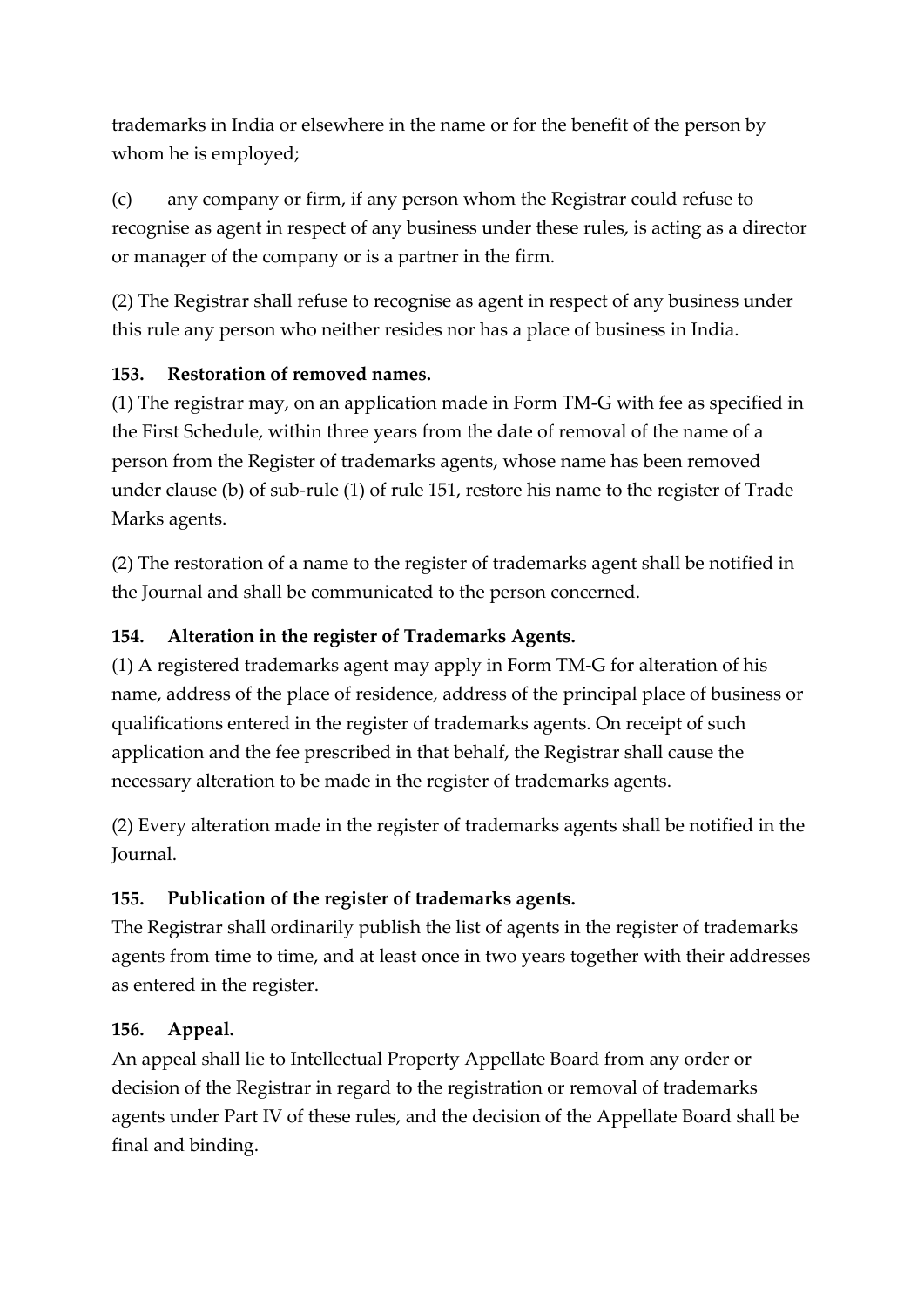trademarks in India or elsewhere in the name or for the benefit of the person by whom he is employed;

(c) any company or firm, if any person whom the Registrar could refuse to recognise as agent in respect of any business under these rules, is acting as a director or manager of the company or is a partner in the firm.

(2) The Registrar shall refuse to recognise as agent in respect of any business under this rule any person who neither resides nor has a place of business in India.

**153. Restoration of removed names.**

(1) The registrar may, on an application made in Form TM-G with fee as specified in the First Schedule, within three years from the date of removal of the name of a person from the Register of trademarks agents, whose name has been removed under clause (b) of sub-rule (1) of rule 151, restore his name to the register of Trade Marks agents.

(2) The restoration of a name to the register of trademarks agent shall be notified in the Journal and shall be communicated to the person concerned.

**154. Alteration in the register of Trademarks Agents.**

(1) A registered trademarks agent may apply in Form TM-G for alteration of his name, address of the place of residence, address of the principal place of business or qualifications entered in the register of trademarks agents. On receipt of such application and the fee prescribed in that behalf, the Registrar shall cause the necessary alteration to be made in the register of trademarks agents.

(2) Every alteration made in the register of trademarks agents shall be notified in the Journal.

**155. Publication of the register of trademarks agents.**

The Registrar shall ordinarily publish the list of agents in the register of trademarks agents from time to time, and at least once in two years together with their addresses as entered in the register.

**156. Appeal.**

An appeal shall lie to Intellectual Property Appellate Board from any order or decision of the Registrar in regard to the registration or removal of trademarks agents under Part IV of these rules, and the decision of the Appellate Board shall be final and binding.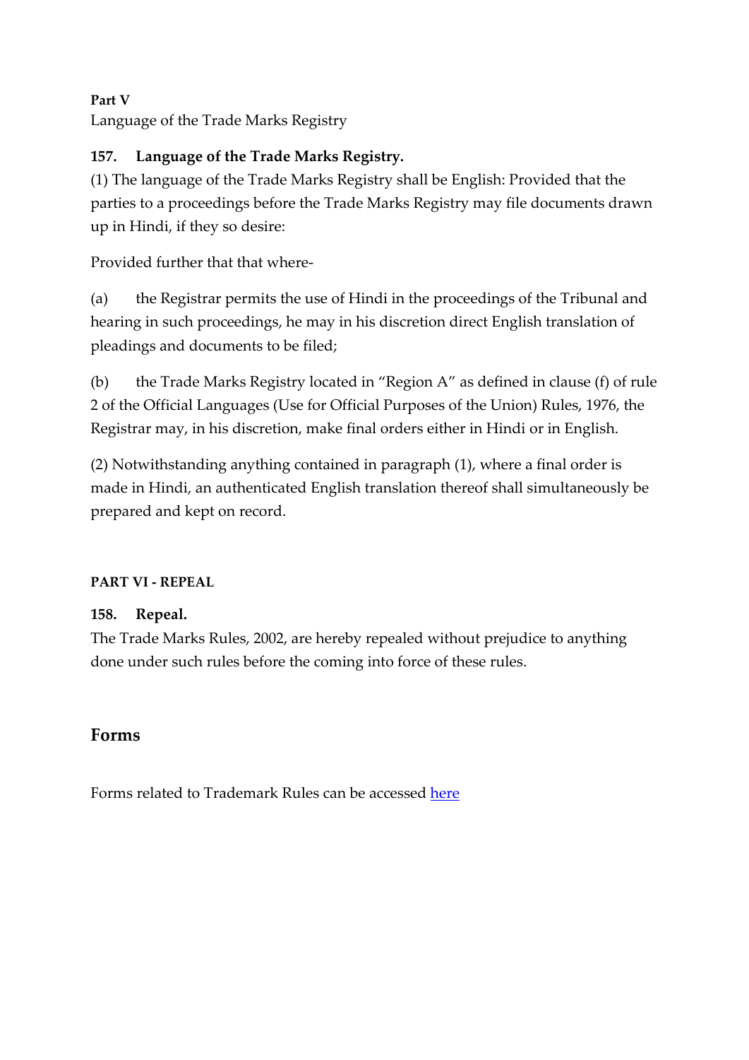**Part V**
Language of the Trade Marks Registry

**157. Language of the Trade Marks Registry.**
(1) The language of the Trade Marks Registry shall be English: Provided that the parties to a proceedings before the Trade Marks Registry may file documents drawn up in Hindi, if they so desire:

Provided further that that where-

(a) the Registrar permits the use of Hindi in the proceedings of the Tribunal and hearing in such proceedings, he may in his discretion direct English translation of pleadings and documents to be filed;

(b) the Trade Marks Registry located in "Region A" as defined in clause (f) of rule 2 of the Official Languages (Use for Official Purposes of the Union) Rules, 1976, the Registrar may, in his discretion, make final orders either in Hindi or in English.

(2) Notwithstanding anything contained in paragraph (1), where a final order is made in Hindi, an authenticated English translation thereof shall simultaneously be prepared and kept on record.

**PART VI - REPEAL**

**158. Repeal.**
The Trade Marks Rules, 2002, are hereby repealed without prejudice to anything done under such rules before the coming into force of these rules.

## Forms

Forms related to Trademark Rules can be accessed here